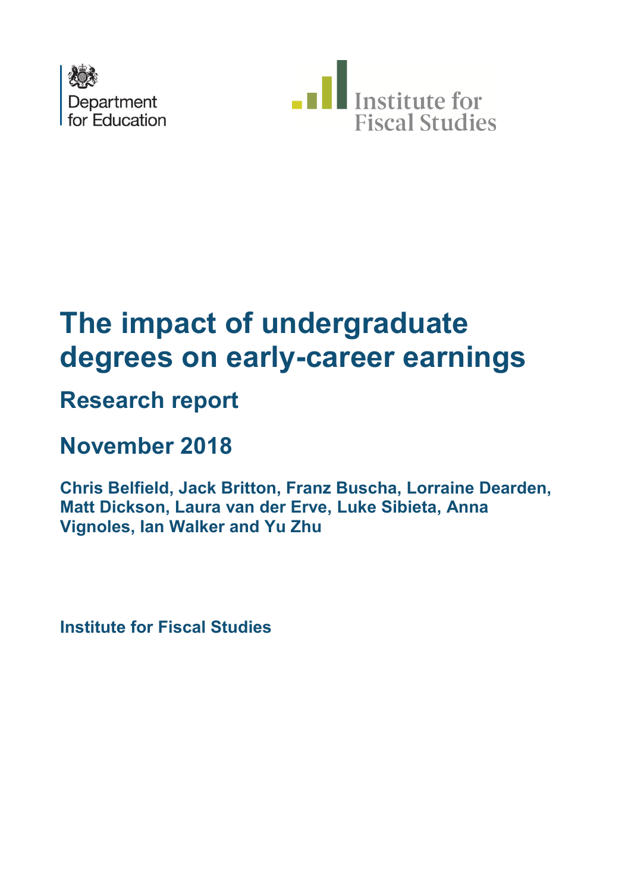Department for Education

Institute for Fiscal Studies

# The impact of undergraduate degrees on early-career earnings

## Research report

## November 2018

**Chris Belfield, Jack Britton, Franz Buscha, Lorraine Dearden, Matt Dickson, Laura van der Erve, Luke Sibieta, Anna Vignoles, Ian Walker and Yu Zhu**

**Institute for Fiscal Studies**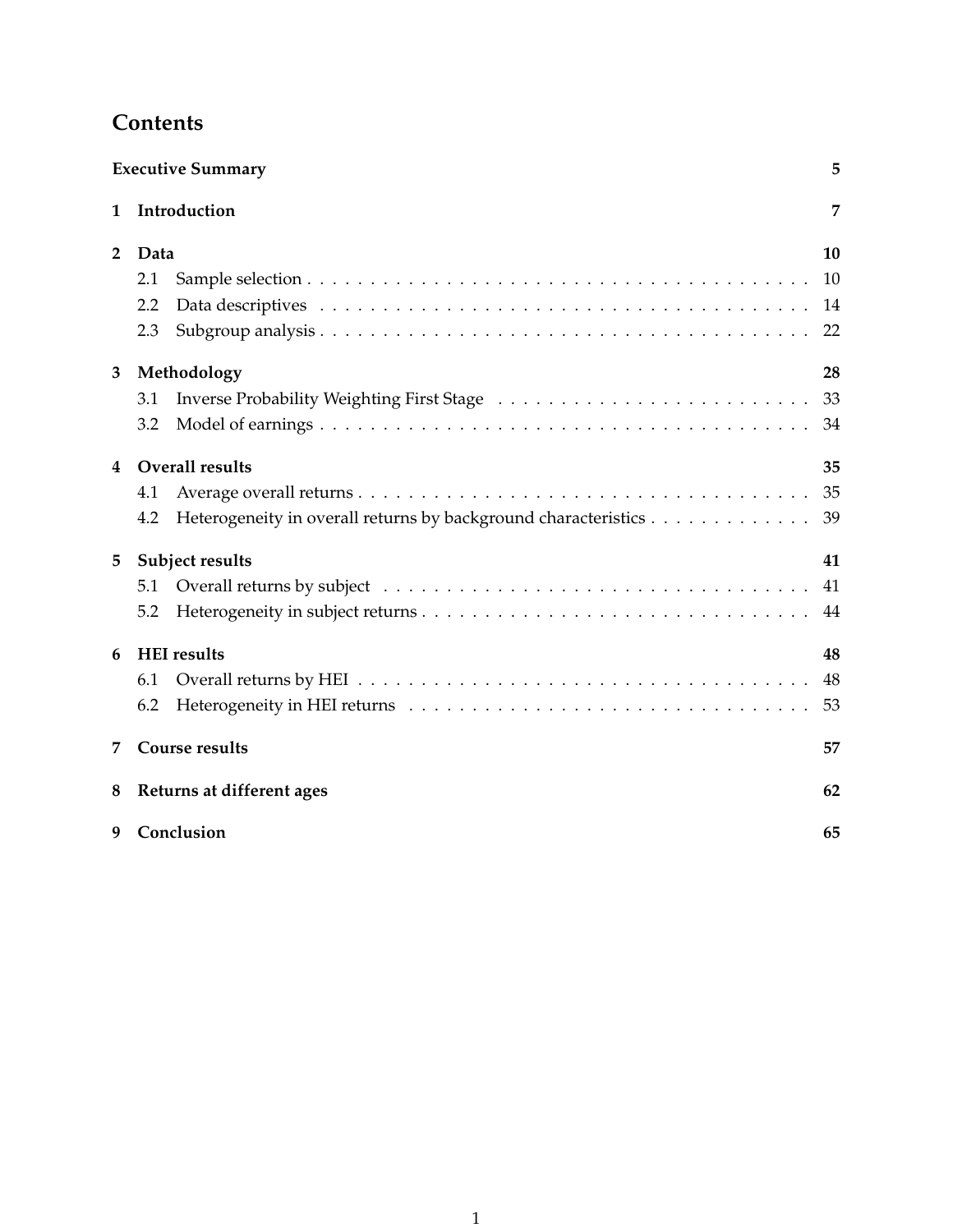# Contents

| | | |
|---|---|---|
| **Executive Summary** | | **5** |
| **1** | **Introduction** | **7** |
| **2** | **Data** | **10** |
| | 2.1 Sample selection | 10 |
| | 2.2 Data descriptives | 14 |
| | 2.3 Subgroup analysis | 22 |
| **3** | **Methodology** | **28** |
| | 3.1 Inverse Probability Weighting First Stage | 33 |
| | 3.2 Model of earnings | 34 |
| **4** | **Overall results** | **35** |
| | 4.1 Average overall returns | 35 |
| | 4.2 Heterogeneity in overall returns by background characteristics | 39 |
| **5** | **Subject results** | **41** |
| | 5.1 Overall returns by subject | 41 |
| | 5.2 Heterogeneity in subject returns | 44 |
| **6** | **HEI results** | **48** |
| | 6.1 Overall returns by HEI | 48 |
| | 6.2 Heterogeneity in HEI returns | 53 |
| **7** | **Course results** | **57** |
| **8** | **Returns at different ages** | **62** |
| **9** | **Conclusion** | **65** |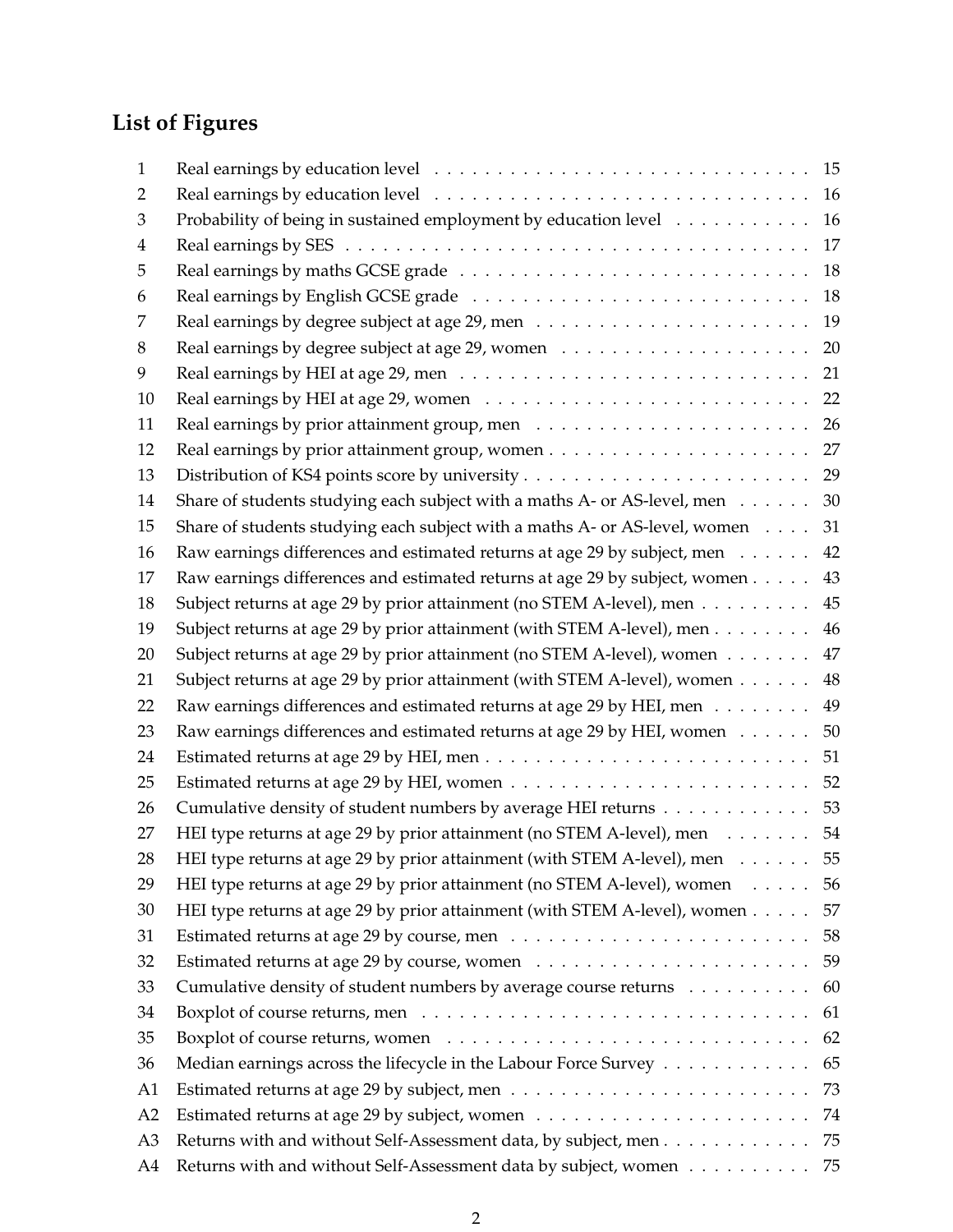## List of Figures

| | | |
|---|---|---|
| 1 | Real earnings by education level | 15 |
| 2 | Real earnings by education level | 16 |
| 3 | Probability of being in sustained employment by education level | 16 |
| 4 | Real earnings by SES | 17 |
| 5 | Real earnings by maths GCSE grade | 18 |
| 6 | Real earnings by English GCSE grade | 18 |
| 7 | Real earnings by degree subject at age 29, men | 19 |
| 8 | Real earnings by degree subject at age 29, women | 20 |
| 9 | Real earnings by HEI at age 29, men | 21 |
| 10 | Real earnings by HEI at age 29, women | 22 |
| 11 | Real earnings by prior attainment group, men | 26 |
| 12 | Real earnings by prior attainment group, women | 27 |
| 13 | Distribution of KS4 points score by university | 29 |
| 14 | Share of students studying each subject with a maths A- or AS-level, men | 30 |
| 15 | Share of students studying each subject with a maths A- or AS-level, women | 31 |
| 16 | Raw earnings differences and estimated returns at age 29 by subject, men | 42 |
| 17 | Raw earnings differences and estimated returns at age 29 by subject, women | 43 |
| 18 | Subject returns at age 29 by prior attainment (no STEM A-level), men | 45 |
| 19 | Subject returns at age 29 by prior attainment (with STEM A-level), men | 46 |
| 20 | Subject returns at age 29 by prior attainment (no STEM A-level), women | 47 |
| 21 | Subject returns at age 29 by prior attainment (with STEM A-level), women | 48 |
| 22 | Raw earnings differences and estimated returns at age 29 by HEI, men | 49 |
| 23 | Raw earnings differences and estimated returns at age 29 by HEI, women | 50 |
| 24 | Estimated returns at age 29 by HEI, men | 51 |
| 25 | Estimated returns at age 29 by HEI, women | 52 |
| 26 | Cumulative density of student numbers by average HEI returns | 53 |
| 27 | HEI type returns at age 29 by prior attainment (no STEM A-level), men | 54 |
| 28 | HEI type returns at age 29 by prior attainment (with STEM A-level), men | 55 |
| 29 | HEI type returns at age 29 by prior attainment (no STEM A-level), women | 56 |
| 30 | HEI type returns at age 29 by prior attainment (with STEM A-level), women | 57 |
| 31 | Estimated returns at age 29 by course, men | 58 |
| 32 | Estimated returns at age 29 by course, women | 59 |
| 33 | Cumulative density of student numbers by average course returns | 60 |
| 34 | Boxplot of course returns, men | 61 |
| 35 | Boxplot of course returns, women | 62 |
| 36 | Median earnings across the lifecycle in the Labour Force Survey | 65 |
| A1 | Estimated returns at age 29 by subject, men | 73 |
| A2 | Estimated returns at age 29 by subject, women | 74 |
| A3 | Returns with and without Self-Assessment data, by subject, men | 75 |
| A4 | Returns with and without Self-Assessment data by subject, women | 75 |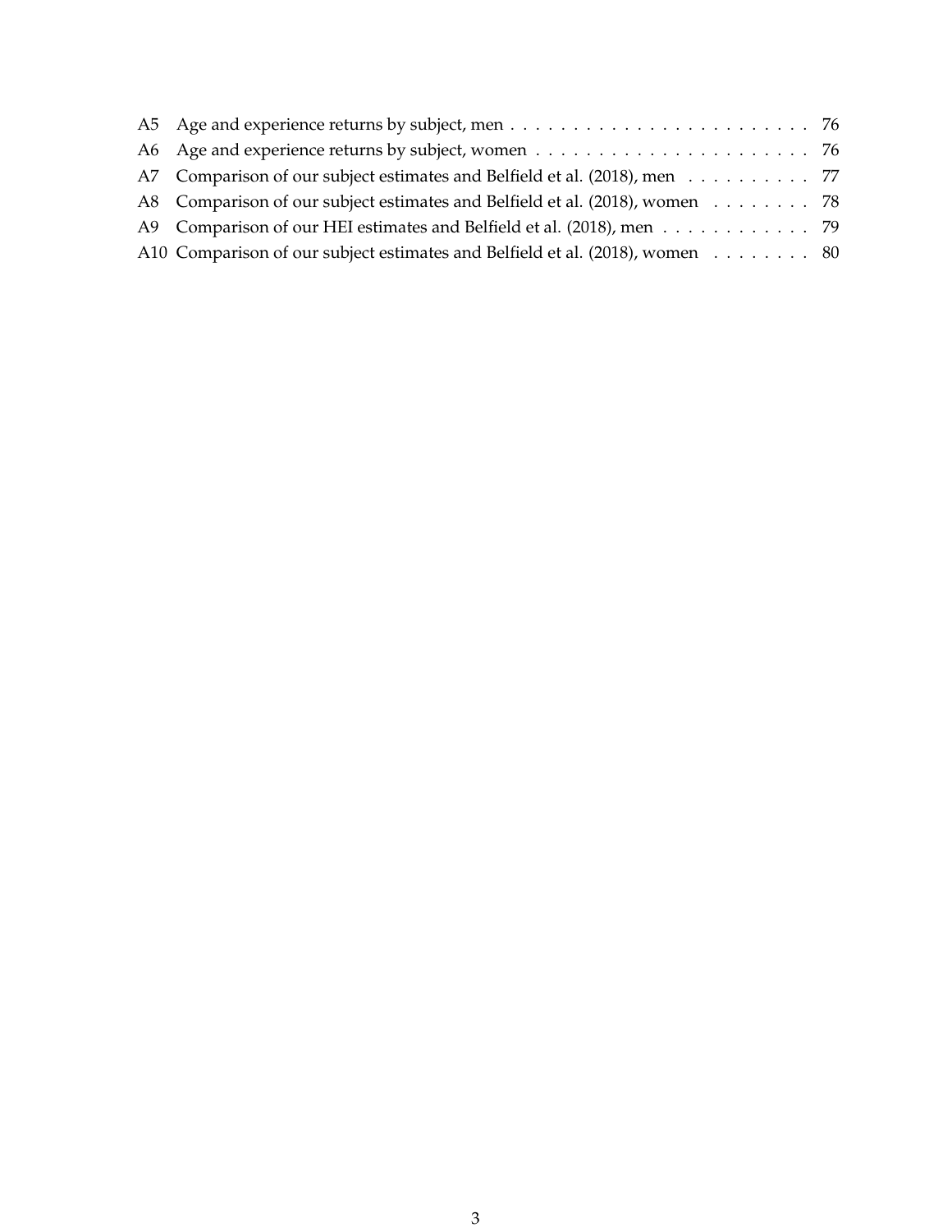A5 Age and experience returns by subject, men . . . . . . . . . . . . . . . . . . . . . . . . 76

A6 Age and experience returns by subject, women . . . . . . . . . . . . . . . . . . . . . . 76

A7 Comparison of our subject estimates and Belfield et al. (2018), men . . . . . . . . . . 77

A8 Comparison of our subject estimates and Belfield et al. (2018), women . . . . . . . . 78

A9 Comparison of our HEI estimates and Belfield et al. (2018), men . . . . . . . . . . . . 79

A10 Comparison of our subject estimates and Belfield et al. (2018), women . . . . . . . . 80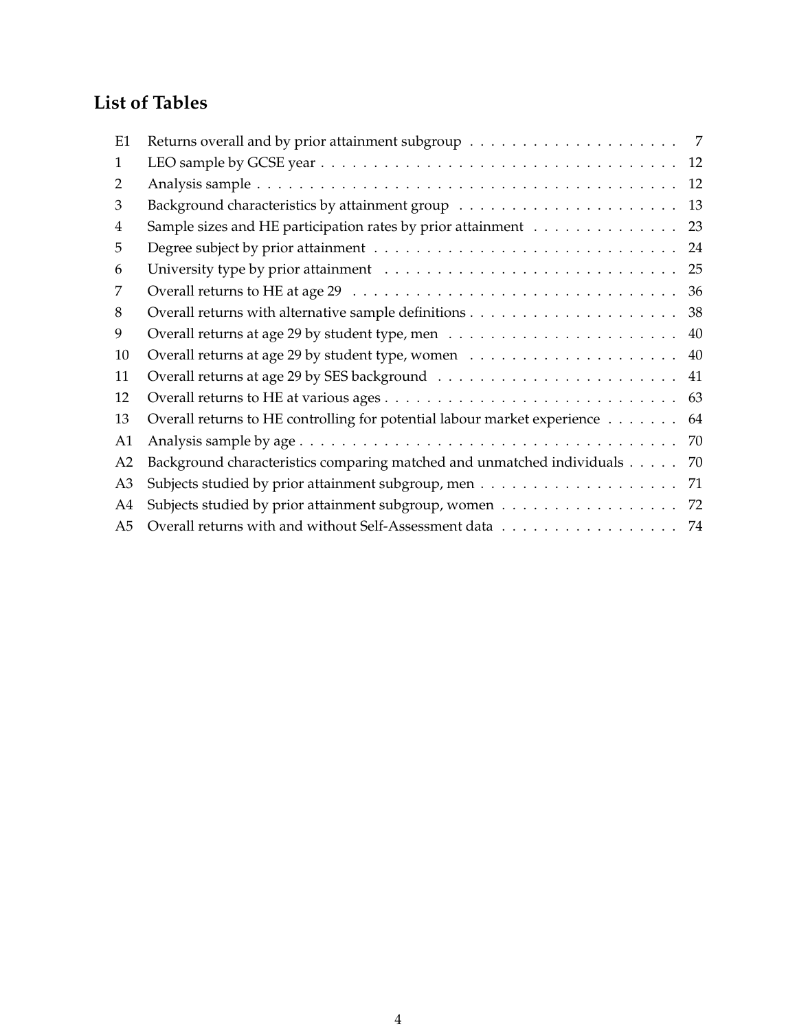## List of Tables

| | | |
|---|---|---|
| E1 | Returns overall and by prior attainment subgroup | 7 |
| 1 | LEO sample by GCSE year | 12 |
| 2 | Analysis sample | 12 |
| 3 | Background characteristics by attainment group | 13 |
| 4 | Sample sizes and HE participation rates by prior attainment | 23 |
| 5 | Degree subject by prior attainment | 24 |
| 6 | University type by prior attainment | 25 |
| 7 | Overall returns to HE at age 29 | 36 |
| 8 | Overall returns with alternative sample definitions | 38 |
| 9 | Overall returns at age 29 by student type, men | 40 |
| 10 | Overall returns at age 29 by student type, women | 40 |
| 11 | Overall returns at age 29 by SES background | 41 |
| 12 | Overall returns to HE at various ages | 63 |
| 13 | Overall returns to HE controlling for potential labour market experience | 64 |
| A1 | Analysis sample by age | 70 |
| A2 | Background characteristics comparing matched and unmatched individuals | 70 |
| A3 | Subjects studied by prior attainment subgroup, men | 71 |
| A4 | Subjects studied by prior attainment subgroup, women | 72 |
| A5 | Overall returns with and without Self-Assessment data | 74 |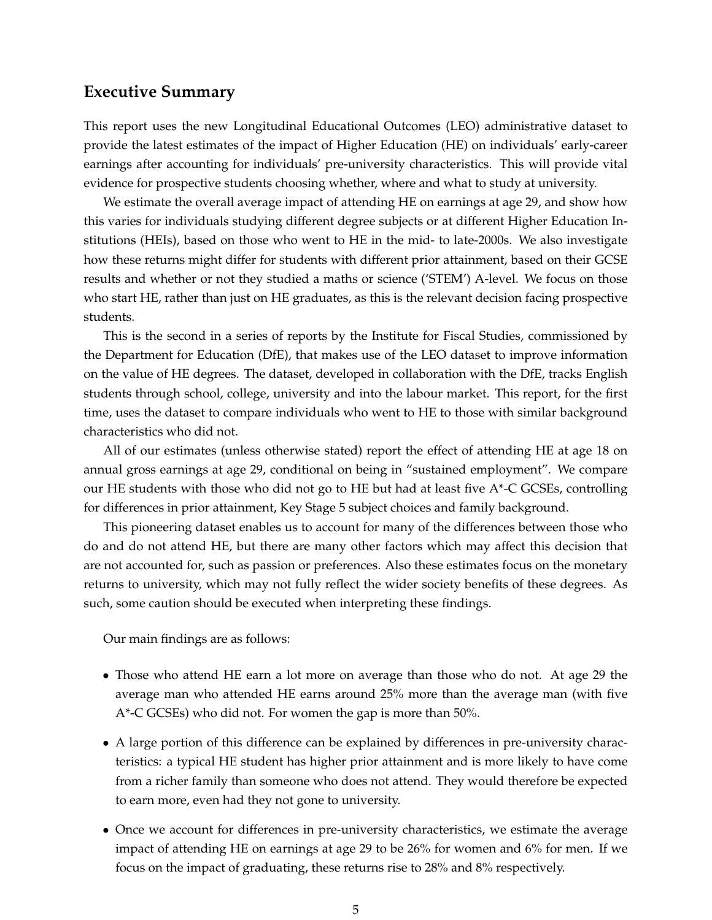## Executive Summary

This report uses the new Longitudinal Educational Outcomes (LEO) administrative dataset to provide the latest estimates of the impact of Higher Education (HE) on individuals' early-career earnings after accounting for individuals' pre-university characteristics. This will provide vital evidence for prospective students choosing whether, where and what to study at university.

We estimate the overall average impact of attending HE on earnings at age 29, and show how this varies for individuals studying different degree subjects or at different Higher Education Institutions (HEIs), based on those who went to HE in the mid- to late-2000s. We also investigate how these returns might differ for students with different prior attainment, based on their GCSE results and whether or not they studied a maths or science ('STEM') A-level. We focus on those who start HE, rather than just on HE graduates, as this is the relevant decision facing prospective students.

This is the second in a series of reports by the Institute for Fiscal Studies, commissioned by the Department for Education (DfE), that makes use of the LEO dataset to improve information on the value of HE degrees. The dataset, developed in collaboration with the DfE, tracks English students through school, college, university and into the labour market. This report, for the first time, uses the dataset to compare individuals who went to HE to those with similar background characteristics who did not.

All of our estimates (unless otherwise stated) report the effect of attending HE at age 18 on annual gross earnings at age 29, conditional on being in "sustained employment". We compare our HE students with those who did not go to HE but had at least five A*-C GCSEs, controlling for differences in prior attainment, Key Stage 5 subject choices and family background.

This pioneering dataset enables us to account for many of the differences between those who do and do not attend HE, but there are many other factors which may affect this decision that are not accounted for, such as passion or preferences. Also these estimates focus on the monetary returns to university, which may not fully reflect the wider society benefits of these degrees. As such, some caution should be executed when interpreting these findings.

Our main findings are as follows:

- Those who attend HE earn a lot more on average than those who do not. At age 29 the average man who attended HE earns around 25% more than the average man (with five A*-C GCSEs) who did not. For women the gap is more than 50%.
- A large portion of this difference can be explained by differences in pre-university characteristics: a typical HE student has higher prior attainment and is more likely to have come from a richer family than someone who does not attend. They would therefore be expected to earn more, even had they not gone to university.
- Once we account for differences in pre-university characteristics, we estimate the average impact of attending HE on earnings at age 29 to be 26% for women and 6% for men. If we focus on the impact of graduating, these returns rise to 28% and 8% respectively.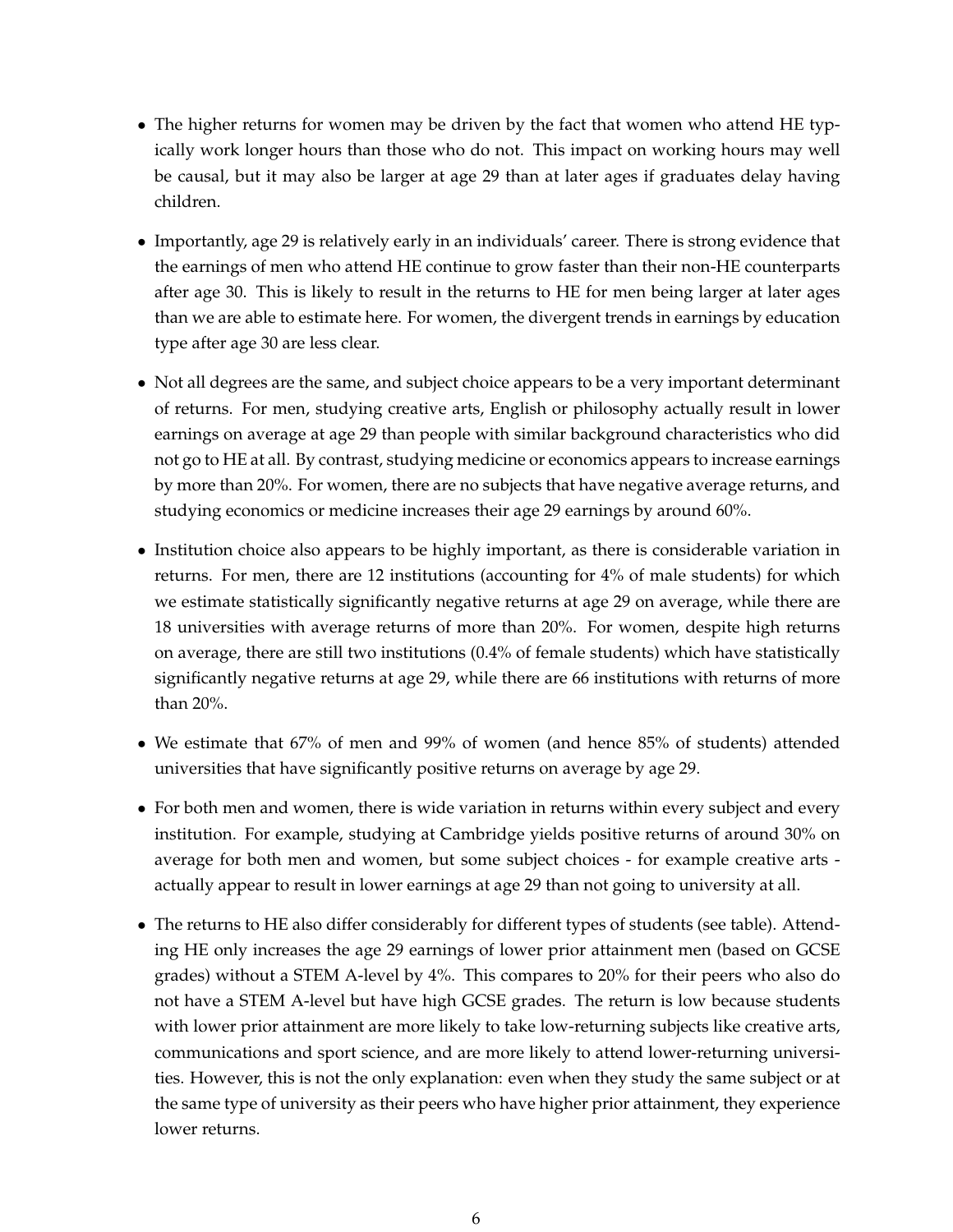- The higher returns for women may be driven by the fact that women who attend HE typically work longer hours than those who do not. This impact on working hours may well be causal, but it may also be larger at age 29 than at later ages if graduates delay having children.

- Importantly, age 29 is relatively early in an individuals' career. There is strong evidence that the earnings of men who attend HE continue to grow faster than their non-HE counterparts after age 30. This is likely to result in the returns to HE for men being larger at later ages than we are able to estimate here. For women, the divergent trends in earnings by education type after age 30 are less clear.

- Not all degrees are the same, and subject choice appears to be a very important determinant of returns. For men, studying creative arts, English or philosophy actually result in lower earnings on average at age 29 than people with similar background characteristics who did not go to HE at all. By contrast, studying medicine or economics appears to increase earnings by more than 20%. For women, there are no subjects that have negative average returns, and studying economics or medicine increases their age 29 earnings by around 60%.

- Institution choice also appears to be highly important, as there is considerable variation in returns. For men, there are 12 institutions (accounting for 4% of male students) for which we estimate statistically significantly negative returns at age 29 on average, while there are 18 universities with average returns of more than 20%. For women, despite high returns on average, there are still two institutions (0.4% of female students) which have statistically significantly negative returns at age 29, while there are 66 institutions with returns of more than 20%.

- We estimate that 67% of men and 99% of women (and hence 85% of students) attended universities that have significantly positive returns on average by age 29.

- For both men and women, there is wide variation in returns within every subject and every institution. For example, studying at Cambridge yields positive returns of around 30% on average for both men and women, but some subject choices - for example creative arts - actually appear to result in lower earnings at age 29 than not going to university at all.

- The returns to HE also differ considerably for different types of students (see table). Attending HE only increases the age 29 earnings of lower prior attainment men (based on GCSE grades) without a STEM A-level by 4%. This compares to 20% for their peers who also do not have a STEM A-level but have high GCSE grades. The return is low because students with lower prior attainment are more likely to take low-returning subjects like creative arts, communications and sport science, and are more likely to attend lower-returning universities. However, this is not the only explanation: even when they study the same subject or at the same type of university as their peers who have higher prior attainment, they experience lower returns.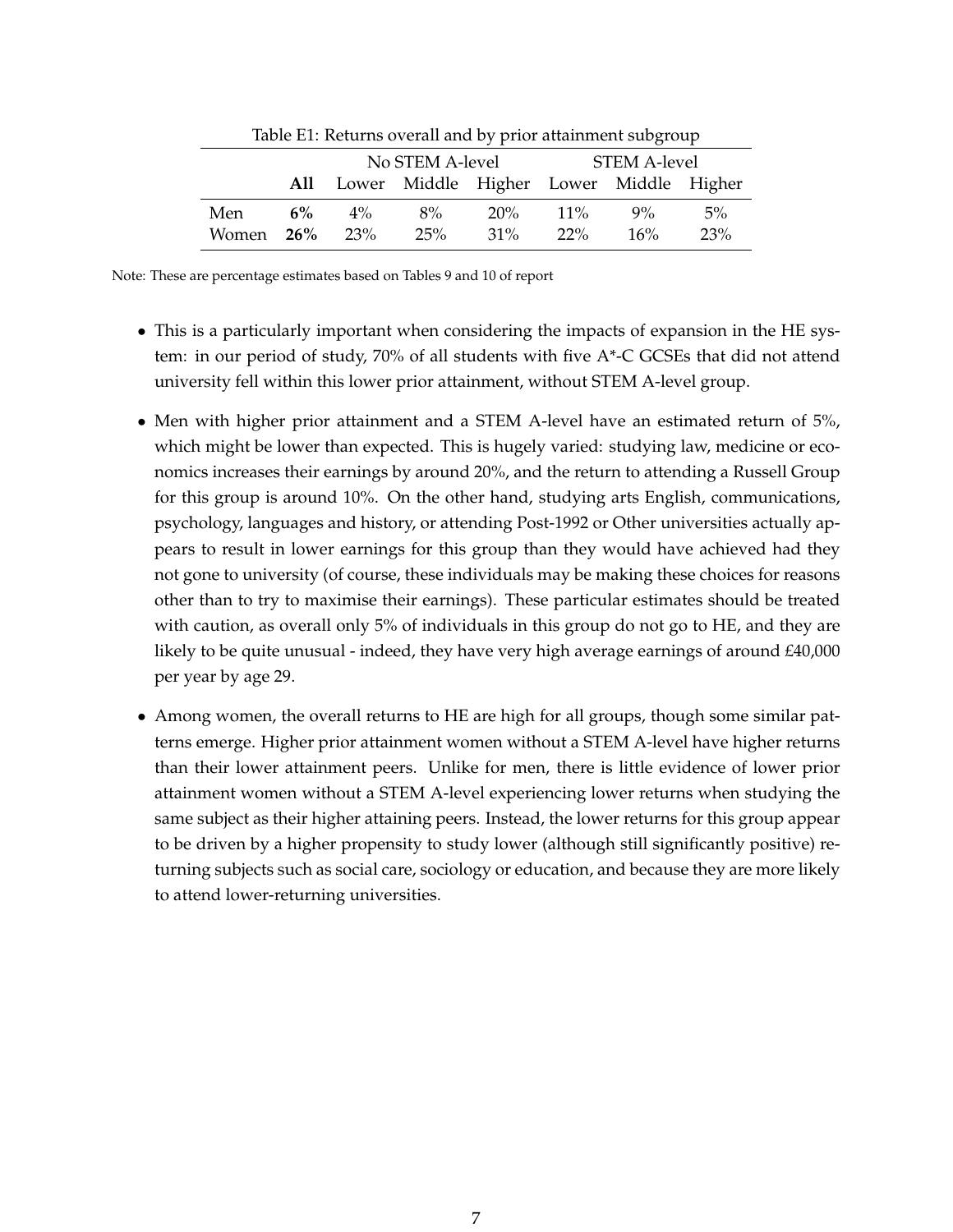Table E1: Returns overall and by prior attainment subgroup

| | | No STEM A-level | | | STEM A-level | | |
|---|---|---|---|---|---|---|---|
| | **All** | Lower | Middle | Higher | Lower | Middle | Higher |
| Men | **6%** | 4% | 8% | 20% | 11% | 9% | 5% |
| Women | **26%** | 23% | 25% | 31% | 22% | 16% | 23% |

Note: These are percentage estimates based on Tables 9 and 10 of report

- This is a particularly important when considering the impacts of expansion in the HE system: in our period of study, 70% of all students with five A*-C GCSEs that did not attend university fell within this lower prior attainment, without STEM A-level group.
- Men with higher prior attainment and a STEM A-level have an estimated return of 5%, which might be lower than expected. This is hugely varied: studying law, medicine or economics increases their earnings by around 20%, and the return to attending a Russell Group for this group is around 10%. On the other hand, studying arts English, communications, psychology, languages and history, or attending Post-1992 or Other universities actually appears to result in lower earnings for this group than they would have achieved had they not gone to university (of course, these individuals may be making these choices for reasons other than to try to maximise their earnings). These particular estimates should be treated with caution, as overall only 5% of individuals in this group do not go to HE, and they are likely to be quite unusual - indeed, they have very high average earnings of around £40,000 per year by age 29.
- Among women, the overall returns to HE are high for all groups, though some similar patterns emerge. Higher prior attainment women without a STEM A-level have higher returns than their lower attainment peers. Unlike for men, there is little evidence of lower prior attainment women without a STEM A-level experiencing lower returns when studying the same subject as their higher attaining peers. Instead, the lower returns for this group appear to be driven by a higher propensity to study lower (although still significantly positive) returning subjects such as social care, sociology or education, and because they are more likely to attend lower-returning universities.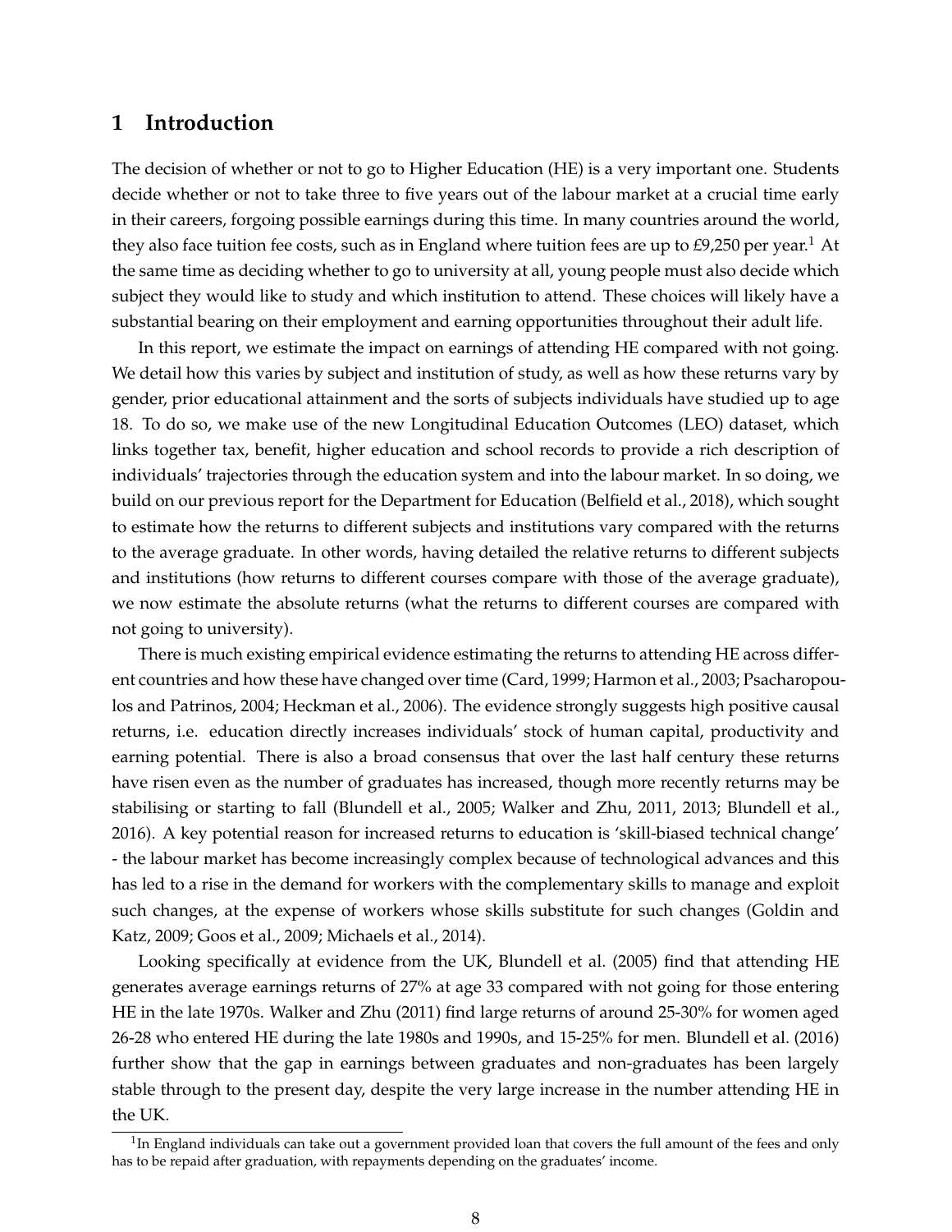# 1 Introduction

The decision of whether or not to go to Higher Education (HE) is a very important one. Students decide whether or not to take three to five years out of the labour market at a crucial time early in their careers, forgoing possible earnings during this time. In many countries around the world, they also face tuition fee costs, such as in England where tuition fees are up to £9,250 per year.[1] At the same time as deciding whether to go to university at all, young people must also decide which subject they would like to study and which institution to attend. These choices will likely have a substantial bearing on their employment and earning opportunities throughout their adult life.

In this report, we estimate the impact on earnings of attending HE compared with not going. We detail how this varies by subject and institution of study, as well as how these returns vary by gender, prior educational attainment and the sorts of subjects individuals have studied up to age 18. To do so, we make use of the new Longitudinal Education Outcomes (LEO) dataset, which links together tax, benefit, higher education and school records to provide a rich description of individuals' trajectories through the education system and into the labour market. In so doing, we build on our previous report for the Department for Education (Belfield et al., 2018), which sought to estimate how the returns to different subjects and institutions vary compared with the returns to the average graduate. In other words, having detailed the relative returns to different subjects and institutions (how returns to different courses compare with those of the average graduate), we now estimate the absolute returns (what the returns to different courses are compared with not going to university).

There is much existing empirical evidence estimating the returns to attending HE across different countries and how these have changed over time (Card, 1999; Harmon et al., 2003; Psacharopoulos and Patrinos, 2004; Heckman et al., 2006). The evidence strongly suggests high positive causal returns, i.e. education directly increases individuals' stock of human capital, productivity and earning potential. There is also a broad consensus that over the last half century these returns have risen even as the number of graduates has increased, though more recently returns may be stabilising or starting to fall (Blundell et al., 2005; Walker and Zhu, 2011, 2013; Blundell et al., 2016). A key potential reason for increased returns to education is 'skill-biased technical change' - the labour market has become increasingly complex because of technological advances and this has led to a rise in the demand for workers with the complementary skills to manage and exploit such changes, at the expense of workers whose skills substitute for such changes (Goldin and Katz, 2009; Goos et al., 2009; Michaels et al., 2014).

Looking specifically at evidence from the UK, Blundell et al. (2005) find that attending HE generates average earnings returns of 27% at age 33 compared with not going for those entering HE in the late 1970s. Walker and Zhu (2011) find large returns of around 25-30% for women aged 26-28 who entered HE during the late 1980s and 1990s, and 15-25% for men. Blundell et al. (2016) further show that the gap in earnings between graduates and non-graduates has been largely stable through to the present day, despite the very large increase in the number attending HE in the UK.

[1] In England individuals can take out a government provided loan that covers the full amount of the fees and only has to be repaid after graduation, with repayments depending on the graduates' income.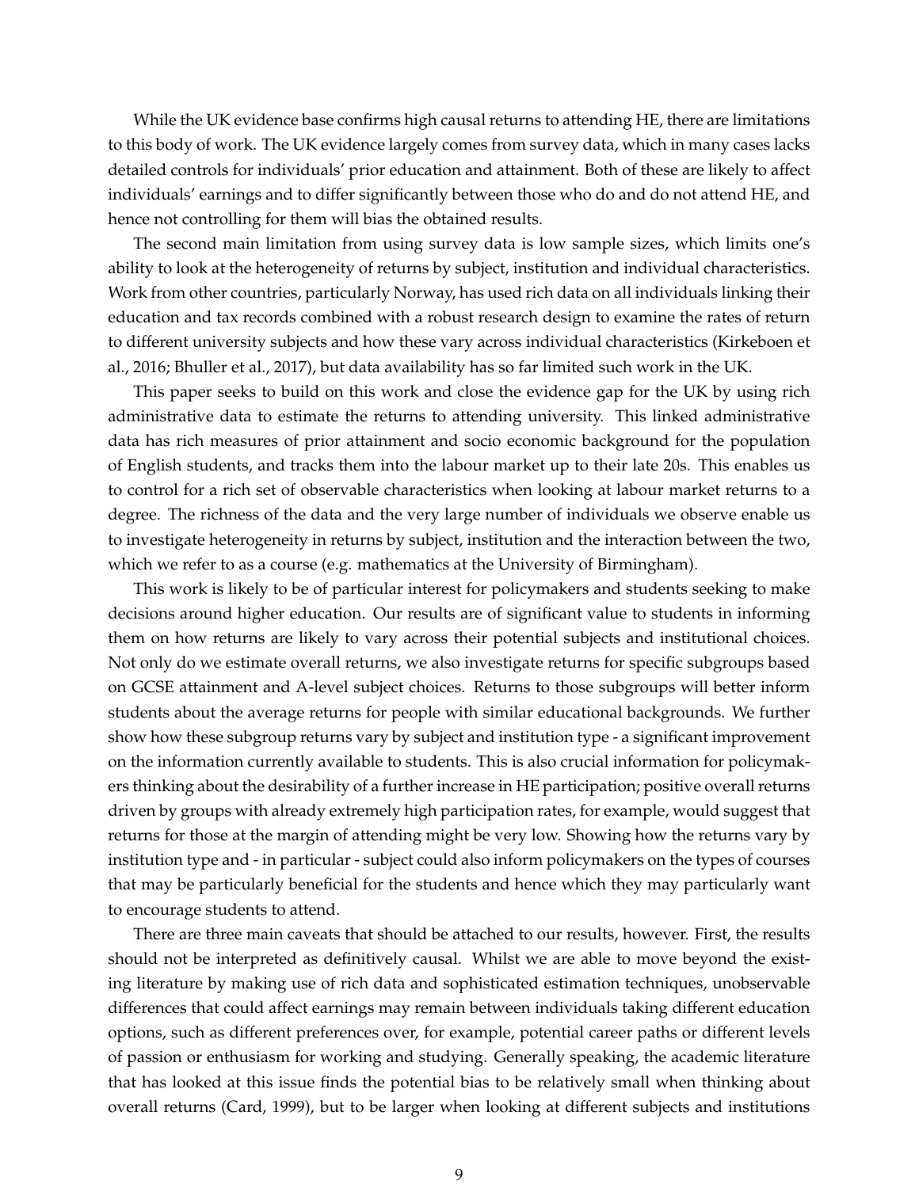While the UK evidence base confirms high causal returns to attending HE, there are limitations to this body of work. The UK evidence largely comes from survey data, which in many cases lacks detailed controls for individuals' prior education and attainment. Both of these are likely to affect individuals' earnings and to differ significantly between those who do and do not attend HE, and hence not controlling for them will bias the obtained results.

The second main limitation from using survey data is low sample sizes, which limits one's ability to look at the heterogeneity of returns by subject, institution and individual characteristics. Work from other countries, particularly Norway, has used rich data on all individuals linking their education and tax records combined with a robust research design to examine the rates of return to different university subjects and how these vary across individual characteristics (Kirkeboen et al., 2016; Bhuller et al., 2017), but data availability has so far limited such work in the UK.

This paper seeks to build on this work and close the evidence gap for the UK by using rich administrative data to estimate the returns to attending university. This linked administrative data has rich measures of prior attainment and socio economic background for the population of English students, and tracks them into the labour market up to their late 20s. This enables us to control for a rich set of observable characteristics when looking at labour market returns to a degree. The richness of the data and the very large number of individuals we observe enable us to investigate heterogeneity in returns by subject, institution and the interaction between the two, which we refer to as a course (e.g. mathematics at the University of Birmingham).

This work is likely to be of particular interest for policymakers and students seeking to make decisions around higher education. Our results are of significant value to students in informing them on how returns are likely to vary across their potential subjects and institutional choices. Not only do we estimate overall returns, we also investigate returns for specific subgroups based on GCSE attainment and A-level subject choices. Returns to those subgroups will better inform students about the average returns for people with similar educational backgrounds. We further show how these subgroup returns vary by subject and institution type - a significant improvement on the information currently available to students. This is also crucial information for policymakers thinking about the desirability of a further increase in HE participation; positive overall returns driven by groups with already extremely high participation rates, for example, would suggest that returns for those at the margin of attending might be very low. Showing how the returns vary by institution type and - in particular - subject could also inform policymakers on the types of courses that may be particularly beneficial for the students and hence which they may particularly want to encourage students to attend.

There are three main caveats that should be attached to our results, however. First, the results should not be interpreted as definitively causal. Whilst we are able to move beyond the existing literature by making use of rich data and sophisticated estimation techniques, unobservable differences that could affect earnings may remain between individuals taking different education options, such as different preferences over, for example, potential career paths or different levels of passion or enthusiasm for working and studying. Generally speaking, the academic literature that has looked at this issue finds the potential bias to be relatively small when thinking about overall returns (Card, 1999), but to be larger when looking at different subjects and institutions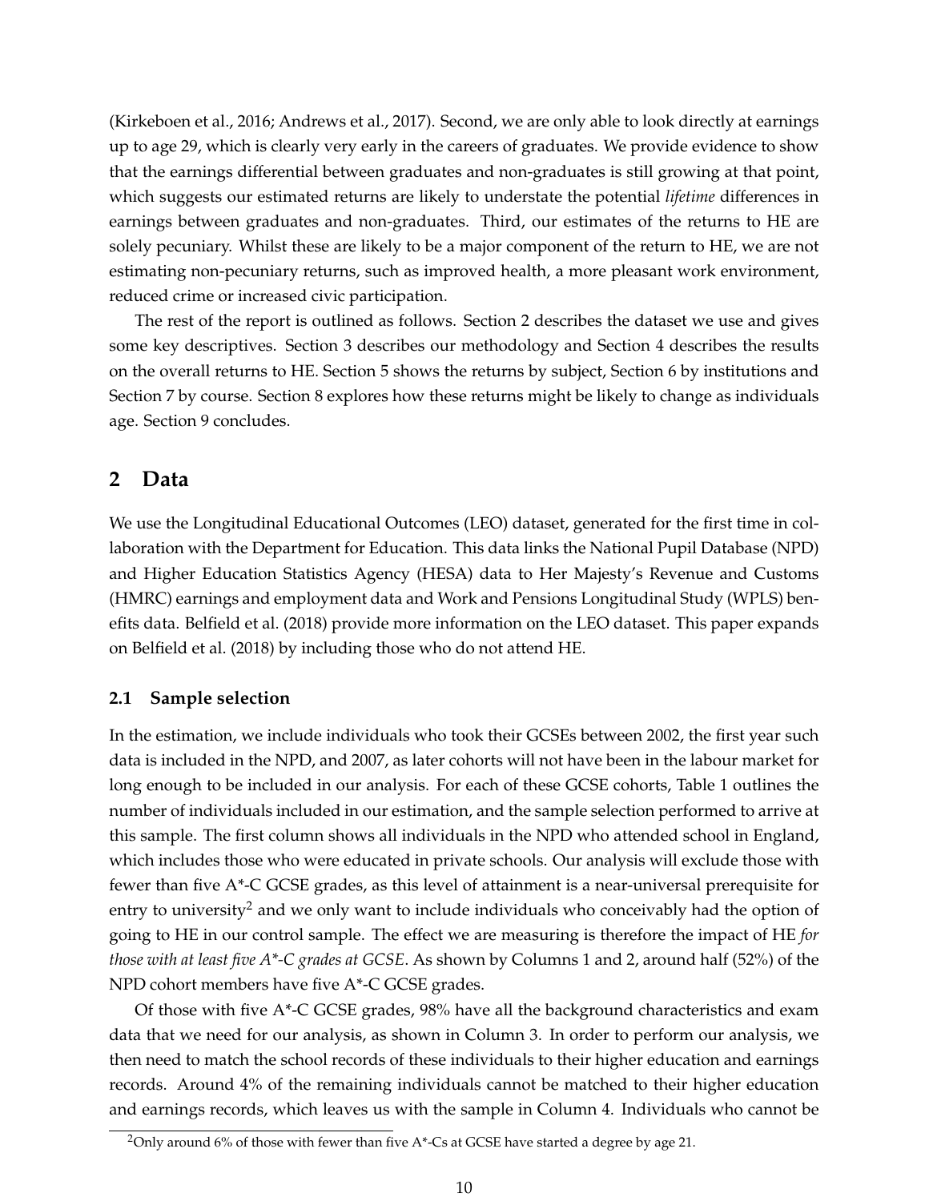(Kirkeboen et al., 2016; Andrews et al., 2017). Second, we are only able to look directly at earnings up to age 29, which is clearly very early in the careers of graduates. We provide evidence to show that the earnings differential between graduates and non-graduates is still growing at that point, which suggests our estimated returns are likely to understate the potential *lifetime* differences in earnings between graduates and non-graduates. Third, our estimates of the returns to HE are solely pecuniary. Whilst these are likely to be a major component of the return to HE, we are not estimating non-pecuniary returns, such as improved health, a more pleasant work environment, reduced crime or increased civic participation.

The rest of the report is outlined as follows. Section 2 describes the dataset we use and gives some key descriptives. Section 3 describes our methodology and Section 4 describes the results on the overall returns to HE. Section 5 shows the returns by subject, Section 6 by institutions and Section 7 by course. Section 8 explores how these returns might be likely to change as individuals age. Section 9 concludes.

## 2 Data

We use the Longitudinal Educational Outcomes (LEO) dataset, generated for the first time in collaboration with the Department for Education. This data links the National Pupil Database (NPD) and Higher Education Statistics Agency (HESA) data to Her Majesty's Revenue and Customs (HMRC) earnings and employment data and Work and Pensions Longitudinal Study (WPLS) benefits data. Belfield et al. (2018) provide more information on the LEO dataset. This paper expands on Belfield et al. (2018) by including those who do not attend HE.

### 2.1 Sample selection

In the estimation, we include individuals who took their GCSEs between 2002, the first year such data is included in the NPD, and 2007, as later cohorts will not have been in the labour market for long enough to be included in our analysis. For each of these GCSE cohorts, Table 1 outlines the number of individuals included in our estimation, and the sample selection performed to arrive at this sample. The first column shows all individuals in the NPD who attended school in England, which includes those who were educated in private schools. Our analysis will exclude those with fewer than five A*-C GCSE grades, as this level of attainment is a near-universal prerequisite for entry to university[2] and we only want to include individuals who conceivably had the option of going to HE in our control sample. The effect we are measuring is therefore the impact of HE *for those with at least five A*-C grades at GCSE*. As shown by Columns 1 and 2, around half (52%) of the NPD cohort members have five A*-C GCSE grades.

Of those with five A*-C GCSE grades, 98% have all the background characteristics and exam data that we need for our analysis, as shown in Column 3. In order to perform our analysis, we then need to match the school records of these individuals to their higher education and earnings records. Around 4% of the remaining individuals cannot be matched to their higher education and earnings records, which leaves us with the sample in Column 4. Individuals who cannot be

[2] Only around 6% of those with fewer than five A*-Cs at GCSE have started a degree by age 21.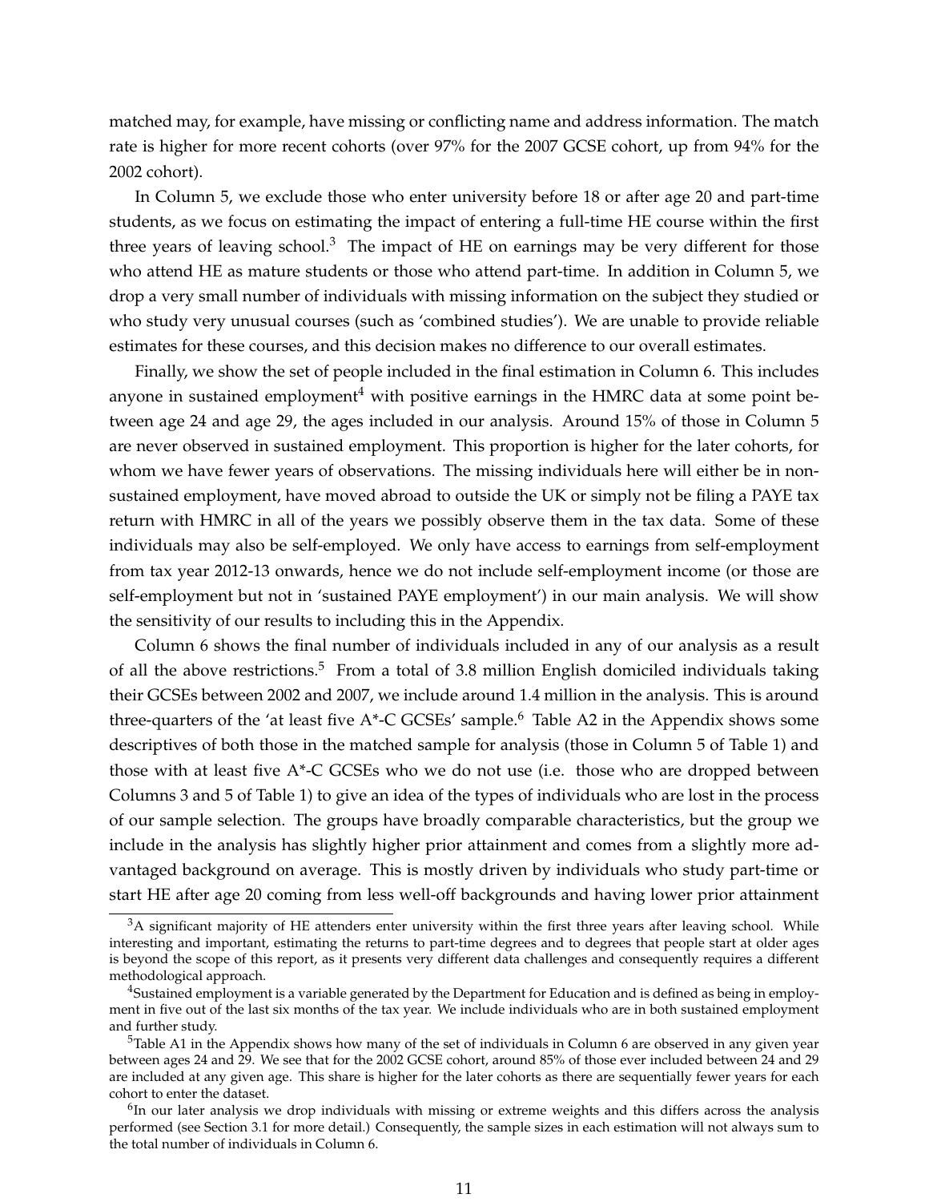matched may, for example, have missing or conflicting name and address information. The match rate is higher for more recent cohorts (over 97% for the 2007 GCSE cohort, up from 94% for the 2002 cohort).

In Column 5, we exclude those who enter university before 18 or after age 20 and part-time students, as we focus on estimating the impact of entering a full-time HE course within the first three years of leaving school.[3] The impact of HE on earnings may be very different for those who attend HE as mature students or those who attend part-time. In addition in Column 5, we drop a very small number of individuals with missing information on the subject they studied or who study very unusual courses (such as 'combined studies'). We are unable to provide reliable estimates for these courses, and this decision makes no difference to our overall estimates.

Finally, we show the set of people included in the final estimation in Column 6. This includes anyone in sustained employment[4] with positive earnings in the HMRC data at some point between age 24 and age 29, the ages included in our analysis. Around 15% of those in Column 5 are never observed in sustained employment. This proportion is higher for the later cohorts, for whom we have fewer years of observations. The missing individuals here will either be in non-sustained employment, have moved abroad to outside the UK or simply not be filing a PAYE tax return with HMRC in all of the years we possibly observe them in the tax data. Some of these individuals may also be self-employed. We only have access to earnings from self-employment from tax year 2012-13 onwards, hence we do not include self-employment income (or those are self-employment but not in 'sustained PAYE employment') in our main analysis. We will show the sensitivity of our results to including this in the Appendix.

Column 6 shows the final number of individuals included in any of our analysis as a result of all the above restrictions.[5] From a total of 3.8 million English domiciled individuals taking their GCSEs between 2002 and 2007, we include around 1.4 million in the analysis. This is around three-quarters of the 'at least five A*-C GCSEs' sample.[6] Table A2 in the Appendix shows some descriptives of both those in the matched sample for analysis (those in Column 5 of Table 1) and those with at least five A*-C GCSEs who we do not use (i.e. those who are dropped between Columns 3 and 5 of Table 1) to give an idea of the types of individuals who are lost in the process of our sample selection. The groups have broadly comparable characteristics, but the group we include in the analysis has slightly higher prior attainment and comes from a slightly more advantaged background on average. This is mostly driven by individuals who study part-time or start HE after age 20 coming from less well-off backgrounds and having lower prior attainment

[3]A significant majority of HE attenders enter university within the first three years after leaving school. While interesting and important, estimating the returns to part-time degrees and to degrees that people start at older ages is beyond the scope of this report, as it presents very different data challenges and consequently requires a different methodological approach.

[4]Sustained employment is a variable generated by the Department for Education and is defined as being in employment in five out of the last six months of the tax year. We include individuals who are in both sustained employment and further study.

[5]Table A1 in the Appendix shows how many of the set of individuals in Column 6 are observed in any given year between ages 24 and 29. We see that for the 2002 GCSE cohort, around 85% of those ever included between 24 and 29 are included at any given age. This share is higher for the later cohorts as there are sequentially fewer years for each cohort to enter the dataset.

[6]In our later analysis we drop individuals with missing or extreme weights and this differs across the analysis performed (see Section 3.1 for more detail.) Consequently, the sample sizes in each estimation will not always sum to the total number of individuals in Column 6.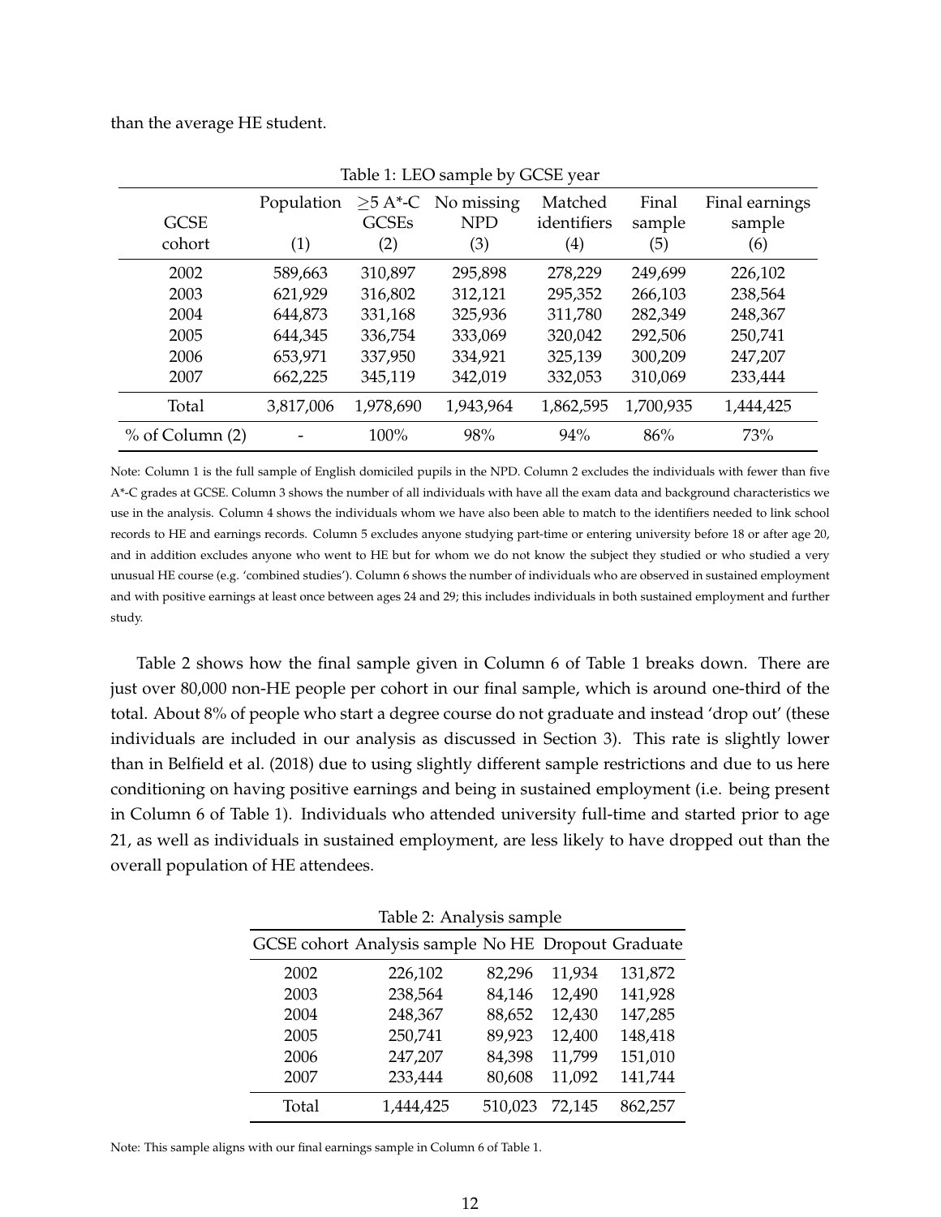than the average HE student.

Table 1: LEO sample by GCSE year

| GCSE cohort | Population (1) | ≥5 A*-C GCSEs (2) | No missing NPD (3) | Matched identifiers (4) | Final sample (5) | Final earnings sample (6) |
|---|---|---|---|---|---|---|
| 2002 | 589,663 | 310,897 | 295,898 | 278,229 | 249,699 | 226,102 |
| 2003 | 621,929 | 316,802 | 312,121 | 295,352 | 266,103 | 238,564 |
| 2004 | 644,873 | 331,168 | 325,936 | 311,780 | 282,349 | 248,367 |
| 2005 | 644,345 | 336,754 | 333,069 | 320,042 | 292,506 | 250,741 |
| 2006 | 653,971 | 337,950 | 334,921 | 325,139 | 300,209 | 247,207 |
| 2007 | 662,225 | 345,119 | 342,019 | 332,053 | 310,069 | 233,444 |
| Total | 3,817,006 | 1,978,690 | 1,943,964 | 1,862,595 | 1,700,935 | 1,444,425 |
| % of Column (2) | - | 100% | 98% | 94% | 86% | 73% |

Note: Column 1 is the full sample of English domiciled pupils in the NPD. Column 2 excludes the individuals with fewer than five A*-C grades at GCSE. Column 3 shows the number of all individuals with have all the exam data and background characteristics we use in the analysis. Column 4 shows the individuals whom we have also been able to match to the identifiers needed to link school records to HE and earnings records. Column 5 excludes anyone studying part-time or entering university before 18 or after age 20, and in addition excludes anyone who went to HE but for whom we do not know the subject they studied or who studied a very unusual HE course (e.g. 'combined studies'). Column 6 shows the number of individuals who are observed in sustained employment and with positive earnings at least once between ages 24 and 29; this includes individuals in both sustained employment and further study.

Table 2 shows how the final sample given in Column 6 of Table 1 breaks down. There are just over 80,000 non-HE people per cohort in our final sample, which is around one-third of the total. About 8% of people who start a degree course do not graduate and instead 'drop out' (these individuals are included in our analysis as discussed in Section 3). This rate is slightly lower than in Belfield et al. (2018) due to using slightly different sample restrictions and due to us here conditioning on having positive earnings and being in sustained employment (i.e. being present in Column 6 of Table 1). Individuals who attended university full-time and started prior to age 21, as well as individuals in sustained employment, are less likely to have dropped out than the overall population of HE attendees.

Table 2: Analysis sample

| GCSE cohort | Analysis sample | No HE | Dropout | Graduate |
|---|---|---|---|---|
| 2002 | 226,102 | 82,296 | 11,934 | 131,872 |
| 2003 | 238,564 | 84,146 | 12,490 | 141,928 |
| 2004 | 248,367 | 88,652 | 12,430 | 147,285 |
| 2005 | 250,741 | 89,923 | 12,400 | 148,418 |
| 2006 | 247,207 | 84,398 | 11,799 | 151,010 |
| 2007 | 233,444 | 80,608 | 11,092 | 141,744 |
| Total | 1,444,425 | 510,023 | 72,145 | 862,257 |

Note: This sample aligns with our final earnings sample in Column 6 of Table 1.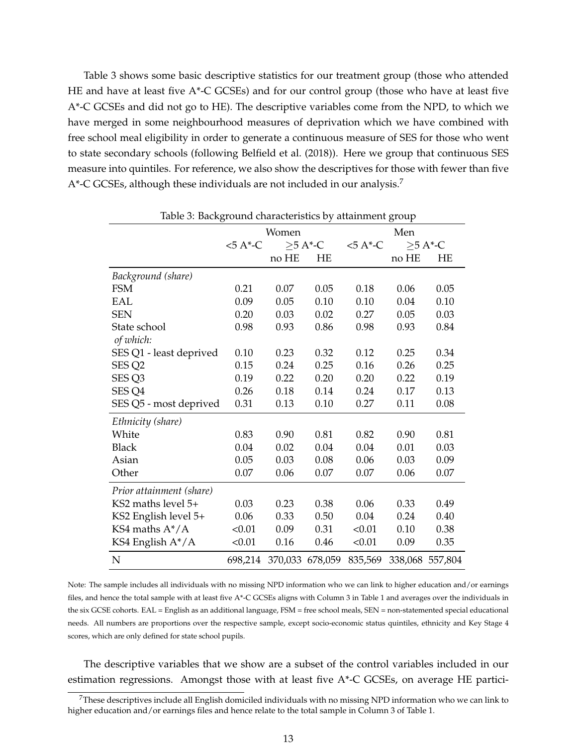Table 3 shows some basic descriptive statistics for our treatment group (those who attended HE and have at least five A*-C GCSEs) and for our control group (those who have at least five A*-C GCSEs and did not go to HE). The descriptive variables come from the NPD, to which we have merged in some neighbourhood measures of deprivation which we have combined with free school meal eligibility in order to generate a continuous measure of SES for those who went to state secondary schools (following Belfield et al. (2018)). Here we group that continuous SES measure into quintiles. For reference, we also show the descriptives for those with fewer than five A*-C GCSEs, although these individuals are not included in our analysis.[7]

Table 3: Background characteristics by attainment group

| | Women | | | Men | | |
|---|---|---|---|---|---|---|
| | <5 A*-C | $\geq$5 A*-C | | <5 A*-C | $\geq$5 A*-C | |
| | | no HE | HE | | no HE | HE |
| *Background (share)* | | | | | | |
| FSM | 0.21 | 0.07 | 0.05 | 0.18 | 0.06 | 0.05 |
| EAL | 0.09 | 0.05 | 0.10 | 0.10 | 0.04 | 0.10 |
| SEN | 0.20 | 0.03 | 0.02 | 0.27 | 0.05 | 0.03 |
| State school | 0.98 | 0.93 | 0.86 | 0.98 | 0.93 | 0.84 |
| *of which:* | | | | | | |
| SES Q1 - least deprived | 0.10 | 0.23 | 0.32 | 0.12 | 0.25 | 0.34 |
| SES Q2 | 0.15 | 0.24 | 0.25 | 0.16 | 0.26 | 0.25 |
| SES Q3 | 0.19 | 0.22 | 0.20 | 0.20 | 0.22 | 0.19 |
| SES Q4 | 0.26 | 0.18 | 0.14 | 0.24 | 0.17 | 0.13 |
| SES Q5 - most deprived | 0.31 | 0.13 | 0.10 | 0.27 | 0.11 | 0.08 |
| *Ethnicity (share)* | | | | | | |
| White | 0.83 | 0.90 | 0.81 | 0.82 | 0.90 | 0.81 |
| Black | 0.04 | 0.02 | 0.04 | 0.04 | 0.01 | 0.03 |
| Asian | 0.05 | 0.03 | 0.08 | 0.06 | 0.03 | 0.09 |
| Other | 0.07 | 0.06 | 0.07 | 0.07 | 0.06 | 0.07 |
| *Prior attainment (share)* | | | | | | |
| KS2 maths level 5+ | 0.03 | 0.23 | 0.38 | 0.06 | 0.33 | 0.49 |
| KS2 English level 5+ | 0.06 | 0.33 | 0.50 | 0.04 | 0.24 | 0.40 |
| KS4 maths A*/A | <0.01 | 0.09 | 0.31 | <0.01 | 0.10 | 0.38 |
| KS4 English A*/A | <0.01 | 0.16 | 0.46 | <0.01 | 0.09 | 0.35 |
| N | 698,214 | 370,033 | 678,059 | 835,569 | 338,068 | 557,804 |

Note: The sample includes all individuals with no missing NPD information who we can link to higher education and/or earnings files, and hence the total sample with at least five A*-C GCSEs aligns with Column 3 in Table 1 and averages over the individuals in the six GCSE cohorts. EAL = English as an additional language, FSM = free school meals, SEN = non-statemented special educational needs. All numbers are proportions over the respective sample, except socio-economic status quintiles, ethnicity and Key Stage 4 scores, which are only defined for state school pupils.

The descriptive variables that we show are a subset of the control variables included in our estimation regressions. Amongst those with at least five A*-C GCSEs, on average HE partici-

[7] These descriptives include all English domiciled individuals with no missing NPD information who we can link to higher education and/or earnings files and hence relate to the total sample in Column 3 of Table 1.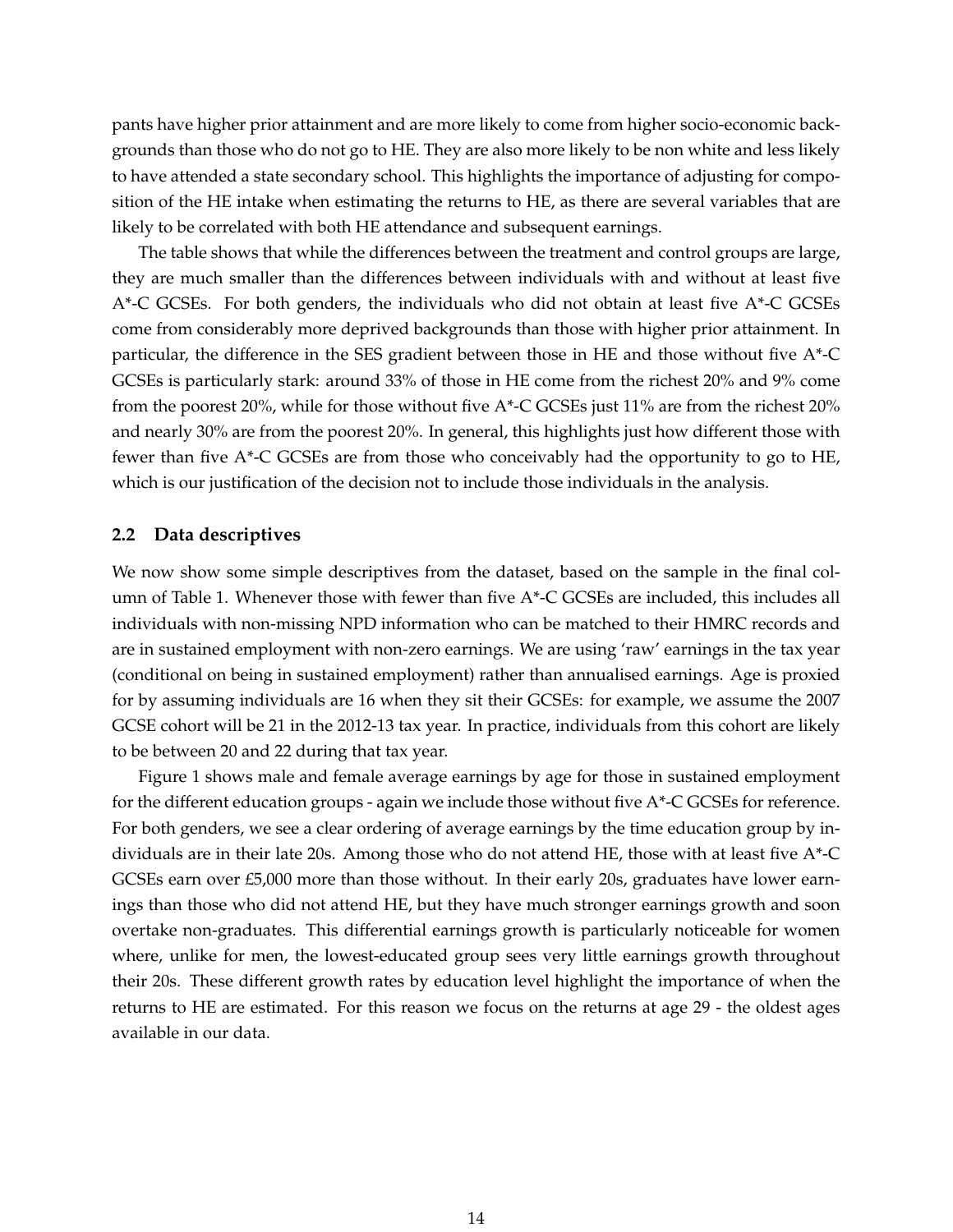pants have higher prior attainment and are more likely to come from higher socio-economic backgrounds than those who do not go to HE. They are also more likely to be non white and less likely to have attended a state secondary school. This highlights the importance of adjusting for composition of the HE intake when estimating the returns to HE, as there are several variables that are likely to be correlated with both HE attendance and subsequent earnings.

The table shows that while the differences between the treatment and control groups are large, they are much smaller than the differences between individuals with and without at least five A*-C GCSEs. For both genders, the individuals who did not obtain at least five A*-C GCSEs come from considerably more deprived backgrounds than those with higher prior attainment. In particular, the difference in the SES gradient between those in HE and those without five A*-C GCSEs is particularly stark: around 33% of those in HE come from the richest 20% and 9% come from the poorest 20%, while for those without five A*-C GCSEs just 11% are from the richest 20% and nearly 30% are from the poorest 20%. In general, this highlights just how different those with fewer than five A*-C GCSEs are from those who conceivably had the opportunity to go to HE, which is our justification of the decision not to include those individuals in the analysis.

## 2.2 Data descriptives

We now show some simple descriptives from the dataset, based on the sample in the final column of Table 1. Whenever those with fewer than five A*-C GCSEs are included, this includes all individuals with non-missing NPD information who can be matched to their HMRC records and are in sustained employment with non-zero earnings. We are using 'raw' earnings in the tax year (conditional on being in sustained employment) rather than annualised earnings. Age is proxied for by assuming individuals are 16 when they sit their GCSEs: for example, we assume the 2007 GCSE cohort will be 21 in the 2012-13 tax year. In practice, individuals from this cohort are likely to be between 20 and 22 during that tax year.

Figure 1 shows male and female average earnings by age for those in sustained employment for the different education groups - again we include those without five A*-C GCSEs for reference. For both genders, we see a clear ordering of average earnings by the time education group by individuals are in their late 20s. Among those who do not attend HE, those with at least five A*-C GCSEs earn over £5,000 more than those without. In their early 20s, graduates have lower earnings than those who did not attend HE, but they have much stronger earnings growth and soon overtake non-graduates. This differential earnings growth is particularly noticeable for women where, unlike for men, the lowest-educated group sees very little earnings growth throughout their 20s. These different growth rates by education level highlight the importance of when the returns to HE are estimated. For this reason we focus on the returns at age 29 - the oldest ages available in our data.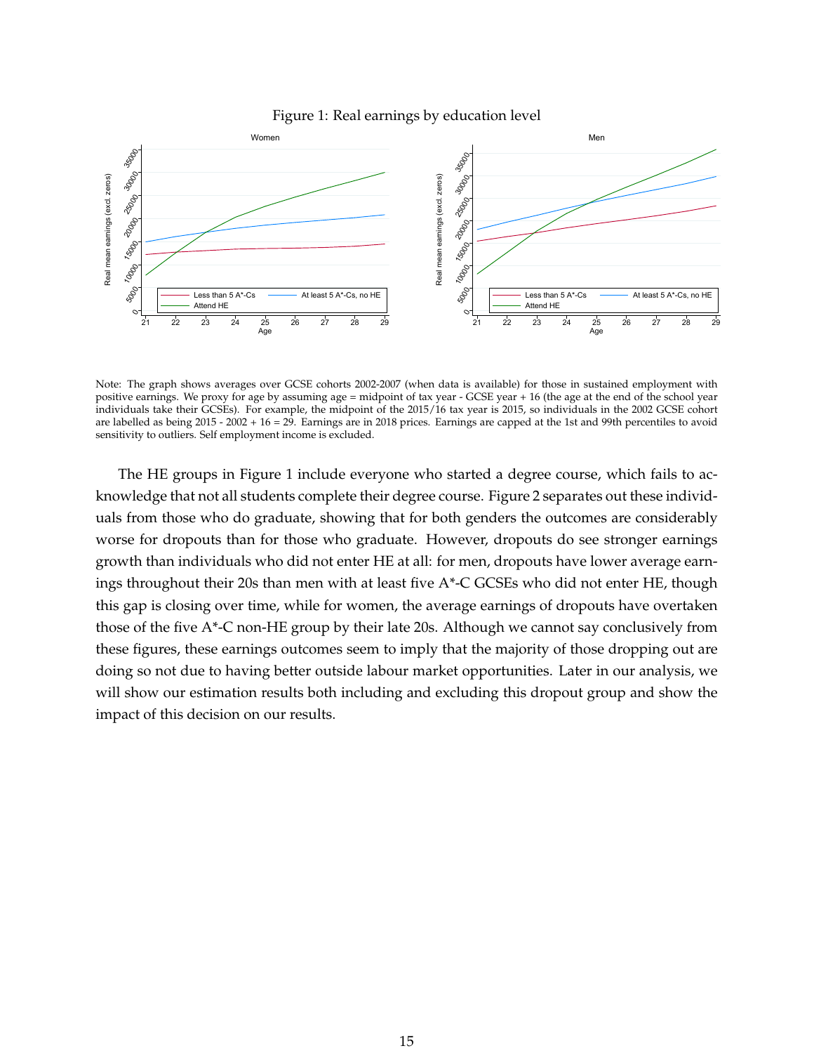Figure 1: Real earnings by education level

Note: The graph shows averages over GCSE cohorts 2002-2007 (when data is available) for those in sustained employment with positive earnings. We proxy for age by assuming age = midpoint of tax year - GCSE year + 16 (the age at the end of the school year individuals take their GCSEs). For example, the midpoint of the 2015/16 tax year is 2015, so individuals in the 2002 GCSE cohort are labelled as being 2015 - 2002 + 16 = 29. Earnings are in 2018 prices. Earnings are capped at the 1st and 99th percentiles to avoid sensitivity to outliers. Self employment income is excluded.

The HE groups in Figure 1 include everyone who started a degree course, which fails to acknowledge that not all students complete their degree course. Figure 2 separates out these individuals from those who do graduate, showing that for both genders the outcomes are considerably worse for dropouts than for those who graduate. However, dropouts do see stronger earnings growth than individuals who did not enter HE at all: for men, dropouts have lower average earnings throughout their 20s than men with at least five A*-C GCSEs who did not enter HE, though this gap is closing over time, while for women, the average earnings of dropouts have overtaken those of the five A*-C non-HE group by their late 20s. Although we cannot say conclusively from these figures, these earnings outcomes seem to imply that the majority of those dropping out are doing so not due to having better outside labour market opportunities. Later in our analysis, we will show our estimation results both including and excluding this dropout group and show the impact of this decision on our results.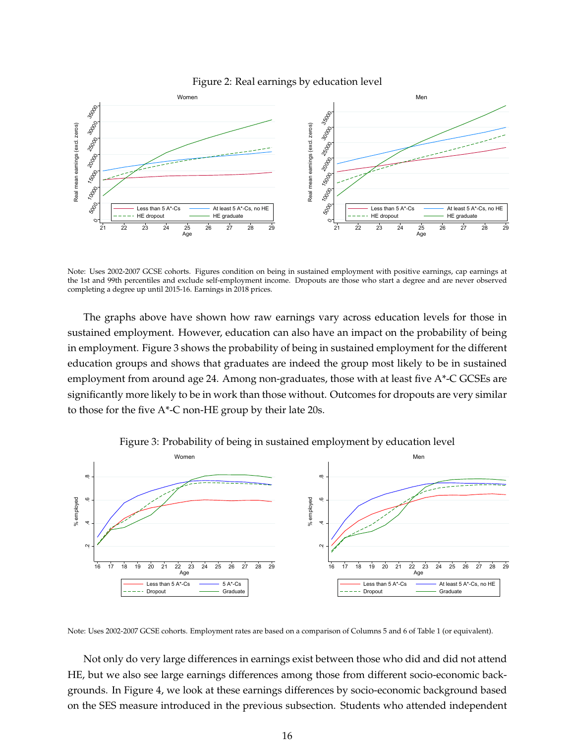Figure 2: Real earnings by education level

Note: Uses 2002-2007 GCSE cohorts. Figures condition on being in sustained employment with positive earnings, cap earnings at the 1st and 99th percentiles and exclude self-employment income. Dropouts are those who start a degree and are never observed completing a degree up until 2015-16. Earnings in 2018 prices.

The graphs above have shown how raw earnings vary across education levels for those in sustained employment. However, education can also have an impact on the probability of being in employment. Figure 3 shows the probability of being in sustained employment for the different education groups and shows that graduates are indeed the group most likely to be in sustained employment from around age 24. Among non-graduates, those with at least five A*-C GCSEs are significantly more likely to be in work than those without. Outcomes for dropouts are very similar to those for the five A*-C non-HE group by their late 20s.

Figure 3: Probability of being in sustained employment by education level

Note: Uses 2002-2007 GCSE cohorts. Employment rates are based on a comparison of Columns 5 and 6 of Table 1 (or equivalent).

Not only do very large differences in earnings exist between those who did and did not attend HE, but we also see large earnings differences among those from different socio-economic backgrounds. In Figure 4, we look at these earnings differences by socio-economic background based on the SES measure introduced in the previous subsection. Students who attended independent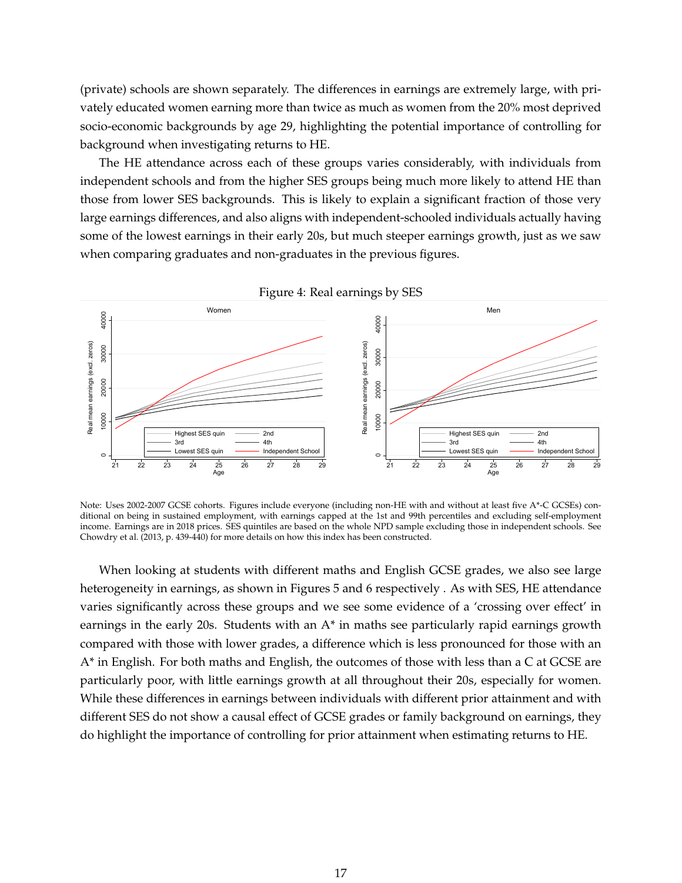(private) schools are shown separately. The differences in earnings are extremely large, with privately educated women earning more than twice as much as women from the 20% most deprived socio-economic backgrounds by age 29, highlighting the potential importance of controlling for background when investigating returns to HE.

The HE attendance across each of these groups varies considerably, with individuals from independent schools and from the higher SES groups being much more likely to attend HE than those from lower SES backgrounds. This is likely to explain a significant fraction of those very large earnings differences, and also aligns with independent-schooled individuals actually having some of the lowest earnings in their early 20s, but much steeper earnings growth, just as we saw when comparing graduates and non-graduates in the previous figures.

Figure 4: Real earnings by SES

Note: Uses 2002-2007 GCSE cohorts. Figures include everyone (including non-HE with and without at least five A*-C GCSEs) conditional on being in sustained employment, with earnings capped at the 1st and 99th percentiles and excluding self-employment income. Earnings are in 2018 prices. SES quintiles are based on the whole NPD sample excluding those in independent schools. See Chowdry et al. (2013, p. 439-440) for more details on how this index has been constructed.

When looking at students with different maths and English GCSE grades, we also see large heterogeneity in earnings, as shown in Figures 5 and 6 respectively . As with SES, HE attendance varies significantly across these groups and we see some evidence of a 'crossing over effect' in earnings in the early 20s. Students with an A* in maths see particularly rapid earnings growth compared with those with lower grades, a difference which is less pronounced for those with an A* in English. For both maths and English, the outcomes of those with less than a C at GCSE are particularly poor, with little earnings growth at all throughout their 20s, especially for women. While these differences in earnings between individuals with different prior attainment and with different SES do not show a causal effect of GCSE grades or family background on earnings, they do highlight the importance of controlling for prior attainment when estimating returns to HE.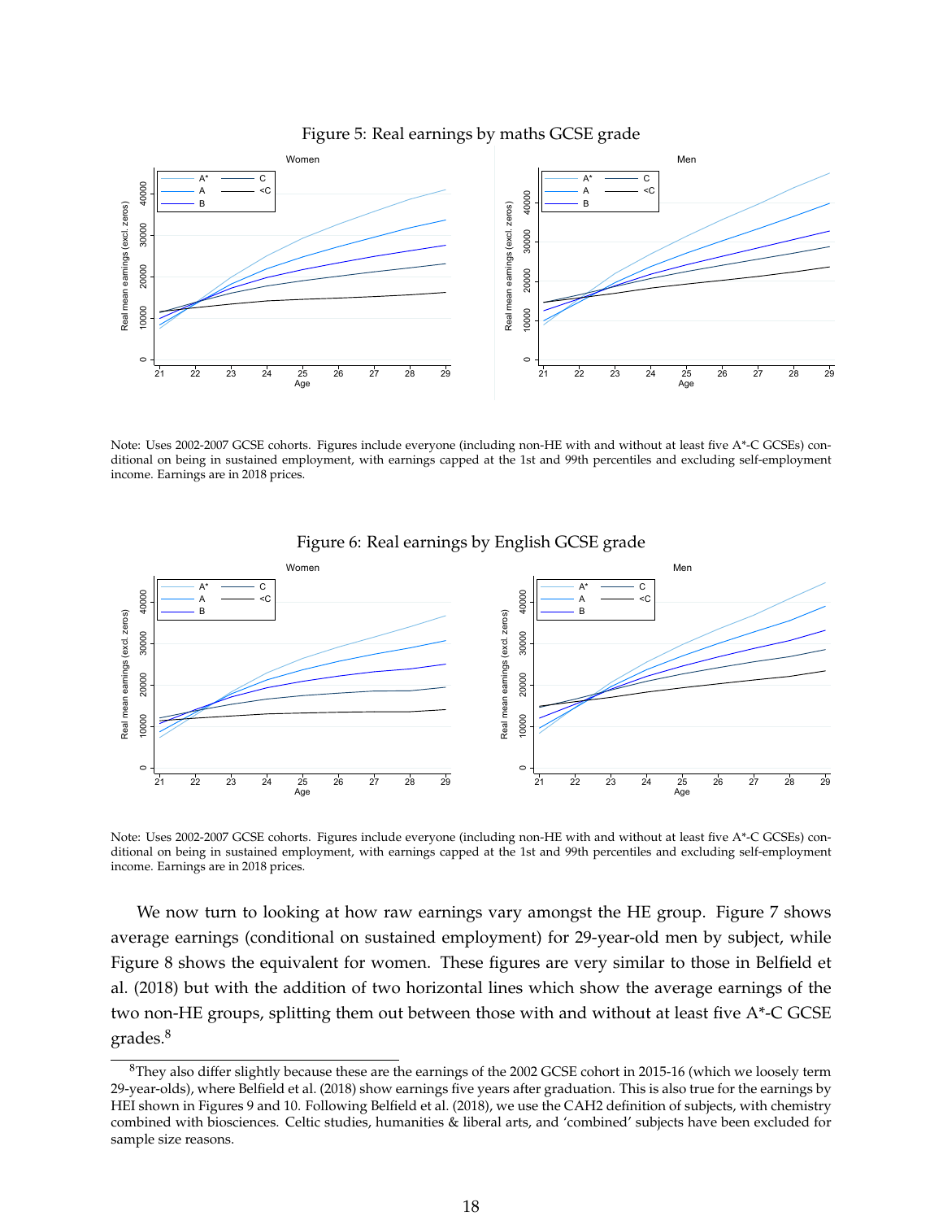Figure 5: Real earnings by maths GCSE grade

Note: Uses 2002-2007 GCSE cohorts. Figures include everyone (including non-HE with and without at least five A*-C GCSEs) conditional on being in sustained employment, with earnings capped at the 1st and 99th percentiles and excluding self-employment income. Earnings are in 2018 prices.

Figure 6: Real earnings by English GCSE grade

Note: Uses 2002-2007 GCSE cohorts. Figures include everyone (including non-HE with and without at least five A*-C GCSEs) conditional on being in sustained employment, with earnings capped at the 1st and 99th percentiles and excluding self-employment income. Earnings are in 2018 prices.

We now turn to looking at how raw earnings vary amongst the HE group. Figure 7 shows average earnings (conditional on sustained employment) for 29-year-old men by subject, while Figure 8 shows the equivalent for women. These figures are very similar to those in Belfield et al. (2018) but with the addition of two horizontal lines which show the average earnings of the two non-HE groups, splitting them out between those with and without at least five A*-C GCSE grades.[8]

[8] They also differ slightly because these are the earnings of the 2002 GCSE cohort in 2015-16 (which we loosely term 29-year-olds), where Belfield et al. (2018) show earnings five years after graduation. This is also true for the earnings by HEI shown in Figures 9 and 10. Following Belfield et al. (2018), we use the CAH2 definition of subjects, with chemistry combined with biosciences. Celtic studies, humanities & liberal arts, and 'combined' subjects have been excluded for sample size reasons.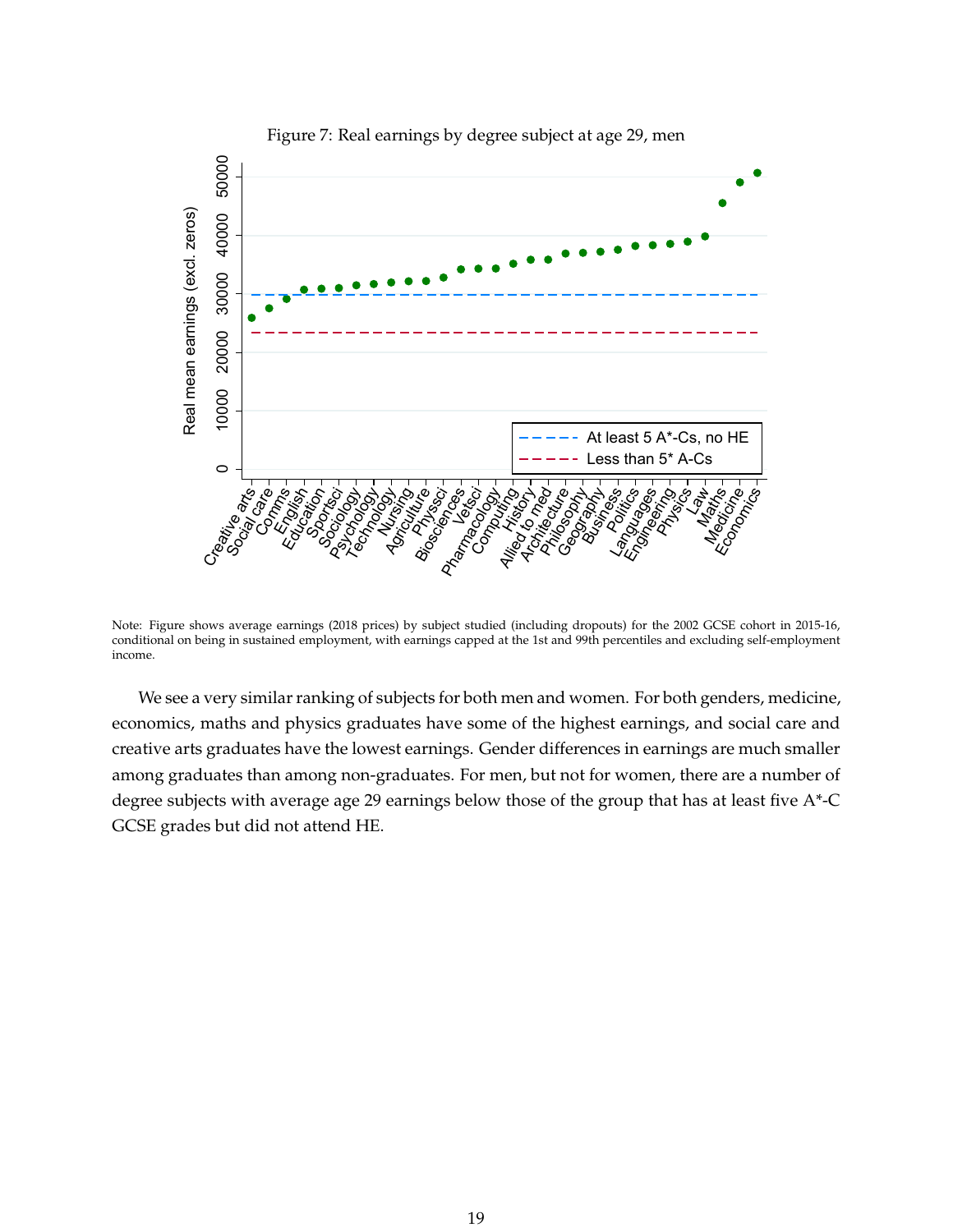Figure 7: Real earnings by degree subject at age 29, men

Note: Figure shows average earnings (2018 prices) by subject studied (including dropouts) for the 2002 GCSE cohort in 2015-16, conditional on being in sustained employment, with earnings capped at the 1st and 99th percentiles and excluding self-employment income.

We see a very similar ranking of subjects for both men and women. For both genders, medicine, economics, maths and physics graduates have some of the highest earnings, and social care and creative arts graduates have the lowest earnings. Gender differences in earnings are much smaller among graduates than among non-graduates. For men, but not for women, there are a number of degree subjects with average age 29 earnings below those of the group that has at least five A*-C GCSE grades but did not attend HE.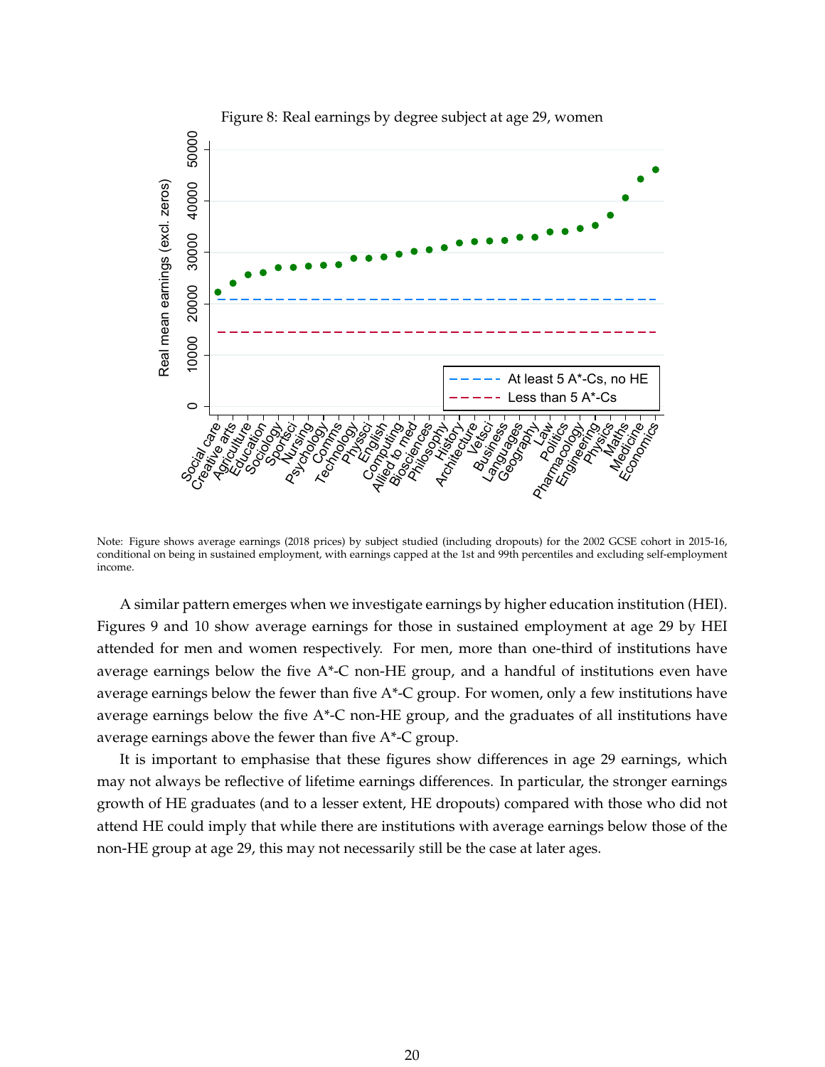Figure 8: Real earnings by degree subject at age 29, women

Note: Figure shows average earnings (2018 prices) by subject studied (including dropouts) for the 2002 GCSE cohort in 2015-16, conditional on being in sustained employment, with earnings capped at the 1st and 99th percentiles and excluding self-employment income.

A similar pattern emerges when we investigate earnings by higher education institution (HEI). Figures 9 and 10 show average earnings for those in sustained employment at age 29 by HEI attended for men and women respectively. For men, more than one-third of institutions have average earnings below the five A*-C non-HE group, and a handful of institutions even have average earnings below the fewer than five A*-C group. For women, only a few institutions have average earnings below the five A*-C non-HE group, and the graduates of all institutions have average earnings above the fewer than five A*-C group.

It is important to emphasise that these figures show differences in age 29 earnings, which may not always be reflective of lifetime earnings differences. In particular, the stronger earnings growth of HE graduates (and to a lesser extent, HE dropouts) compared with those who did not attend HE could imply that while there are institutions with average earnings below those of the non-HE group at age 29, this may not necessarily still be the case at later ages.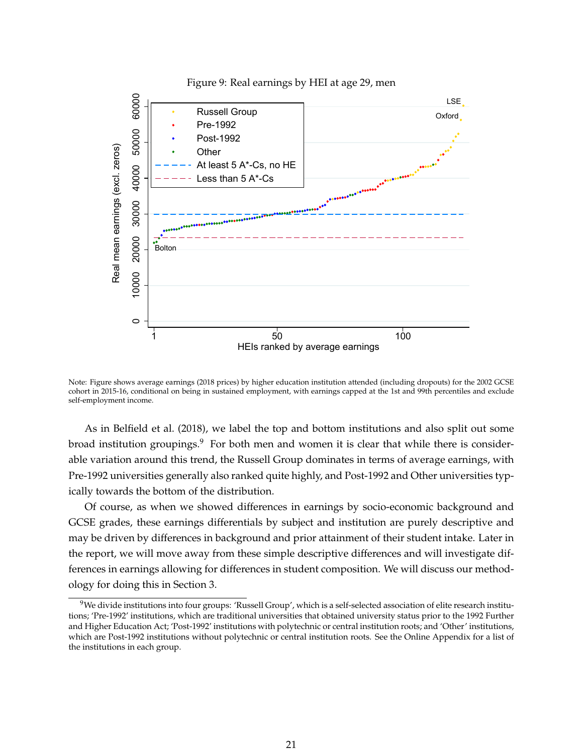Figure 9: Real earnings by HEI at age 29, men

Note: Figure shows average earnings (2018 prices) by higher education institution attended (including dropouts) for the 2002 GCSE cohort in 2015-16, conditional on being in sustained employment, with earnings capped at the 1st and 99th percentiles and exclude self-employment income.

As in Belfield et al. (2018), we label the top and bottom institutions and also split out some broad institution groupings.[9] For both men and women it is clear that while there is considerable variation around this trend, the Russell Group dominates in terms of average earnings, with Pre-1992 universities generally also ranked quite highly, and Post-1992 and Other universities typically towards the bottom of the distribution.

Of course, as when we showed differences in earnings by socio-economic background and GCSE grades, these earnings differentials by subject and institution are purely descriptive and may be driven by differences in background and prior attainment of their student intake. Later in the report, we will move away from these simple descriptive differences and will investigate differences in earnings allowing for differences in student composition. We will discuss our methodology for doing this in Section 3.

[9] We divide institutions into four groups: 'Russell Group', which is a self-selected association of elite research institutions; 'Pre-1992' institutions, which are traditional universities that obtained university status prior to the 1992 Further and Higher Education Act; 'Post-1992' institutions with polytechnic or central institution roots; and 'Other' institutions, which are Post-1992 institutions without polytechnic or central institution roots. See the Online Appendix for a list of the institutions in each group.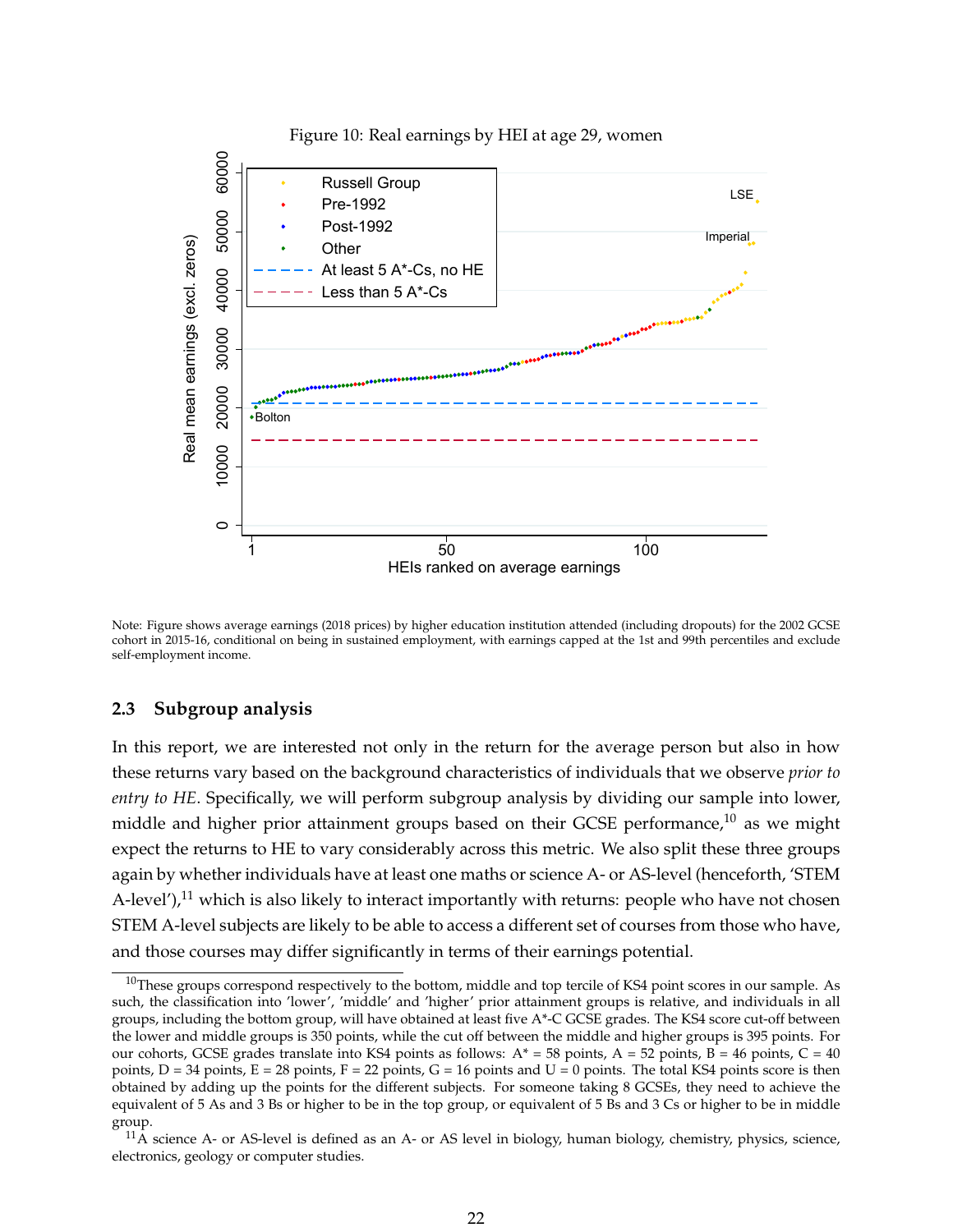Figure 10: Real earnings by HEI at age 29, women

Note: Figure shows average earnings (2018 prices) by higher education institution attended (including dropouts) for the 2002 GCSE cohort in 2015-16, conditional on being in sustained employment, with earnings capped at the 1st and 99th percentiles and exclude self-employment income.

### 2.3 Subgroup analysis

In this report, we are interested not only in the return for the average person but also in how these returns vary based on the background characteristics of individuals that we observe *prior to entry to HE*. Specifically, we will perform subgroup analysis by dividing our sample into lower, middle and higher prior attainment groups based on their GCSE performance,[10] as we might expect the returns to HE to vary considerably across this metric. We also split these three groups again by whether individuals have at least one maths or science A- or AS-level (henceforth, 'STEM A-level'),[11] which is also likely to interact importantly with returns: people who have not chosen STEM A-level subjects are likely to be able to access a different set of courses from those who have, and those courses may differ significantly in terms of their earnings potential.

[10] These groups correspond respectively to the bottom, middle and top tercile of KS4 point scores in our sample. As such, the classification into 'lower', 'middle' and 'higher' prior attainment groups is relative, and individuals in all groups, including the bottom group, will have obtained at least five A*-C GCSE grades. The KS4 score cut-off between the lower and middle groups is 350 points, while the cut off between the middle and higher groups is 395 points. For our cohorts, GCSE grades translate into KS4 points as follows: A* = 58 points, A = 52 points, B = 46 points, C = 40 points, D = 34 points, E = 28 points, F = 22 points, G = 16 points and U = 0 points. The total KS4 points score is then obtained by adding up the points for the different subjects. For someone taking 8 GCSEs, they need to achieve the equivalent of 5 As and 3 Bs or higher to be in the top group, or equivalent of 5 Bs and 3 Cs or higher to be in middle group.

[11] A science A- or AS-level is defined as an A- or AS level in biology, human biology, chemistry, physics, science, electronics, geology or computer studies.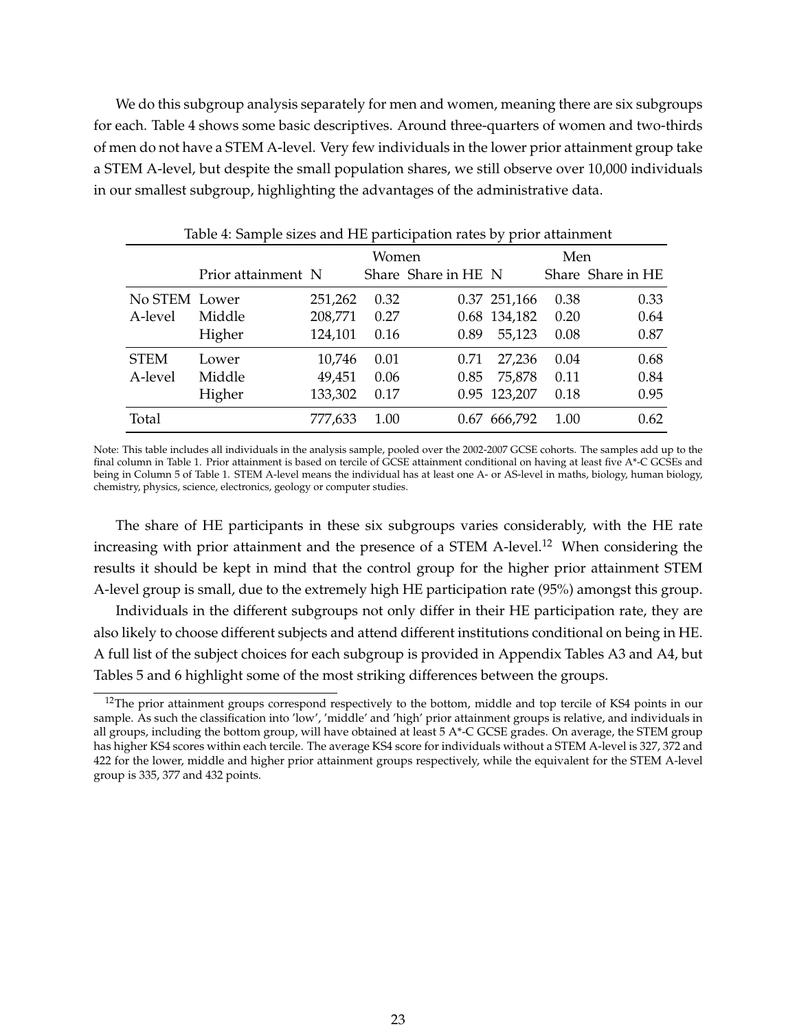We do this subgroup analysis separately for men and women, meaning there are six subgroups for each. Table 4 shows some basic descriptives. Around three-quarters of women and two-thirds of men do not have a STEM A-level. Very few individuals in the lower prior attainment group take a STEM A-level, but despite the small population shares, we still observe over 10,000 individuals in our smallest subgroup, highlighting the advantages of the administrative data.

Table 4: Sample sizes and HE participation rates by prior attainment

| | | Women | | | Men | | |
|---|---|---|---|---|---|---|---|
| | Prior attainment | N | Share | Share in HE | N | Share | Share in HE |
| No STEM A-level | Lower | 251,262 | 0.32 | 0.37 | 251,166 | 0.38 | 0.33 |
| | Middle | 208,771 | 0.27 | 0.68 | 134,182 | 0.20 | 0.64 |
| | Higher | 124,101 | 0.16 | 0.89 | 55,123 | 0.08 | 0.87 |
| STEM A-level | Lower | 10,746 | 0.01 | 0.71 | 27,236 | 0.04 | 0.68 |
| | Middle | 49,451 | 0.06 | 0.85 | 75,878 | 0.11 | 0.84 |
| | Higher | 133,302 | 0.17 | 0.95 | 123,207 | 0.18 | 0.95 |
| Total | | 777,633 | 1.00 | 0.67 | 666,792 | 1.00 | 0.62 |

Note: This table includes all individuals in the analysis sample, pooled over the 2002-2007 GCSE cohorts. The samples add up to the final column in Table 1. Prior attainment is based on tercile of GCSE attainment conditional on having at least five A*-C GCSEs and being in Column 5 of Table 1. STEM A-level means the individual has at least one A- or AS-level in maths, biology, human biology, chemistry, physics, science, electronics, geology or computer studies.

The share of HE participants in these six subgroups varies considerably, with the HE rate increasing with prior attainment and the presence of a STEM A-level.[12] When considering the results it should be kept in mind that the control group for the higher prior attainment STEM A-level group is small, due to the extremely high HE participation rate (95%) amongst this group.

Individuals in the different subgroups not only differ in their HE participation rate, they are also likely to choose different subjects and attend different institutions conditional on being in HE. A full list of the subject choices for each subgroup is provided in Appendix Tables A3 and A4, but Tables 5 and 6 highlight some of the most striking differences between the groups.

[12] The prior attainment groups correspond respectively to the bottom, middle and top tercile of KS4 points in our sample. As such the classification into 'low', 'middle' and 'high' prior attainment groups is relative, and individuals in all groups, including the bottom group, will have obtained at least 5 A*-C GCSE grades. On average, the STEM group has higher KS4 scores within each tercile. The average KS4 score for individuals without a STEM A-level is 327, 372 and 422 for the lower, middle and higher prior attainment groups respectively, while the equivalent for the STEM A-level group is 335, 377 and 432 points.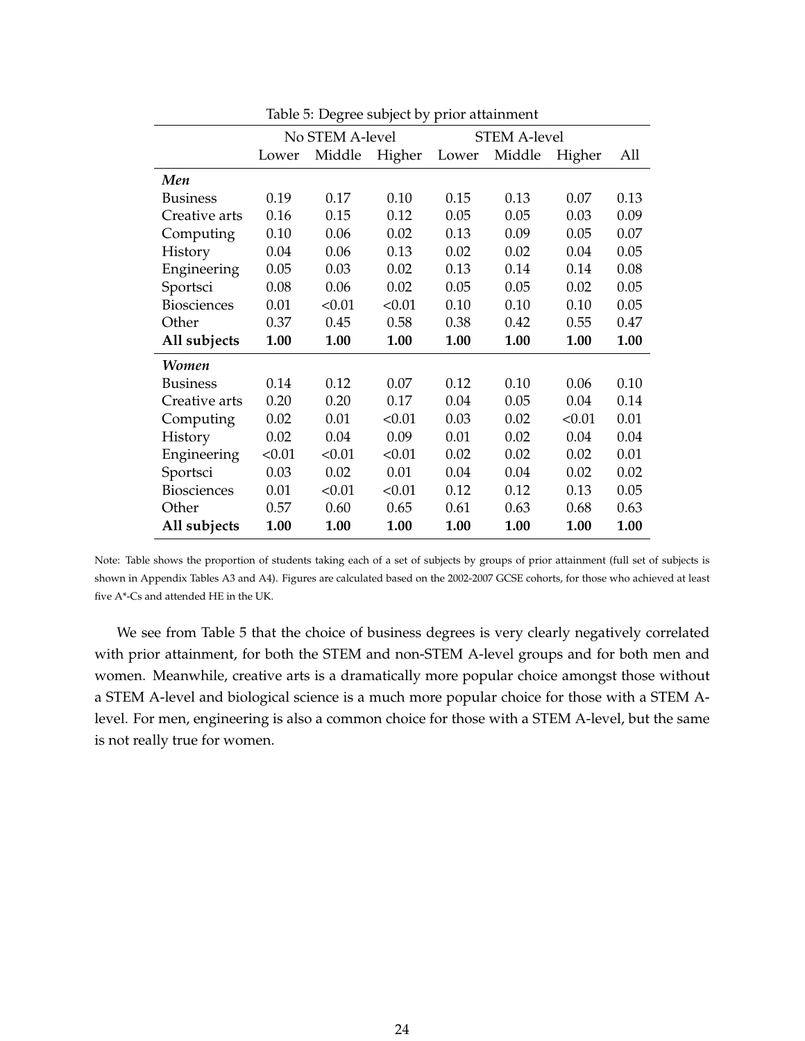Table 5: Degree subject by prior attainment

| | No STEM A-level | | | STEM A-level | | | |
|---|---|---|---|---|---|---|---|
| | Lower | Middle | Higher | Lower | Middle | Higher | All |
| ***Men*** | | | | | | | |
| Business | 0.19 | 0.17 | 0.10 | 0.15 | 0.13 | 0.07 | 0.13 |
| Creative arts | 0.16 | 0.15 | 0.12 | 0.05 | 0.05 | 0.03 | 0.09 |
| Computing | 0.10 | 0.06 | 0.02 | 0.13 | 0.09 | 0.05 | 0.07 |
| History | 0.04 | 0.06 | 0.13 | 0.02 | 0.02 | 0.04 | 0.05 |
| Engineering | 0.05 | 0.03 | 0.02 | 0.13 | 0.14 | 0.14 | 0.08 |
| Sportsci | 0.08 | 0.06 | 0.02 | 0.05 | 0.05 | 0.02 | 0.05 |
| Biosciences | 0.01 | <0.01 | <0.01 | 0.10 | 0.10 | 0.10 | 0.05 |
| Other | 0.37 | 0.45 | 0.58 | 0.38 | 0.42 | 0.55 | 0.47 |
| **All subjects** | **1.00** | **1.00** | **1.00** | **1.00** | **1.00** | **1.00** | **1.00** |
| ***Women*** | | | | | | | |
| Business | 0.14 | 0.12 | 0.07 | 0.12 | 0.10 | 0.06 | 0.10 |
| Creative arts | 0.20 | 0.20 | 0.17 | 0.04 | 0.05 | 0.04 | 0.14 |
| Computing | 0.02 | 0.01 | <0.01 | 0.03 | 0.02 | <0.01 | 0.01 |
| History | 0.02 | 0.04 | 0.09 | 0.01 | 0.02 | 0.04 | 0.04 |
| Engineering | <0.01 | <0.01 | <0.01 | 0.02 | 0.02 | 0.02 | 0.01 |
| Sportsci | 0.03 | 0.02 | 0.01 | 0.04 | 0.04 | 0.02 | 0.02 |
| Biosciences | 0.01 | <0.01 | <0.01 | 0.12 | 0.12 | 0.13 | 0.05 |
| Other | 0.57 | 0.60 | 0.65 | 0.61 | 0.63 | 0.68 | 0.63 |
| **All subjects** | **1.00** | **1.00** | **1.00** | **1.00** | **1.00** | **1.00** | **1.00** |

Note: Table shows the proportion of students taking each of a set of subjects by groups of prior attainment (full set of subjects is shown in Appendix Tables A3 and A4). Figures are calculated based on the 2002-2007 GCSE cohorts, for those who achieved at least five A*-Cs and attended HE in the UK.

We see from Table 5 that the choice of business degrees is very clearly negatively correlated with prior attainment, for both the STEM and non-STEM A-level groups and for both men and women. Meanwhile, creative arts is a dramatically more popular choice amongst those without a STEM A-level and biological science is a much more popular choice for those with a STEM A-level. For men, engineering is also a common choice for those with a STEM A-level, but the same is not really true for women.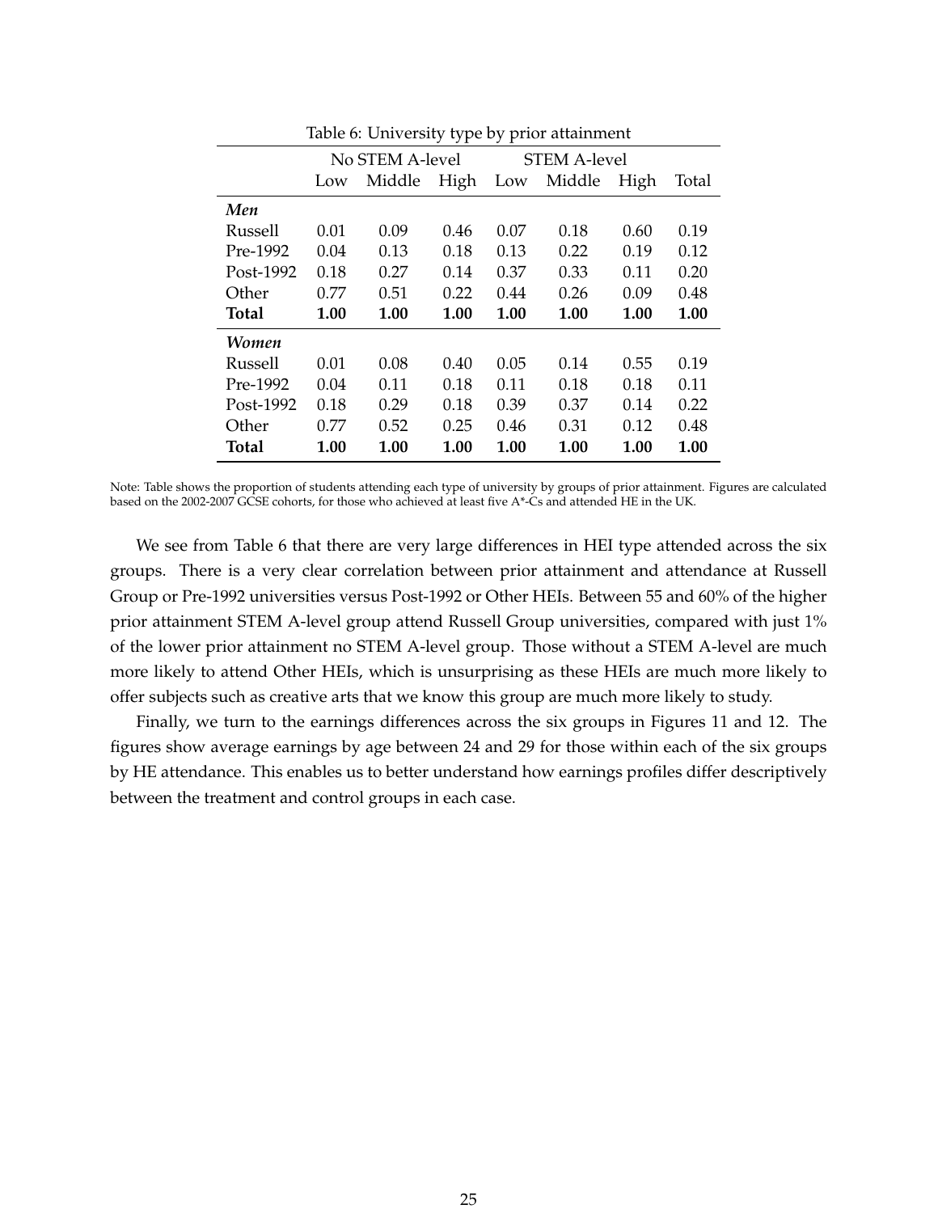Table 6: University type by prior attainment

| | No STEM A-level | | | STEM A-level | | | |
|---|---|---|---|---|---|---|---|
| | Low | Middle | High | Low | Middle | High | Total |
| ***Men*** | | | | | | | |
| Russell | 0.01 | 0.09 | 0.46 | 0.07 | 0.18 | 0.60 | 0.19 |
| Pre-1992 | 0.04 | 0.13 | 0.18 | 0.13 | 0.22 | 0.19 | 0.12 |
| Post-1992 | 0.18 | 0.27 | 0.14 | 0.37 | 0.33 | 0.11 | 0.20 |
| Other | 0.77 | 0.51 | 0.22 | 0.44 | 0.26 | 0.09 | 0.48 |
| **Total** | **1.00** | **1.00** | **1.00** | **1.00** | **1.00** | **1.00** | **1.00** |
| ***Women*** | | | | | | | |
| Russell | 0.01 | 0.08 | 0.40 | 0.05 | 0.14 | 0.55 | 0.19 |
| Pre-1992 | 0.04 | 0.11 | 0.18 | 0.11 | 0.18 | 0.18 | 0.11 |
| Post-1992 | 0.18 | 0.29 | 0.18 | 0.39 | 0.37 | 0.14 | 0.22 |
| Other | 0.77 | 0.52 | 0.25 | 0.46 | 0.31 | 0.12 | 0.48 |
| **Total** | **1.00** | **1.00** | **1.00** | **1.00** | **1.00** | **1.00** | **1.00** |

Note: Table shows the proportion of students attending each type of university by groups of prior attainment. Figures are calculated based on the 2002-2007 GCSE cohorts, for those who achieved at least five A*-Cs and attended HE in the UK.

We see from Table 6 that there are very large differences in HEI type attended across the six groups. There is a very clear correlation between prior attainment and attendance at Russell Group or Pre-1992 universities versus Post-1992 or Other HEIs. Between 55 and 60% of the higher prior attainment STEM A-level group attend Russell Group universities, compared with just 1% of the lower prior attainment no STEM A-level group. Those without a STEM A-level are much more likely to attend Other HEIs, which is unsurprising as these HEIs are much more likely to offer subjects such as creative arts that we know this group are much more likely to study.

Finally, we turn to the earnings differences across the six groups in Figures 11 and 12. The figures show average earnings by age between 24 and 29 for those within each of the six groups by HE attendance. This enables us to better understand how earnings profiles differ descriptively between the treatment and control groups in each case.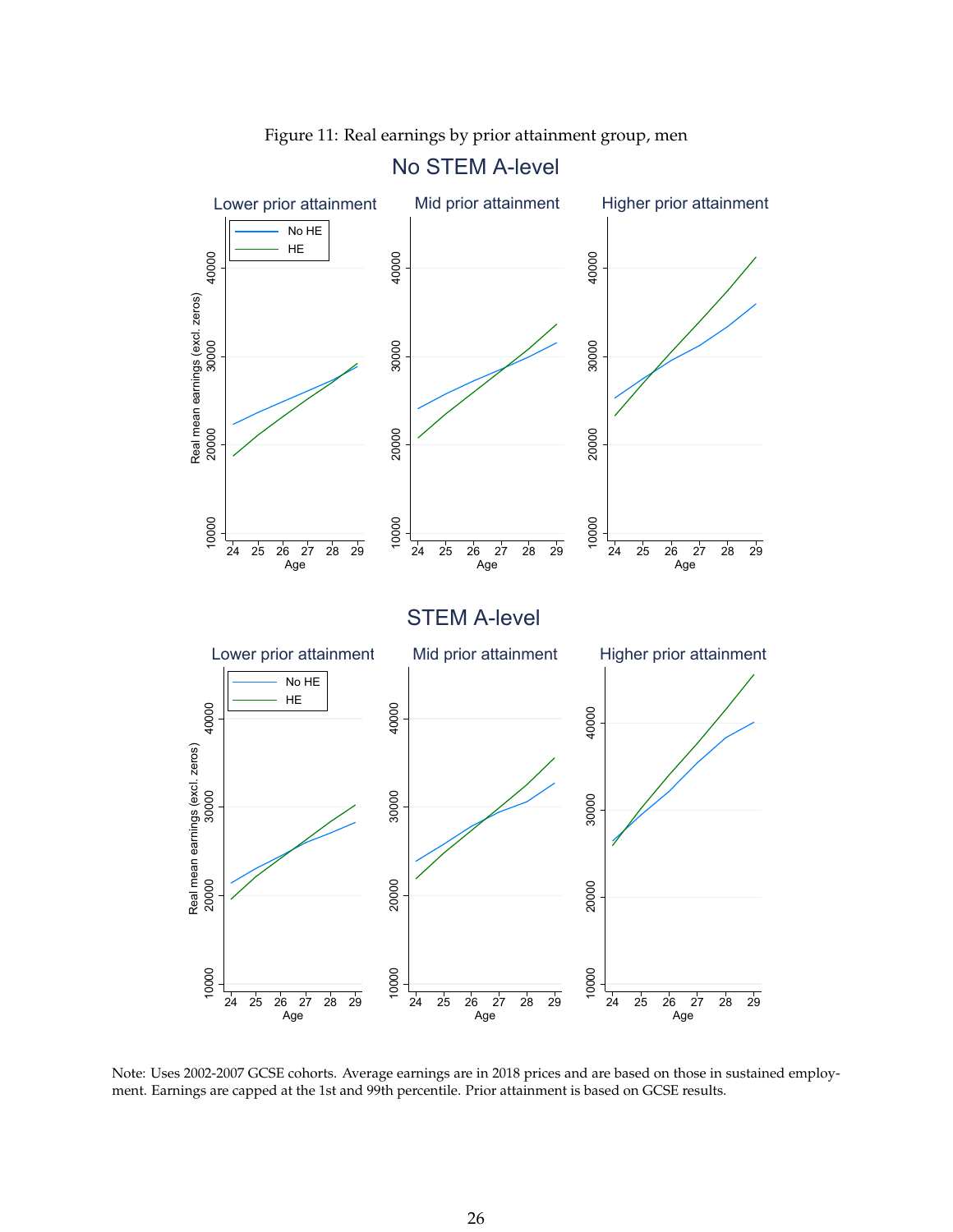Figure 11: Real earnings by prior attainment group, men

Note: Uses 2002-2007 GCSE cohorts. Average earnings are in 2018 prices and are based on those in sustained employment. Earnings are capped at the 1st and 99th percentile. Prior attainment is based on GCSE results.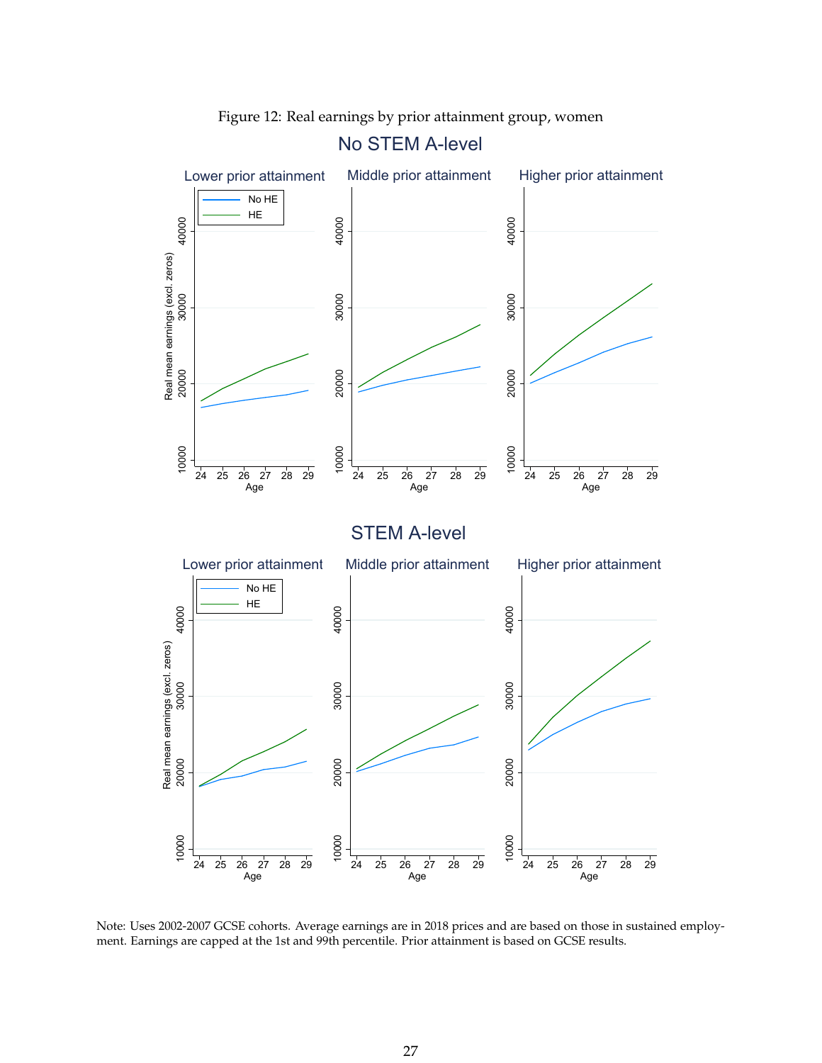Figure 12: Real earnings by prior attainment group, women

Note: Uses 2002-2007 GCSE cohorts. Average earnings are in 2018 prices and are based on those in sustained employment. Earnings are capped at the 1st and 99th percentile. Prior attainment is based on GCSE results.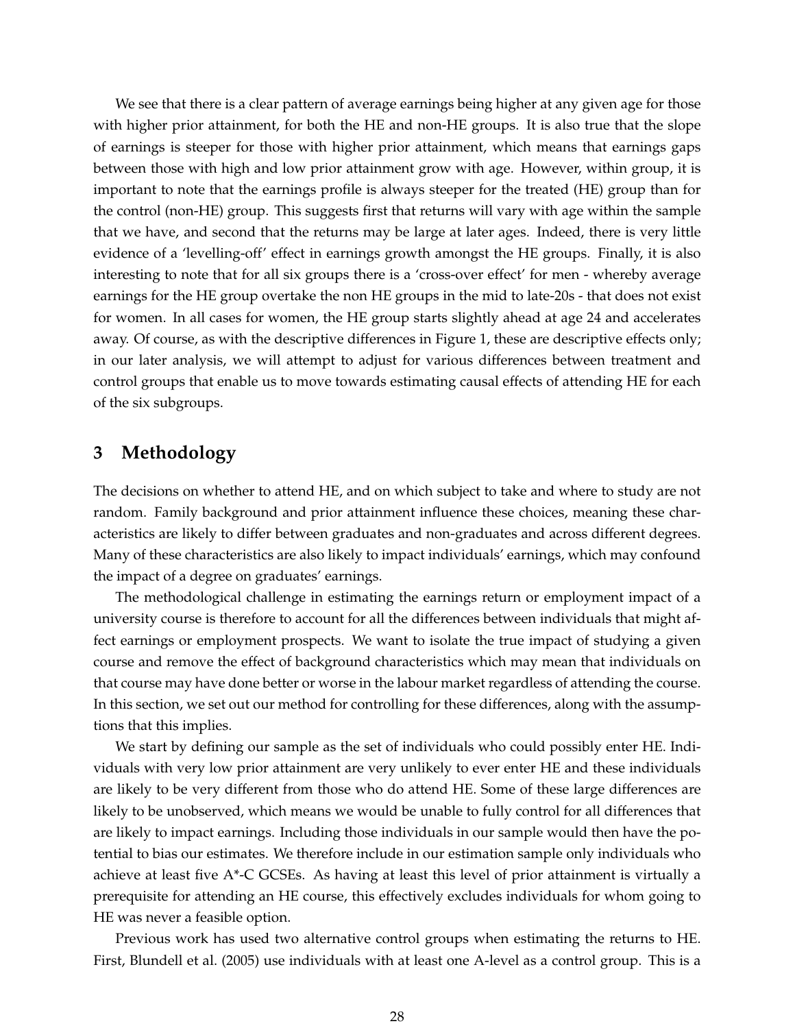We see that there is a clear pattern of average earnings being higher at any given age for those with higher prior attainment, for both the HE and non-HE groups. It is also true that the slope of earnings is steeper for those with higher prior attainment, which means that earnings gaps between those with high and low prior attainment grow with age. However, within group, it is important to note that the earnings profile is always steeper for the treated (HE) group than for the control (non-HE) group. This suggests first that returns will vary with age within the sample that we have, and second that the returns may be large at later ages. Indeed, there is very little evidence of a 'levelling-off' effect in earnings growth amongst the HE groups. Finally, it is also interesting to note that for all six groups there is a 'cross-over effect' for men - whereby average earnings for the HE group overtake the non HE groups in the mid to late-20s - that does not exist for women. In all cases for women, the HE group starts slightly ahead at age 24 and accelerates away. Of course, as with the descriptive differences in Figure 1, these are descriptive effects only; in our later analysis, we will attempt to adjust for various differences between treatment and control groups that enable us to move towards estimating causal effects of attending HE for each of the six subgroups.

## 3 Methodology

The decisions on whether to attend HE, and on which subject to take and where to study are not random. Family background and prior attainment influence these choices, meaning these characteristics are likely to differ between graduates and non-graduates and across different degrees. Many of these characteristics are also likely to impact individuals' earnings, which may confound the impact of a degree on graduates' earnings.

The methodological challenge in estimating the earnings return or employment impact of a university course is therefore to account for all the differences between individuals that might affect earnings or employment prospects. We want to isolate the true impact of studying a given course and remove the effect of background characteristics which may mean that individuals on that course may have done better or worse in the labour market regardless of attending the course. In this section, we set out our method for controlling for these differences, along with the assumptions that this implies.

We start by defining our sample as the set of individuals who could possibly enter HE. Individuals with very low prior attainment are very unlikely to ever enter HE and these individuals are likely to be very different from those who do attend HE. Some of these large differences are likely to be unobserved, which means we would be unable to fully control for all differences that are likely to impact earnings. Including those individuals in our sample would then have the potential to bias our estimates. We therefore include in our estimation sample only individuals who achieve at least five A*-C GCSEs. As having at least this level of prior attainment is virtually a prerequisite for attending an HE course, this effectively excludes individuals for whom going to HE was never a feasible option.

Previous work has used two alternative control groups when estimating the returns to HE. First, Blundell et al. (2005) use individuals with at least one A-level as a control group. This is a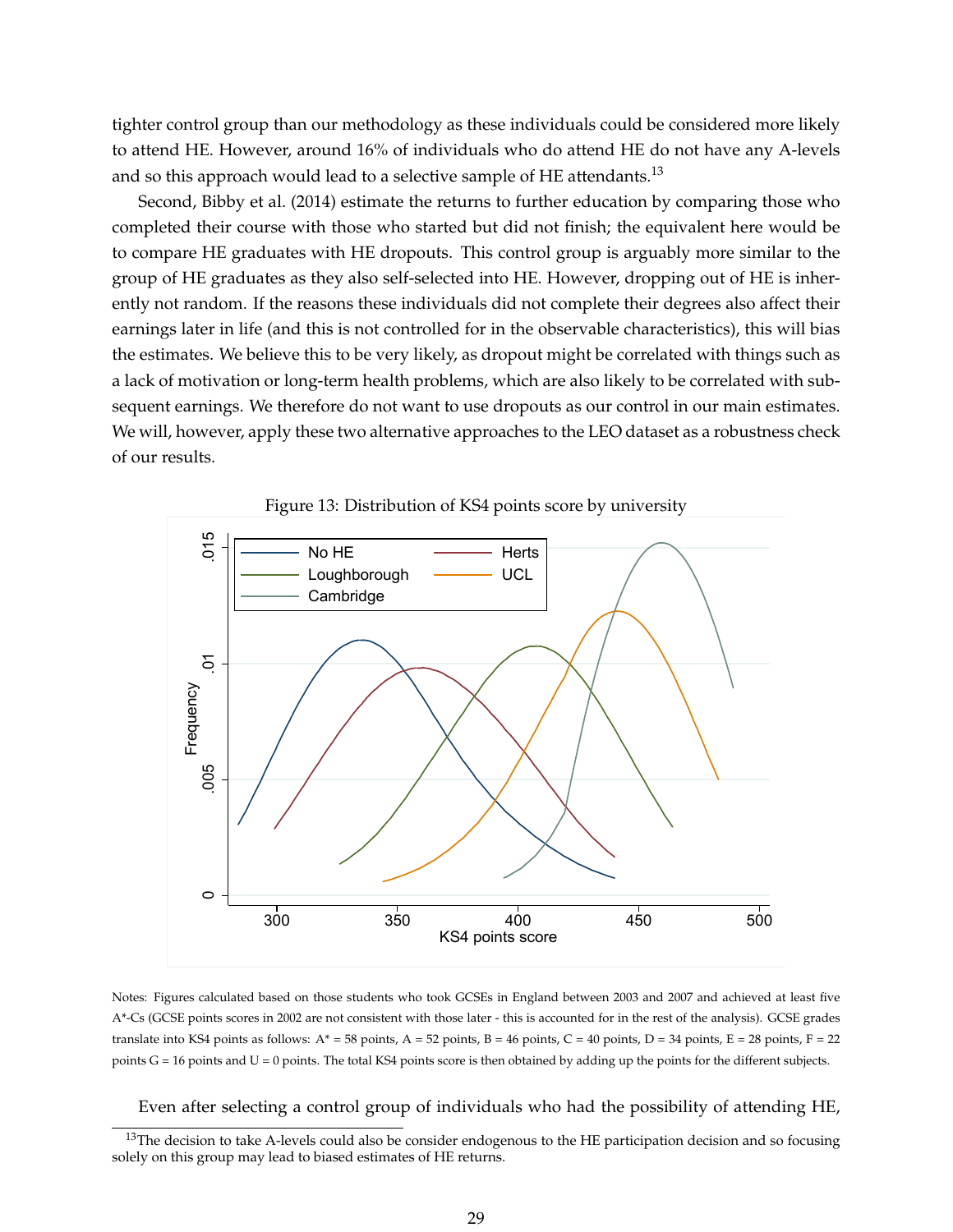tighter control group than our methodology as these individuals could be considered more likely to attend HE. However, around 16% of individuals who do attend HE do not have any A-levels and so this approach would lead to a selective sample of HE attendants.[13]

Second, Bibby et al. (2014) estimate the returns to further education by comparing those who completed their course with those who started but did not finish; the equivalent here would be to compare HE graduates with HE dropouts. This control group is arguably more similar to the group of HE graduates as they also self-selected into HE. However, dropping out of HE is inherently not random. If the reasons these individuals did not complete their degrees also affect their earnings later in life (and this is not controlled for in the observable characteristics), this will bias the estimates. We believe this to be very likely, as dropout might be correlated with things such as a lack of motivation or long-term health problems, which are also likely to be correlated with subsequent earnings. We therefore do not want to use dropouts as our control in our main estimates. We will, however, apply these two alternative approaches to the LEO dataset as a robustness check of our results.

Figure 13: Distribution of KS4 points score by university

Notes: Figures calculated based on those students who took GCSEs in England between 2003 and 2007 and achieved at least five A*-Cs (GCSE points scores in 2002 are not consistent with those later - this is accounted for in the rest of the analysis). GCSE grades translate into KS4 points as follows: A* = 58 points, A = 52 points, B = 46 points, C = 40 points, D = 34 points, E = 28 points, F = 22 points G = 16 points and U = 0 points. The total KS4 points score is then obtained by adding up the points for the different subjects.

Even after selecting a control group of individuals who had the possibility of attending HE,

[13] The decision to take A-levels could also be consider endogenous to the HE participation decision and so focusing solely on this group may lead to biased estimates of HE returns.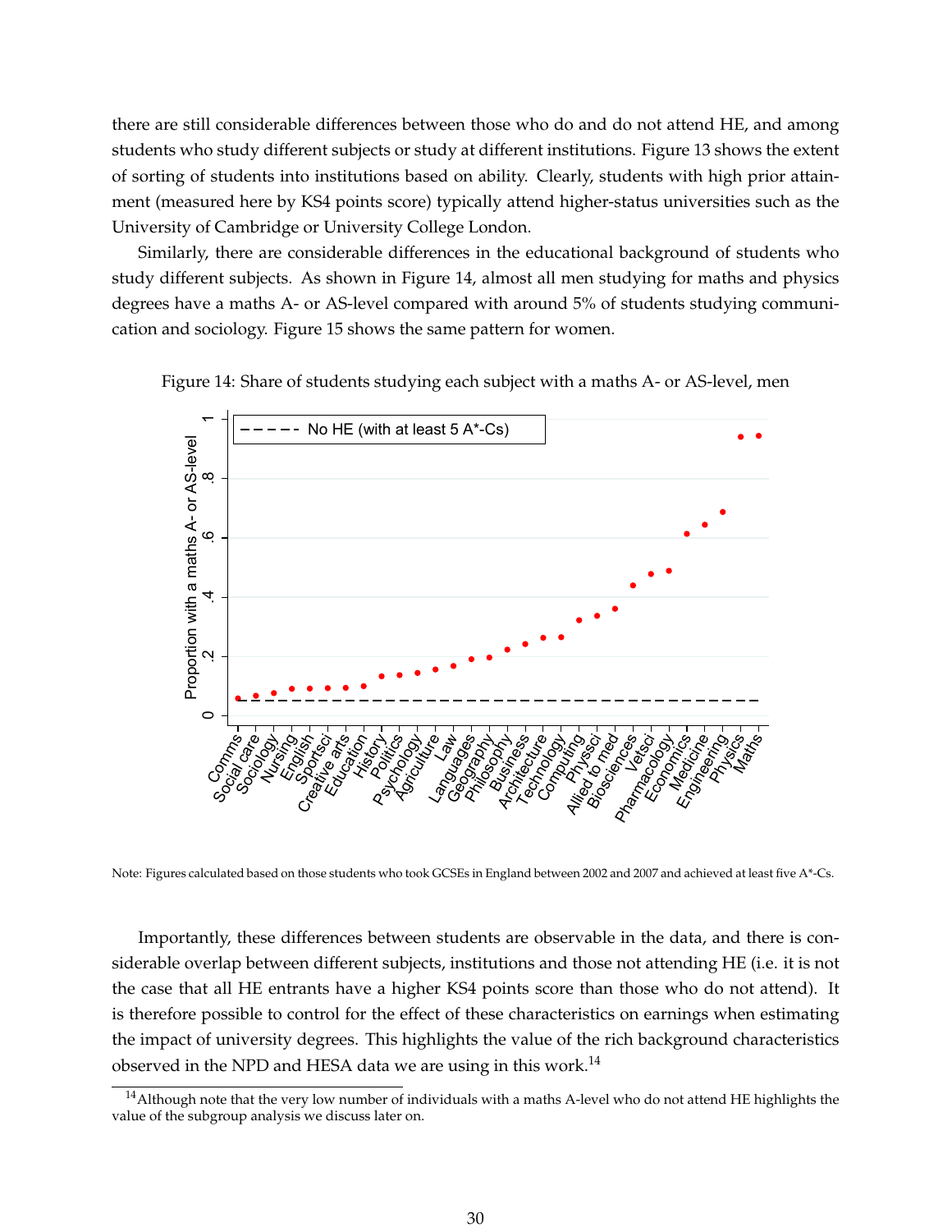there are still considerable differences between those who do and do not attend HE, and among students who study different subjects or study at different institutions. Figure 13 shows the extent of sorting of students into institutions based on ability. Clearly, students with high prior attainment (measured here by KS4 points score) typically attend higher-status universities such as the University of Cambridge or University College London.

Similarly, there are considerable differences in the educational background of students who study different subjects. As shown in Figure 14, almost all men studying for maths and physics degrees have a maths A- or AS-level compared with around 5% of students studying communication and sociology. Figure 15 shows the same pattern for women.

Figure 14: Share of students studying each subject with a maths A- or AS-level, men

Note: Figures calculated based on those students who took GCSEs in England between 2002 and 2007 and achieved at least five A*-Cs.

Importantly, these differences between students are observable in the data, and there is considerable overlap between different subjects, institutions and those not attending HE (i.e. it is not the case that all HE entrants have a higher KS4 points score than those who do not attend). It is therefore possible to control for the effect of these characteristics on earnings when estimating the impact of university degrees. This highlights the value of the rich background characteristics observed in the NPD and HESA data we are using in this work.[14]

[14] Although note that the very low number of individuals with a maths A-level who do not attend HE highlights the value of the subgroup analysis we discuss later on.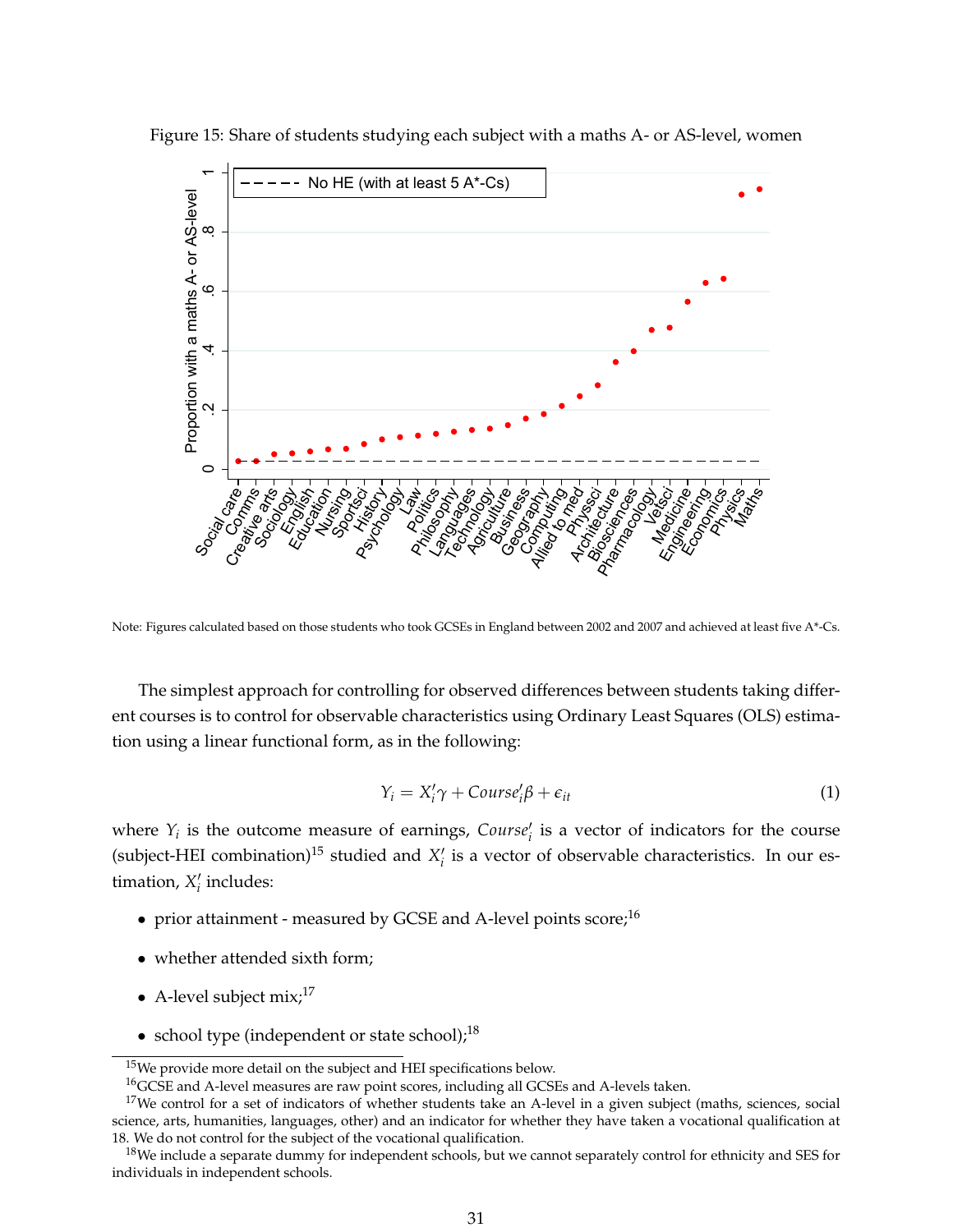Figure 15: Share of students studying each subject with a maths A- or AS-level, women

Note: Figures calculated based on those students who took GCSEs in England between 2002 and 2007 and achieved at least five A*-Cs.

The simplest approach for controlling for observed differences between students taking different courses is to control for observable characteristics using Ordinary Least Squares (OLS) estimation using a linear functional form, as in the following:

$$Y_i = X_i'\gamma + Course_i'\beta + \epsilon_{it} \tag{1}$$

where $Y_i$ is the outcome measure of earnings, $Course_i'$ is a vector of indicators for the course (subject-HEI combination)[15] studied and $X_i'$ is a vector of observable characteristics. In our estimation, $X_i'$ includes:

- prior attainment - measured by GCSE and A-level points score;[16]
- whether attended sixth form;
- A-level subject mix;[17]
- school type (independent or state school);[18]

---

[15] We provide more detail on the subject and HEI specifications below.

[16] GCSE and A-level measures are raw point scores, including all GCSEs and A-levels taken.

[17] We control for a set of indicators of whether students take an A-level in a given subject (maths, sciences, social science, arts, humanities, languages, other) and an indicator for whether they have taken a vocational qualification at 18. We do not control for the subject of the vocational qualification.

[18] We include a separate dummy for independent schools, but we cannot separately control for ethnicity and SES for individuals in independent schools.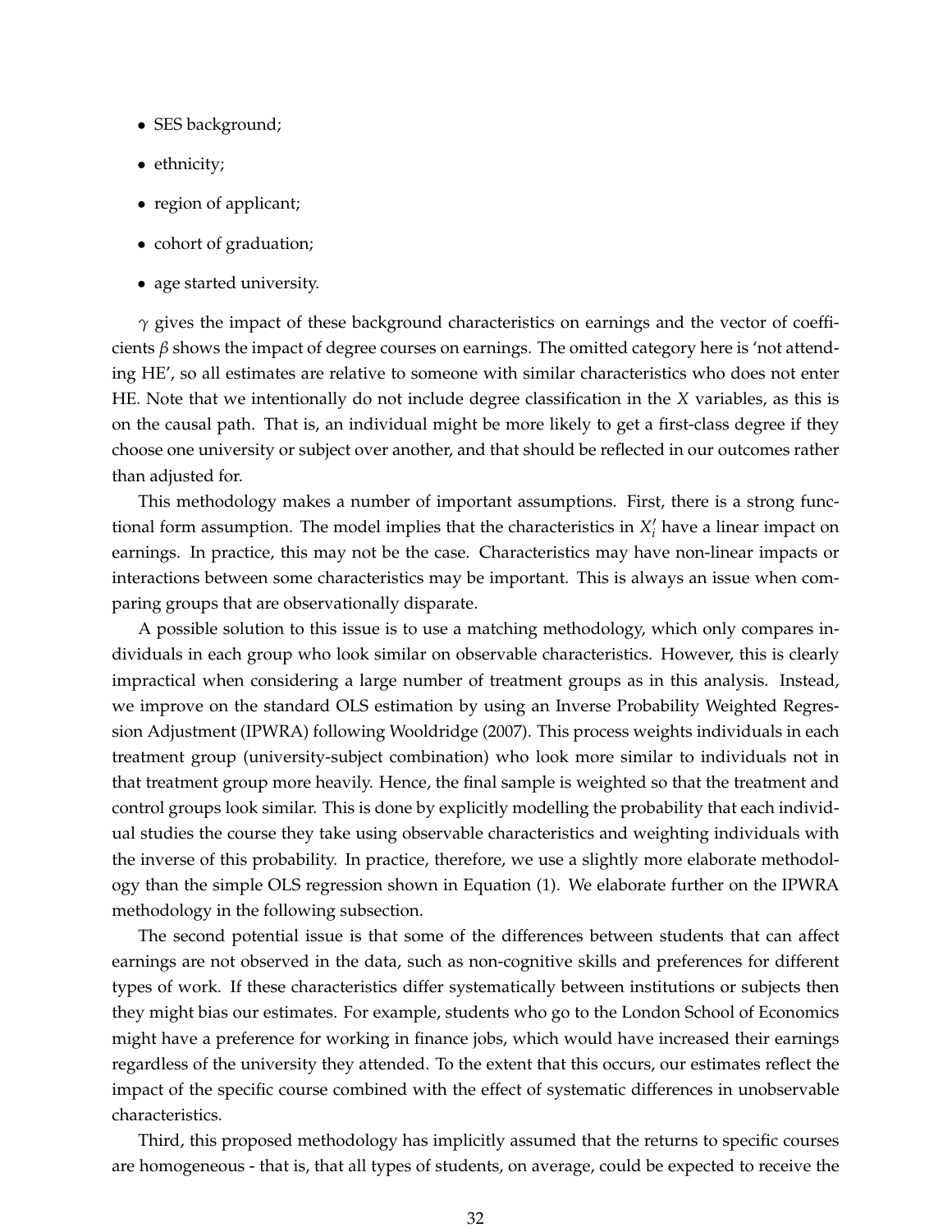- SES background;
- ethnicity;
- region of applicant;
- cohort of graduation;
- age started university.

$\gamma$ gives the impact of these background characteristics on earnings and the vector of coefficients $\beta$ shows the impact of degree courses on earnings. The omitted category here is 'not attending HE', so all estimates are relative to someone with similar characteristics who does not enter HE. Note that we intentionally do not include degree classification in the $X$ variables, as this is on the causal path. That is, an individual might be more likely to get a first-class degree if they choose one university or subject over another, and that should be reflected in our outcomes rather than adjusted for.

This methodology makes a number of important assumptions. First, there is a strong functional form assumption. The model implies that the characteristics in $X_i'$ have a linear impact on earnings. In practice, this may not be the case. Characteristics may have non-linear impacts or interactions between some characteristics may be important. This is always an issue when comparing groups that are observationally disparate.

A possible solution to this issue is to use a matching methodology, which only compares individuals in each group who look similar on observable characteristics. However, this is clearly impractical when considering a large number of treatment groups as in this analysis. Instead, we improve on the standard OLS estimation by using an Inverse Probability Weighted Regression Adjustment (IPWRA) following Wooldridge (2007). This process weights individuals in each treatment group (university-subject combination) who look more similar to individuals not in that treatment group more heavily. Hence, the final sample is weighted so that the treatment and control groups look similar. This is done by explicitly modelling the probability that each individual studies the course they take using observable characteristics and weighting individuals with the inverse of this probability. In practice, therefore, we use a slightly more elaborate methodology than the simple OLS regression shown in Equation (1). We elaborate further on the IPWRA methodology in the following subsection.

The second potential issue is that some of the differences between students that can affect earnings are not observed in the data, such as non-cognitive skills and preferences for different types of work. If these characteristics differ systematically between institutions or subjects then they might bias our estimates. For example, students who go to the London School of Economics might have a preference for working in finance jobs, which would have increased their earnings regardless of the university they attended. To the extent that this occurs, our estimates reflect the impact of the specific course combined with the effect of systematic differences in unobservable characteristics.

Third, this proposed methodology has implicitly assumed that the returns to specific courses are homogeneous - that is, that all types of students, on average, could be expected to receive the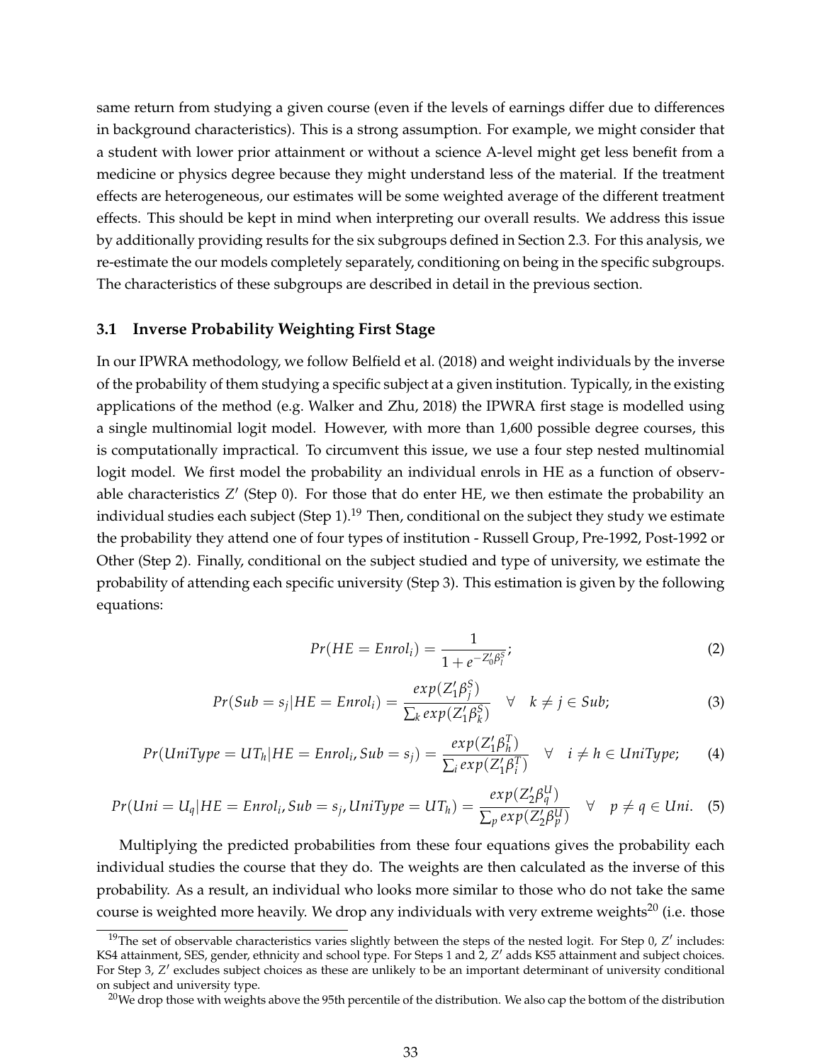same return from studying a given course (even if the levels of earnings differ due to differences in background characteristics). This is a strong assumption. For example, we might consider that a student with lower prior attainment or without a science A-level might get less benefit from a medicine or physics degree because they might understand less of the material. If the treatment effects are heterogeneous, our estimates will be some weighted average of the different treatment effects. This should be kept in mind when interpreting our overall results. We address this issue by additionally providing results for the six subgroups defined in Section 2.3. For this analysis, we re-estimate the our models completely separately, conditioning on being in the specific subgroups. The characteristics of these subgroups are described in detail in the previous section.

### 3.1 Inverse Probability Weighting First Stage

In our IPWRA methodology, we follow Belfield et al. (2018) and weight individuals by the inverse of the probability of them studying a specific subject at a given institution. Typically, in the existing applications of the method (e.g. Walker and Zhu, 2018) the IPWRA first stage is modelled using a single multinomial logit model. However, with more than 1,600 possible degree courses, this is computationally impractical. To circumvent this issue, we use a four step nested multinomial logit model. We first model the probability an individual enrols in HE as a function of observable characteristics $Z'$ (Step 0). For those that do enter HE, we then estimate the probability an individual studies each subject (Step 1).[19] Then, conditional on the subject they study we estimate the probability they attend one of four types of institution - Russell Group, Pre-1992, Post-1992 or Other (Step 2). Finally, conditional on the subject studied and type of university, we estimate the probability of attending each specific university (Step 3). This estimation is given by the following equations:

$$Pr(HE = Enrol_i) = \frac{1}{1 + e^{-Z_0'\beta_l^S}}; \tag{2}$$

$$Pr(Sub = s_j | HE = Enrol_i) = \frac{exp(Z_1'\beta_j^S)}{\sum_k exp(Z_1'\beta_k^S)} \quad \forall \quad k \neq j \in Sub; \tag{3}$$

$$Pr(UniType = UT_h | HE = Enrol_i, Sub = s_j) = \frac{exp(Z_1'\beta_h^T)}{\sum_i exp(Z_1'\beta_i^T)} \quad \forall \quad i \neq h \in UniType; \tag{4}$$

$$Pr(Uni = U_q | HE = Enrol_i, Sub = s_j, UniType = UT_h) = \frac{exp(Z_2'\beta_q^U)}{\sum_p exp(Z_2'\beta_p^U)} \quad \forall \quad p \neq q \in Uni. \tag{5}$$

Multiplying the predicted probabilities from these four equations gives the probability each individual studies the course that they do. The weights are then calculated as the inverse of this probability. As a result, an individual who looks more similar to those who do not take the same course is weighted more heavily. We drop any individuals with very extreme weights[20] (i.e. those

[19] The set of observable characteristics varies slightly between the steps of the nested logit. For Step 0, $Z'$ includes: KS4 attainment, SES, gender, ethnicity and school type. For Steps 1 and 2, $Z'$ adds KS5 attainment and subject choices. For Step 3, $Z'$ excludes subject choices as these are unlikely to be an important determinant of university conditional on subject and university type.

[20] We drop those with weights above the 95th percentile of the distribution. We also cap the bottom of the distribution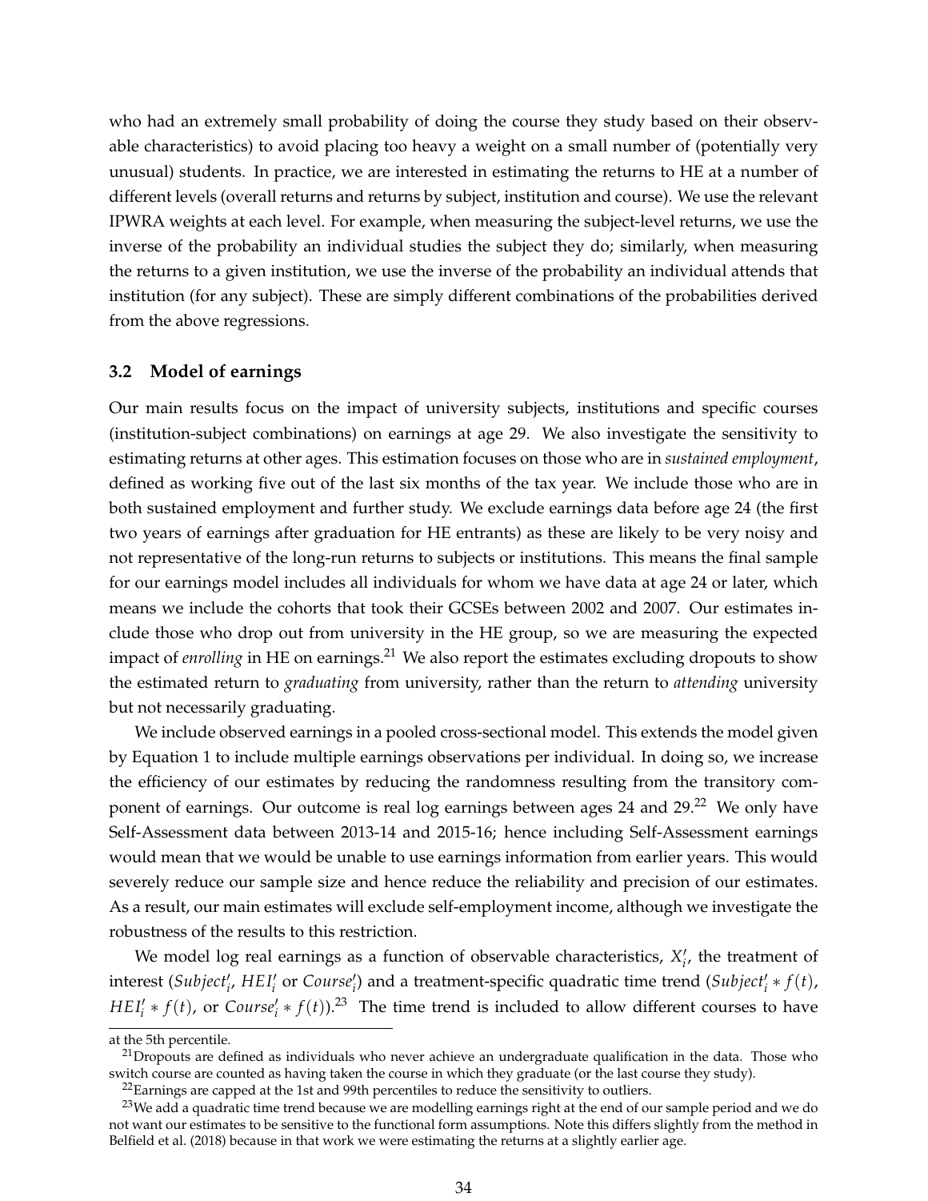who had an extremely small probability of doing the course they study based on their observable characteristics) to avoid placing too heavy a weight on a small number of (potentially very unusual) students. In practice, we are interested in estimating the returns to HE at a number of different levels (overall returns and returns by subject, institution and course). We use the relevant IPWRA weights at each level. For example, when measuring the subject-level returns, we use the inverse of the probability an individual studies the subject they do; similarly, when measuring the returns to a given institution, we use the inverse of the probability an individual attends that institution (for any subject). These are simply different combinations of the probabilities derived from the above regressions.

### 3.2 Model of earnings

Our main results focus on the impact of university subjects, institutions and specific courses (institution-subject combinations) on earnings at age 29. We also investigate the sensitivity to estimating returns at other ages. This estimation focuses on those who are in *sustained employment*, defined as working five out of the last six months of the tax year. We include those who are in both sustained employment and further study. We exclude earnings data before age 24 (the first two years of earnings after graduation for HE entrants) as these are likely to be very noisy and not representative of the long-run returns to subjects or institutions. This means the final sample for our earnings model includes all individuals for whom we have data at age 24 or later, which means we include the cohorts that took their GCSEs between 2002 and 2007. Our estimates include those who drop out from university in the HE group, so we are measuring the expected impact of *enrolling* in HE on earnings.[21] We also report the estimates excluding dropouts to show the estimated return to *graduating* from university, rather than the return to *attending* university but not necessarily graduating.

We include observed earnings in a pooled cross-sectional model. This extends the model given by Equation 1 to include multiple earnings observations per individual. In doing so, we increase the efficiency of our estimates by reducing the randomness resulting from the transitory component of earnings. Our outcome is real log earnings between ages 24 and 29.[22] We only have Self-Assessment data between 2013-14 and 2015-16; hence including Self-Assessment earnings would mean that we would be unable to use earnings information from earlier years. This would severely reduce our sample size and hence reduce the reliability and precision of our estimates. As a result, our main estimates will exclude self-employment income, although we investigate the robustness of the results to this restriction.

We model log real earnings as a function of observable characteristics, $X_i'$, the treatment of interest ($Subject_i'$, $HEI_i'$ or $Course_i'$) and a treatment-specific quadratic time trend ($Subject_i' * f(t)$, $HEI_i' * f(t)$, or $Course_i' * f(t)$).[23] The time trend is included to allow different courses to have

---

at the 5th percentile.

[21] Dropouts are defined as individuals who never achieve an undergraduate qualification in the data. Those who switch course are counted as having taken the course in which they graduate (or the last course they study).

[22] Earnings are capped at the 1st and 99th percentiles to reduce the sensitivity to outliers.

[23] We add a quadratic time trend because we are modelling earnings right at the end of our sample period and we do not want our estimates to be sensitive to the functional form assumptions. Note this differs slightly from the method in Belfield et al. (2018) because in that work we were estimating the returns at a slightly earlier age.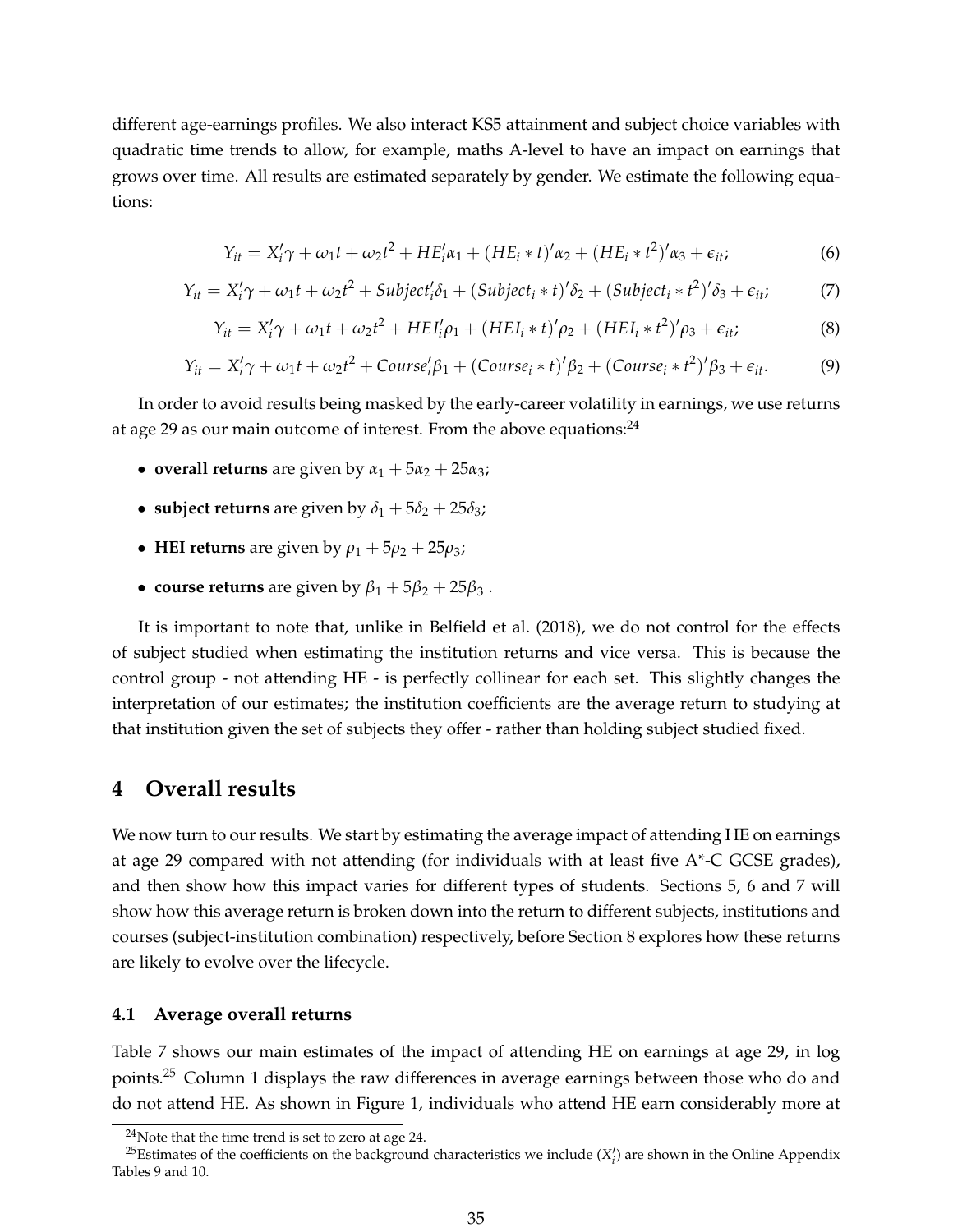different age-earnings profiles. We also interact KS5 attainment and subject choice variables with quadratic time trends to allow, for example, maths A-level to have an impact on earnings that grows over time. All results are estimated separately by gender. We estimate the following equations:

$$Y_{it} = X_i'\gamma + \omega_1 t + \omega_2 t^2 + HE_i'\alpha_1 + (HE_i * t)'\alpha_2 + (HE_i * t^2)'\alpha_3 + \epsilon_{it}; \tag{6}$$

$$Y_{it} = X_i'\gamma + \omega_1 t + \omega_2 t^2 + Subject_i'\delta_1 + (Subject_i * t)'\delta_2 + (Subject_i * t^2)'\delta_3 + \epsilon_{it}; \tag{7}$$

$$Y_{it} = X_i'\gamma + \omega_1 t + \omega_2 t^2 + HEI_i'\rho_1 + (HEI_i * t)'\rho_2 + (HEI_i * t^2)'\rho_3 + \epsilon_{it}; \tag{8}$$

$$Y_{it} = X_i'\gamma + \omega_1 t + \omega_2 t^2 + Course_i'\beta_1 + (Course_i * t)'\beta_2 + (Course_i * t^2)'\beta_3 + \epsilon_{it}. \tag{9}$$

In order to avoid results being masked by the early-career volatility in earnings, we use returns at age 29 as our main outcome of interest. From the above equations:[24]

- **overall returns** are given by $\alpha_1 + 5\alpha_2 + 25\alpha_3$;
- **subject returns** are given by $\delta_1 + 5\delta_2 + 25\delta_3$;
- **HEI returns** are given by $\rho_1 + 5\rho_2 + 25\rho_3$;
- **course returns** are given by $\beta_1 + 5\beta_2 + 25\beta_3$ .

It is important to note that, unlike in Belfield et al. (2018), we do not control for the effects of subject studied when estimating the institution returns and vice versa. This is because the control group - not attending HE - is perfectly collinear for each set. This slightly changes the interpretation of our estimates; the institution coefficients are the average return to studying at that institution given the set of subjects they offer - rather than holding subject studied fixed.

# 4 Overall results

We now turn to our results. We start by estimating the average impact of attending HE on earnings at age 29 compared with not attending (for individuals with at least five A*-C GCSE grades), and then show how this impact varies for different types of students. Sections 5, 6 and 7 will show how this average return is broken down into the return to different subjects, institutions and courses (subject-institution combination) respectively, before Section 8 explores how these returns are likely to evolve over the lifecycle.

## 4.1 Average overall returns

Table 7 shows our main estimates of the impact of attending HE on earnings at age 29, in log points.[25] Column 1 displays the raw differences in average earnings between those who do and do not attend HE. As shown in Figure 1, individuals who attend HE earn considerably more at

[24] Note that the time trend is set to zero at age 24.

[25] Estimates of the coefficients on the background characteristics we include ($X_i'$) are shown in the Online Appendix Tables 9 and 10.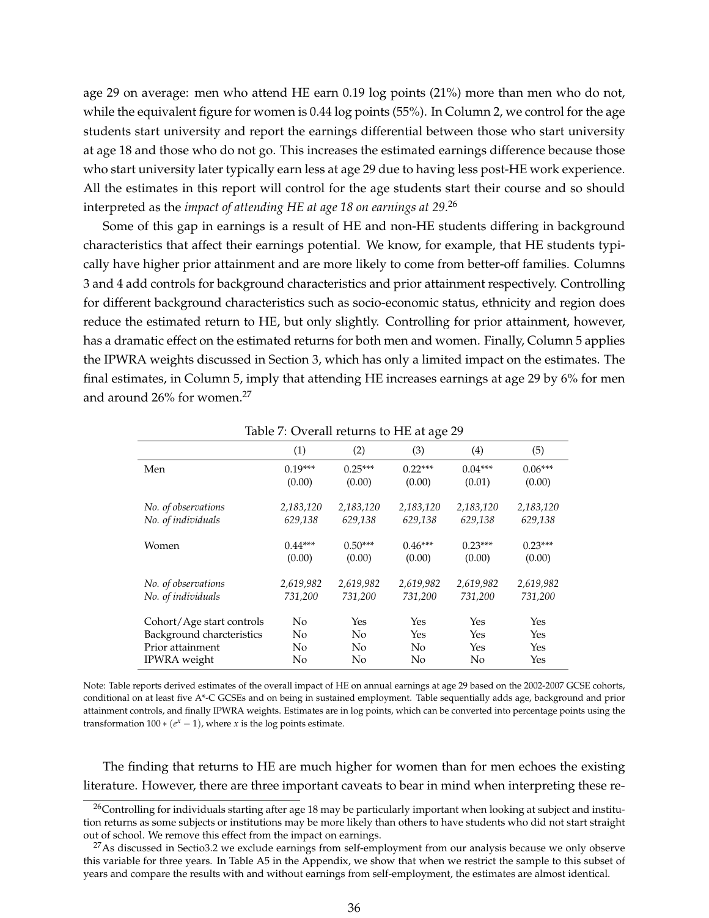age 29 on average: men who attend HE earn 0.19 log points (21%) more than men who do not, while the equivalent figure for women is 0.44 log points (55%). In Column 2, we control for the age students start university and report the earnings differential between those who start university at age 18 and those who do not go. This increases the estimated earnings difference because those who start university later typically earn less at age 29 due to having less post-HE work experience. All the estimates in this report will control for the age students start their course and so should interpreted as the *impact of attending HE at age 18 on earnings at 29*.[26]

Some of this gap in earnings is a result of HE and non-HE students differing in background characteristics that affect their earnings potential. We know, for example, that HE students typically have higher prior attainment and are more likely to come from better-off families. Columns 3 and 4 add controls for background characteristics and prior attainment respectively. Controlling for different background characteristics such as socio-economic status, ethnicity and region does reduce the estimated return to HE, but only slightly. Controlling for prior attainment, however, has a dramatic effect on the estimated returns for both men and women. Finally, Column 5 applies the IPWRA weights discussed in Section 3, which has only a limited impact on the estimates. The final estimates, in Column 5, imply that attending HE increases earnings at age 29 by 6% for men and around 26% for women.[27]

Table 7: Overall returns to HE at age 29

| | (1) | (2) | (3) | (4) | (5) |
|---|---|---|---|---|---|
| Men | 0.19*** | 0.25*** | 0.22*** | 0.04*** | 0.06*** |
| | (0.00) | (0.00) | (0.00) | (0.01) | (0.00) |
| *No. of observations* | *2,183,120* | *2,183,120* | *2,183,120* | *2,183,120* | *2,183,120* |
| *No. of individuals* | *629,138* | *629,138* | *629,138* | *629,138* | *629,138* |
| Women | 0.44*** | 0.50*** | 0.46*** | 0.23*** | 0.23*** |
| | (0.00) | (0.00) | (0.00) | (0.00) | (0.00) |
| *No. of observations* | *2,619,982* | *2,619,982* | *2,619,982* | *2,619,982* | *2,619,982* |
| *No. of individuals* | *731,200* | *731,200* | *731,200* | *731,200* | *731,200* |
| Cohort/Age start controls | No | Yes | Yes | Yes | Yes |
| Background charcteristics | No | No | Yes | Yes | Yes |
| Prior attainment | No | No | No | Yes | Yes |
| IPWRA weight | No | No | No | No | Yes |

Note: Table reports derived estimates of the overall impact of HE on annual earnings at age 29 based on the 2002-2007 GCSE cohorts, conditional on at least five A*-C GCSEs and on being in sustained employment. Table sequentially adds age, background and prior attainment controls, and finally IPWRA weights. Estimates are in log points, which can be converted into percentage points using the transformation $100 * (e^x - 1)$, where $x$ is the log points estimate.

The finding that returns to HE are much higher for women than for men echoes the existing literature. However, there are three important caveats to bear in mind when interpreting these re-

[26] Controlling for individuals starting after age 18 may be particularly important when looking at subject and institution returns as some subjects or institutions may be more likely than others to have students who did not start straight out of school. We remove this effect from the impact on earnings.

[27] As discussed in Sectio3.2 we exclude earnings from self-employment from our analysis because we only observe this variable for three years. In Table A5 in the Appendix, we show that when we restrict the sample to this subset of years and compare the results with and without earnings from self-employment, the estimates are almost identical.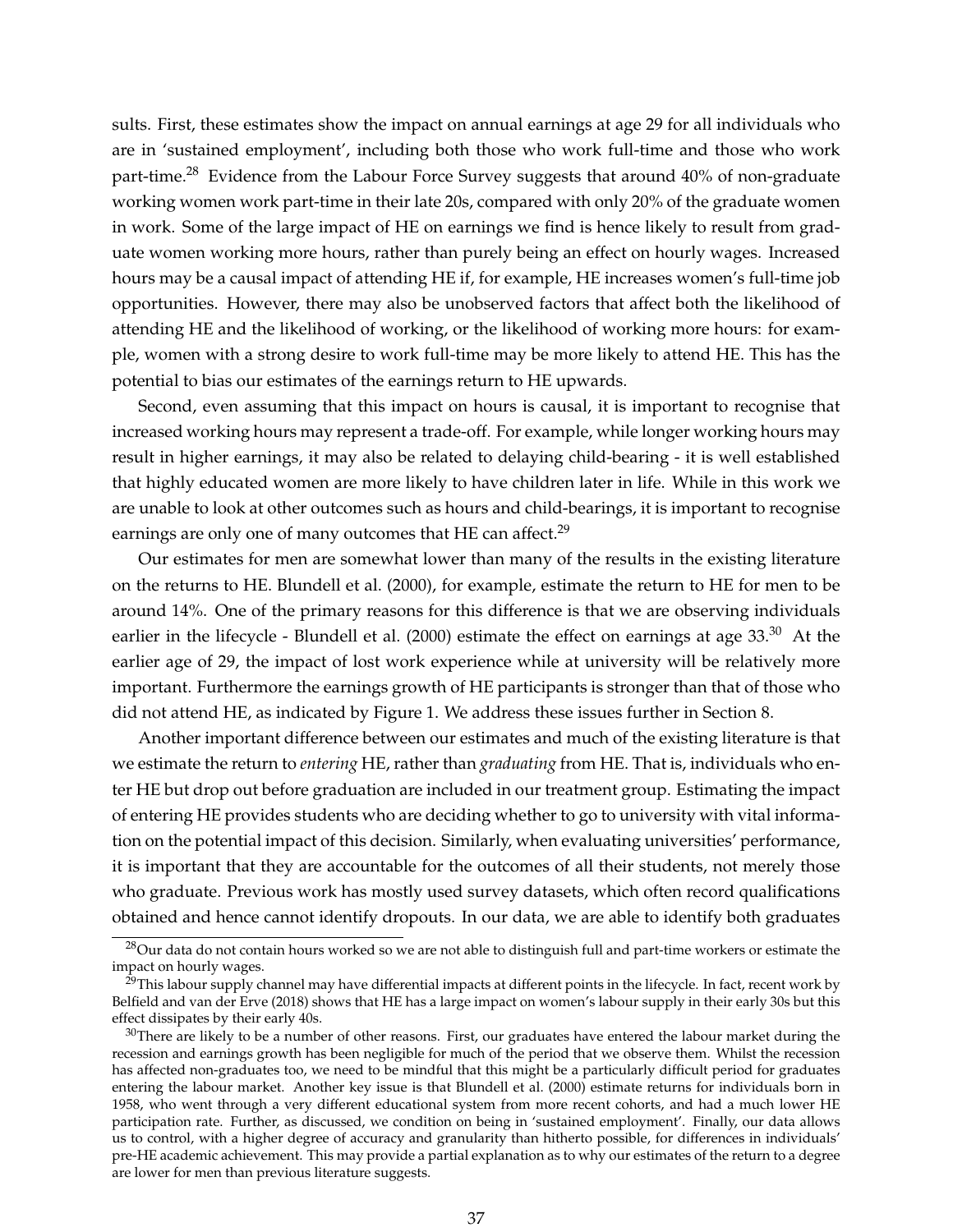sults. First, these estimates show the impact on annual earnings at age 29 for all individuals who are in 'sustained employment', including both those who work full-time and those who work part-time.[28] Evidence from the Labour Force Survey suggests that around 40% of non-graduate working women work part-time in their late 20s, compared with only 20% of the graduate women in work. Some of the large impact of HE on earnings we find is hence likely to result from graduate women working more hours, rather than purely being an effect on hourly wages. Increased hours may be a causal impact of attending HE if, for example, HE increases women's full-time job opportunities. However, there may also be unobserved factors that affect both the likelihood of attending HE and the likelihood of working, or the likelihood of working more hours: for example, women with a strong desire to work full-time may be more likely to attend HE. This has the potential to bias our estimates of the earnings return to HE upwards.

Second, even assuming that this impact on hours is causal, it is important to recognise that increased working hours may represent a trade-off. For example, while longer working hours may result in higher earnings, it may also be related to delaying child-bearing - it is well established that highly educated women are more likely to have children later in life. While in this work we are unable to look at other outcomes such as hours and child-bearings, it is important to recognise earnings are only one of many outcomes that HE can affect.[29]

Our estimates for men are somewhat lower than many of the results in the existing literature on the returns to HE. Blundell et al. (2000), for example, estimate the return to HE for men to be around 14%. One of the primary reasons for this difference is that we are observing individuals earlier in the lifecycle - Blundell et al. (2000) estimate the effect on earnings at age 33.[30] At the earlier age of 29, the impact of lost work experience while at university will be relatively more important. Furthermore the earnings growth of HE participants is stronger than that of those who did not attend HE, as indicated by Figure 1. We address these issues further in Section 8.

Another important difference between our estimates and much of the existing literature is that we estimate the return to *entering* HE, rather than *graduating* from HE. That is, individuals who enter HE but drop out before graduation are included in our treatment group. Estimating the impact of entering HE provides students who are deciding whether to go to university with vital information on the potential impact of this decision. Similarly, when evaluating universities' performance, it is important that they are accountable for the outcomes of all their students, not merely those who graduate. Previous work has mostly used survey datasets, which often record qualifications obtained and hence cannot identify dropouts. In our data, we are able to identify both graduates

---

[28] Our data do not contain hours worked so we are not able to distinguish full and part-time workers or estimate the impact on hourly wages.

[29] This labour supply channel may have differential impacts at different points in the lifecycle. In fact, recent work by Belfield and van der Erve (2018) shows that HE has a large impact on women's labour supply in their early 30s but this effect dissipates by their early 40s.

[30] There are likely to be a number of other reasons. First, our graduates have entered the labour market during the recession and earnings growth has been negligible for much of the period that we observe them. Whilst the recession has affected non-graduates too, we need to be mindful that this might be a particularly difficult period for graduates entering the labour market. Another key issue is that Blundell et al. (2000) estimate returns for individuals born in 1958, who went through a very different educational system from more recent cohorts, and had a much lower HE participation rate. Further, as discussed, we condition on being in 'sustained employment'. Finally, our data allows us to control, with a higher degree of accuracy and granularity than hitherto possible, for differences in individuals' pre-HE academic achievement. This may provide a partial explanation as to why our estimates of the return to a degree are lower for men than previous literature suggests.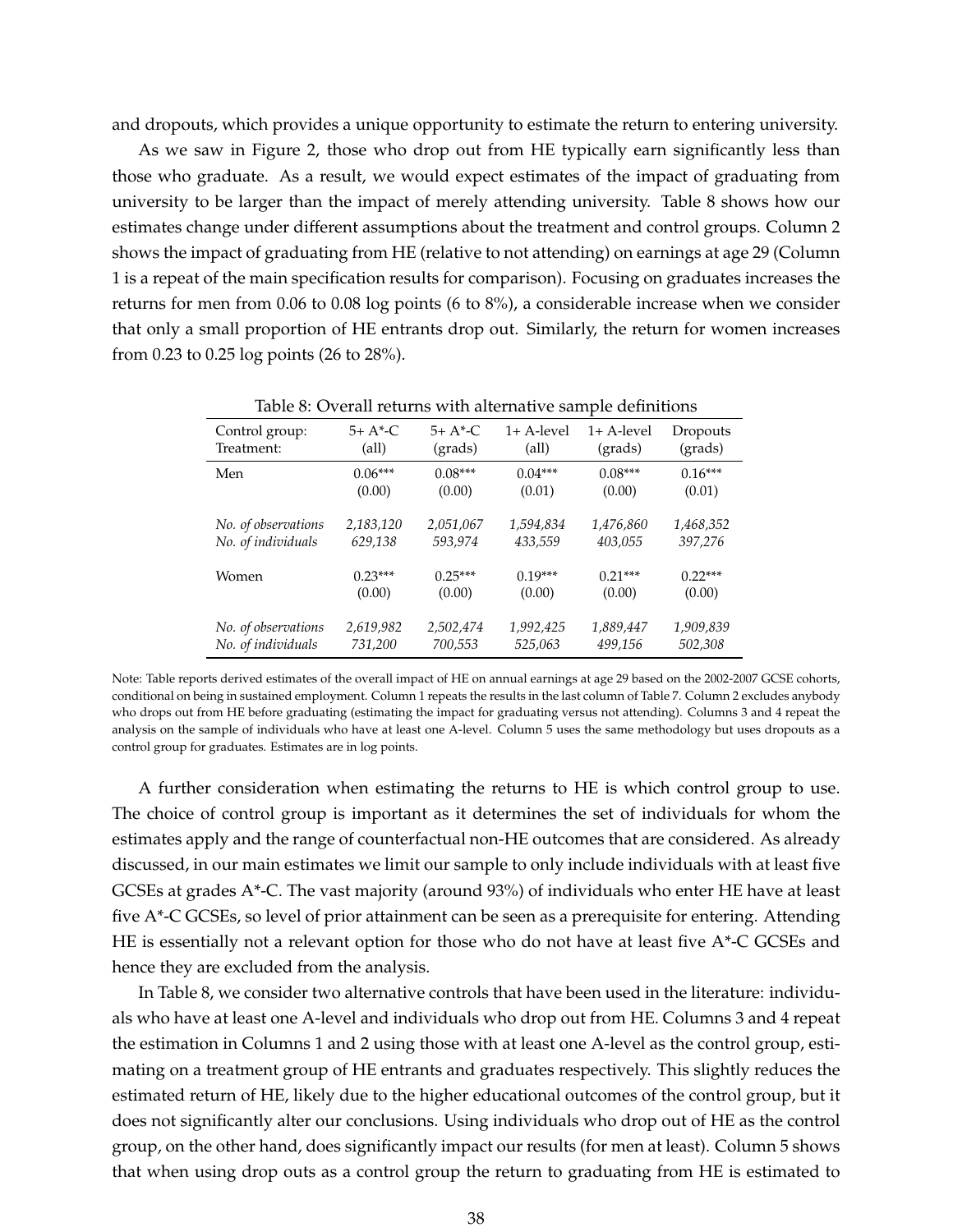and dropouts, which provides a unique opportunity to estimate the return to entering university.

As we saw in Figure 2, those who drop out from HE typically earn significantly less than those who graduate. As a result, we would expect estimates of the impact of graduating from university to be larger than the impact of merely attending university. Table 8 shows how our estimates change under different assumptions about the treatment and control groups. Column 2 shows the impact of graduating from HE (relative to not attending) on earnings at age 29 (Column 1 is a repeat of the main specification results for comparison). Focusing on graduates increases the returns for men from 0.06 to 0.08 log points (6 to 8%), a considerable increase when we consider that only a small proportion of HE entrants drop out. Similarly, the return for women increases from 0.23 to 0.25 log points (26 to 28%).

Table 8: Overall returns with alternative sample definitions

| Control group: Treatment: | 5+ A*-C (all) | 5+ A*-C (grads) | 1+ A-level (all) | 1+ A-level (grads) | Dropouts (grads) |
|---|---|---|---|---|---|
| Men | 0.06*** | 0.08*** | 0.04*** | 0.08*** | 0.16*** |
| | (0.00) | (0.00) | (0.01) | (0.00) | (0.01) |
| *No. of observations* | *2,183,120* | *2,051,067* | *1,594,834* | *1,476,860* | *1,468,352* |
| *No. of individuals* | *629,138* | *593,974* | *433,559* | *403,055* | *397,276* |
| Women | 0.23*** | 0.25*** | 0.19*** | 0.21*** | 0.22*** |
| | (0.00) | (0.00) | (0.00) | (0.00) | (0.00) |
| *No. of observations* | *2,619,982* | *2,502,474* | *1,992,425* | *1,889,447* | *1,909,839* |
| *No. of individuals* | *731,200* | *700,553* | *525,063* | *499,156* | *502,308* |

Note: Table reports derived estimates of the overall impact of HE on annual earnings at age 29 based on the 2002-2007 GCSE cohorts, conditional on being in sustained employment. Column 1 repeats the results in the last column of Table 7. Column 2 excludes anybody who drops out from HE before graduating (estimating the impact for graduating versus not attending). Columns 3 and 4 repeat the analysis on the sample of individuals who have at least one A-level. Column 5 uses the same methodology but uses dropouts as a control group for graduates. Estimates are in log points.

A further consideration when estimating the returns to HE is which control group to use. The choice of control group is important as it determines the set of individuals for whom the estimates apply and the range of counterfactual non-HE outcomes that are considered. As already discussed, in our main estimates we limit our sample to only include individuals with at least five GCSEs at grades A*-C. The vast majority (around 93%) of individuals who enter HE have at least five A*-C GCSEs, so level of prior attainment can be seen as a prerequisite for entering. Attending HE is essentially not a relevant option for those who do not have at least five A*-C GCSEs and hence they are excluded from the analysis.

In Table 8, we consider two alternative controls that have been used in the literature: individuals who have at least one A-level and individuals who drop out from HE. Columns 3 and 4 repeat the estimation in Columns 1 and 2 using those with at least one A-level as the control group, estimating on a treatment group of HE entrants and graduates respectively. This slightly reduces the estimated return of HE, likely due to the higher educational outcomes of the control group, but it does not significantly alter our conclusions. Using individuals who drop out of HE as the control group, on the other hand, does significantly impact our results (for men at least). Column 5 shows that when using drop outs as a control group the return to graduating from HE is estimated to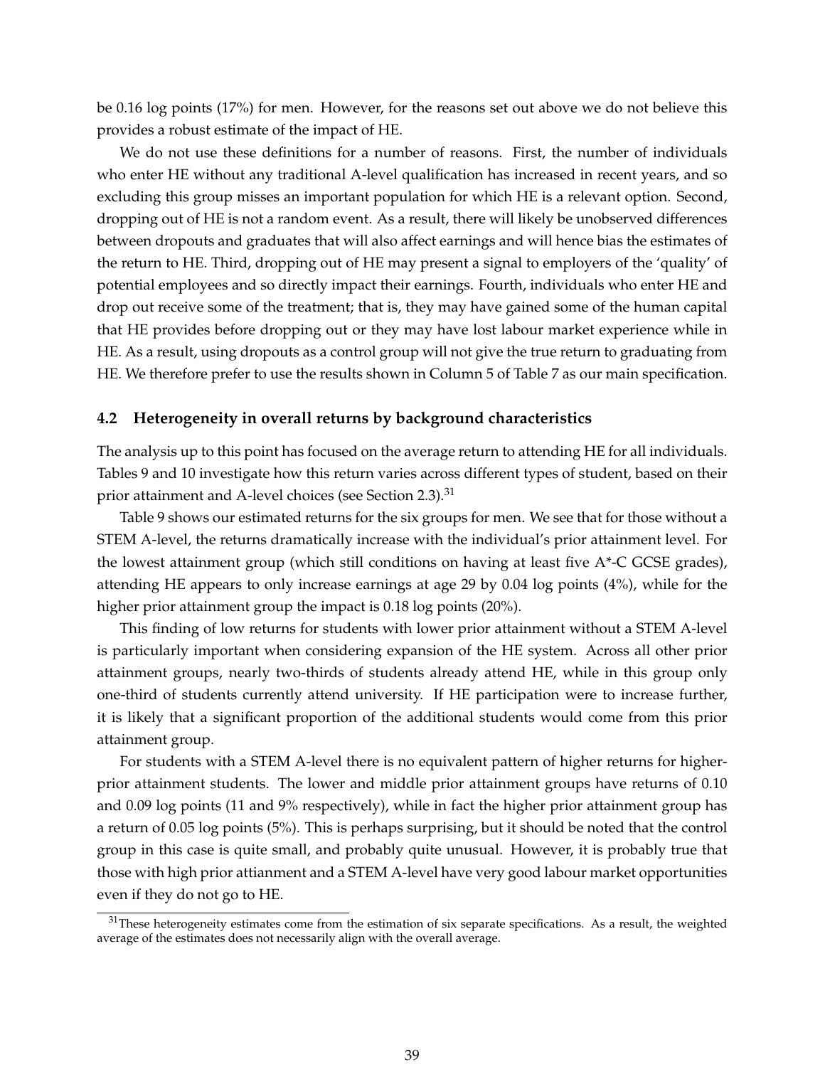be 0.16 log points (17%) for men. However, for the reasons set out above we do not believe this provides a robust estimate of the impact of HE.

We do not use these definitions for a number of reasons. First, the number of individuals who enter HE without any traditional A-level qualification has increased in recent years, and so excluding this group misses an important population for which HE is a relevant option. Second, dropping out of HE is not a random event. As a result, there will likely be unobserved differences between dropouts and graduates that will also affect earnings and will hence bias the estimates of the return to HE. Third, dropping out of HE may present a signal to employers of the 'quality' of potential employees and so directly impact their earnings. Fourth, individuals who enter HE and drop out receive some of the treatment; that is, they may have gained some of the human capital that HE provides before dropping out or they may have lost labour market experience while in HE. As a result, using dropouts as a control group will not give the true return to graduating from HE. We therefore prefer to use the results shown in Column 5 of Table 7 as our main specification.

### 4.2 Heterogeneity in overall returns by background characteristics

The analysis up to this point has focused on the average return to attending HE for all individuals. Tables 9 and 10 investigate how this return varies across different types of student, based on their prior attainment and A-level choices (see Section 2.3).[31]

Table 9 shows our estimated returns for the six groups for men. We see that for those without a STEM A-level, the returns dramatically increase with the individual's prior attainment level. For the lowest attainment group (which still conditions on having at least five A*-C GCSE grades), attending HE appears to only increase earnings at age 29 by 0.04 log points (4%), while for the higher prior attainment group the impact is 0.18 log points (20%).

This finding of low returns for students with lower prior attainment without a STEM A-level is particularly important when considering expansion of the HE system. Across all other prior attainment groups, nearly two-thirds of students already attend HE, while in this group only one-third of students currently attend university. If HE participation were to increase further, it is likely that a significant proportion of the additional students would come from this prior attainment group.

For students with a STEM A-level there is no equivalent pattern of higher returns for higher-prior attainment students. The lower and middle prior attainment groups have returns of 0.10 and 0.09 log points (11 and 9% respectively), while in fact the higher prior attainment group has a return of 0.05 log points (5%). This is perhaps surprising, but it should be noted that the control group in this case is quite small, and probably quite unusual. However, it is probably true that those with high prior attianment and a STEM A-level have very good labour market opportunities even if they do not go to HE.

[31]These heterogeneity estimates come from the estimation of six separate specifications. As a result, the weighted average of the estimates does not necessarily align with the overall average.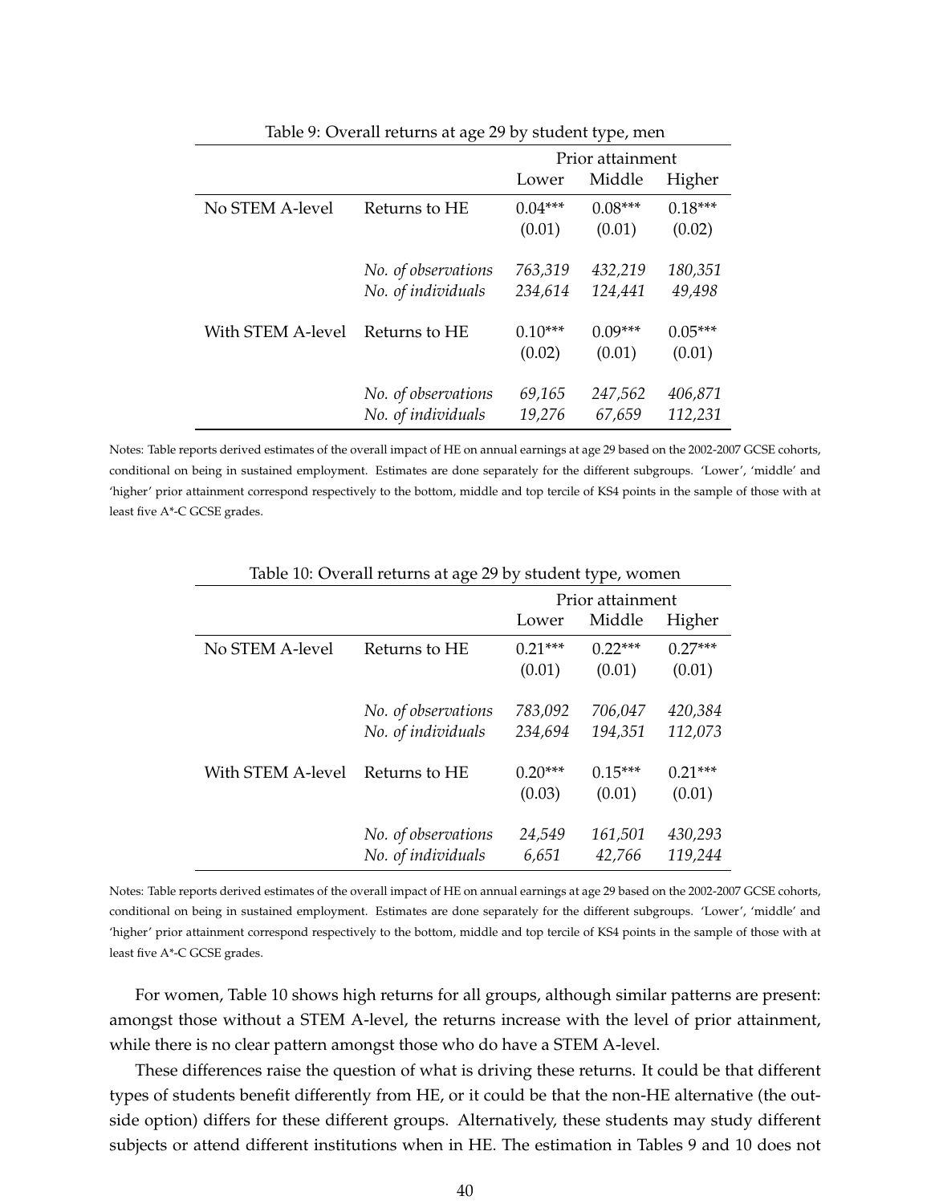Table 9: Overall returns at age 29 by student type, men

| | | Prior attainment | | |
|---|---|---|---|---|
| | | Lower | Middle | Higher |
| No STEM A-level | Returns to HE | 0.04*** | 0.08*** | 0.18*** |
| | | (0.01) | (0.01) | (0.02) |
| | *No. of observations* | *763,319* | *432,219* | *180,351* |
| | *No. of individuals* | *234,614* | *124,441* | *49,498* |
| With STEM A-level | Returns to HE | 0.10*** | 0.09*** | 0.05*** |
| | | (0.02) | (0.01) | (0.01) |
| | *No. of observations* | *69,165* | *247,562* | *406,871* |
| | *No. of individuals* | *19,276* | *67,659* | *112,231* |

Notes: Table reports derived estimates of the overall impact of HE on annual earnings at age 29 based on the 2002-2007 GCSE cohorts, conditional on being in sustained employment. Estimates are done separately for the different subgroups. 'Lower', 'middle' and 'higher' prior attainment correspond respectively to the bottom, middle and top tercile of KS4 points in the sample of those with at least five A*-C GCSE grades.

Table 10: Overall returns at age 29 by student type, women

| | | Prior attainment | | |
|---|---|---|---|---|
| | | Lower | Middle | Higher |
| No STEM A-level | Returns to HE | 0.21*** | 0.22*** | 0.27*** |
| | | (0.01) | (0.01) | (0.01) |
| | *No. of observations* | *783,092* | *706,047* | *420,384* |
| | *No. of individuals* | *234,694* | *194,351* | *112,073* |
| With STEM A-level | Returns to HE | 0.20*** | 0.15*** | 0.21*** |
| | | (0.03) | (0.01) | (0.01) |
| | *No. of observations* | *24,549* | *161,501* | *430,293* |
| | *No. of individuals* | *6,651* | *42,766* | *119,244* |

Notes: Table reports derived estimates of the overall impact of HE on annual earnings at age 29 based on the 2002-2007 GCSE cohorts, conditional on being in sustained employment. Estimates are done separately for the different subgroups. 'Lower', 'middle' and 'higher' prior attainment correspond respectively to the bottom, middle and top tercile of KS4 points in the sample of those with at least five A*-C GCSE grades.

For women, Table 10 shows high returns for all groups, although similar patterns are present: amongst those without a STEM A-level, the returns increase with the level of prior attainment, while there is no clear pattern amongst those who do have a STEM A-level.

These differences raise the question of what is driving these returns. It could be that different types of students benefit differently from HE, or it could be that the non-HE alternative (the outside option) differs for these different groups. Alternatively, these students may study different subjects or attend different institutions when in HE. The estimation in Tables 9 and 10 does not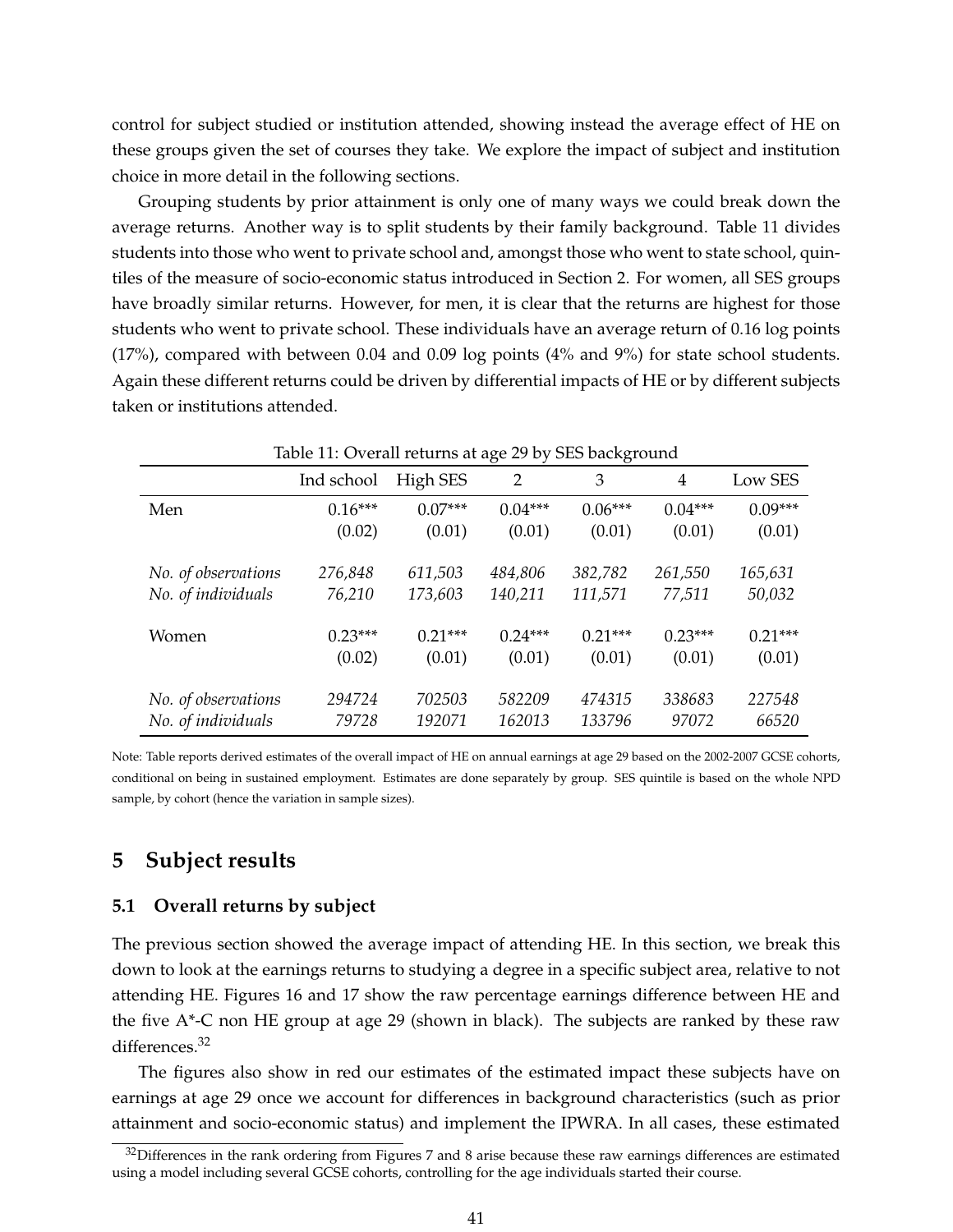control for subject studied or institution attended, showing instead the average effect of HE on these groups given the set of courses they take. We explore the impact of subject and institution choice in more detail in the following sections.

Grouping students by prior attainment is only one of many ways we could break down the average returns. Another way is to split students by their family background. Table 11 divides students into those who went to private school and, amongst those who went to state school, quintiles of the measure of socio-economic status introduced in Section 2. For women, all SES groups have broadly similar returns. However, for men, it is clear that the returns are highest for those students who went to private school. These individuals have an average return of 0.16 log points (17%), compared with between 0.04 and 0.09 log points (4% and 9%) for state school students. Again these different returns could be driven by differential impacts of HE or by different subjects taken or institutions attended.

Table 11: Overall returns at age 29 by SES background

| | Ind school | High SES | 2 | 3 | 4 | Low SES |
|---|---|---|---|---|---|---|
| Men | 0.16*** | 0.07*** | 0.04*** | 0.06*** | 0.04*** | 0.09*** |
| | (0.02) | (0.01) | (0.01) | (0.01) | (0.01) | (0.01) |
| *No. of observations* | *276,848* | *611,503* | *484,806* | *382,782* | *261,550* | *165,631* |
| *No. of individuals* | *76,210* | *173,603* | *140,211* | *111,571* | *77,511* | *50,032* |
| Women | 0.23*** | 0.21*** | 0.24*** | 0.21*** | 0.23*** | 0.21*** |
| | (0.02) | (0.01) | (0.01) | (0.01) | (0.01) | (0.01) |
| *No. of observations* | *294724* | *702503* | *582209* | *474315* | *338683* | *227548* |
| *No. of individuals* | *79728* | *192071* | *162013* | *133796* | *97072* | *66520* |

Note: Table reports derived estimates of the overall impact of HE on annual earnings at age 29 based on the 2002-2007 GCSE cohorts, conditional on being in sustained employment. Estimates are done separately by group. SES quintile is based on the whole NPD sample, by cohort (hence the variation in sample sizes).

## 5 Subject results

### 5.1 Overall returns by subject

The previous section showed the average impact of attending HE. In this section, we break this down to look at the earnings returns to studying a degree in a specific subject area, relative to not attending HE. Figures 16 and 17 show the raw percentage earnings difference between HE and the five A*-C non HE group at age 29 (shown in black). The subjects are ranked by these raw differences.[32]

The figures also show in red our estimates of the estimated impact these subjects have on earnings at age 29 once we account for differences in background characteristics (such as prior attainment and socio-economic status) and implement the IPWRA. In all cases, these estimated

[32] Differences in the rank ordering from Figures 7 and 8 arise because these raw earnings differences are estimated using a model including several GCSE cohorts, controlling for the age individuals started their course.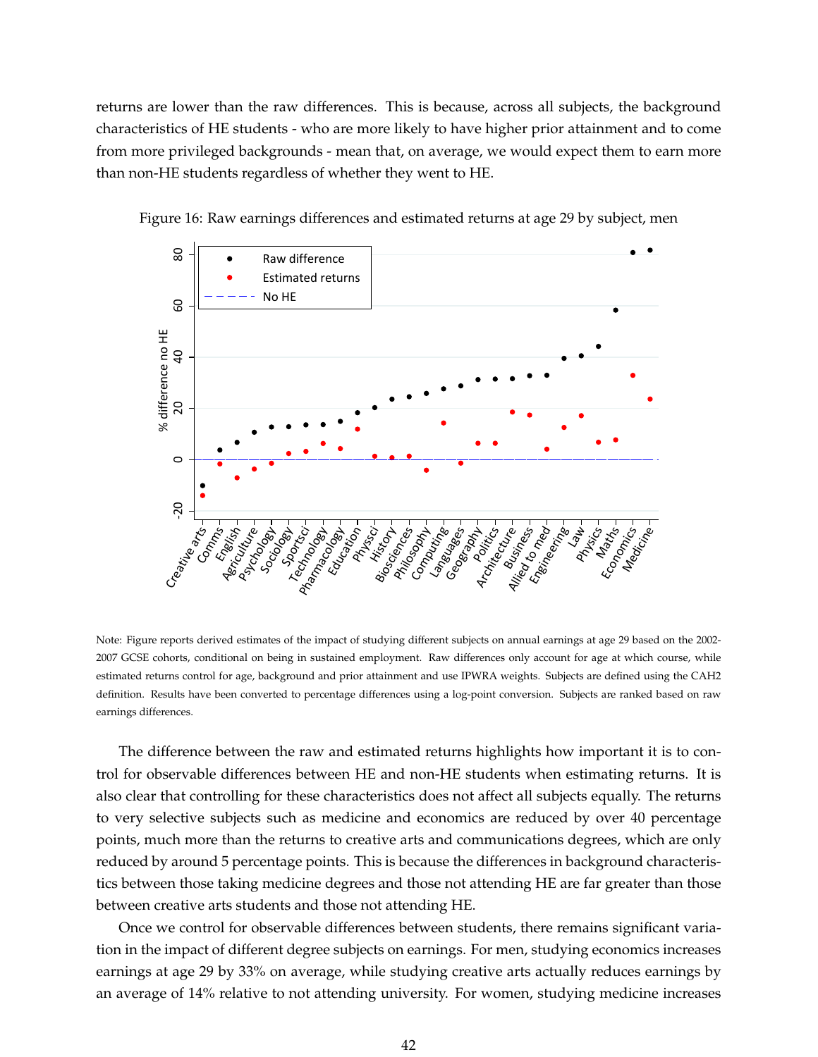returns are lower than the raw differences. This is because, across all subjects, the background characteristics of HE students - who are more likely to have higher prior attainment and to come from more privileged backgrounds - mean that, on average, we would expect them to earn more than non-HE students regardless of whether they went to HE.

Figure 16: Raw earnings differences and estimated returns at age 29 by subject, men

Note: Figure reports derived estimates of the impact of studying different subjects on annual earnings at age 29 based on the 2002-2007 GCSE cohorts, conditional on being in sustained employment. Raw differences only account for age at which course, while estimated returns control for age, background and prior attainment and use IPWRA weights. Subjects are defined using the CAH2 definition. Results have been converted to percentage differences using a log-point conversion. Subjects are ranked based on raw earnings differences.

The difference between the raw and estimated returns highlights how important it is to control for observable differences between HE and non-HE students when estimating returns. It is also clear that controlling for these characteristics does not affect all subjects equally. The returns to very selective subjects such as medicine and economics are reduced by over 40 percentage points, much more than the returns to creative arts and communications degrees, which are only reduced by around 5 percentage points. This is because the differences in background characteristics between those taking medicine degrees and those not attending HE are far greater than those between creative arts students and those not attending HE.

Once we control for observable differences between students, there remains significant variation in the impact of different degree subjects on earnings. For men, studying economics increases earnings at age 29 by 33% on average, while studying creative arts actually reduces earnings by an average of 14% relative to not attending university. For women, studying medicine increases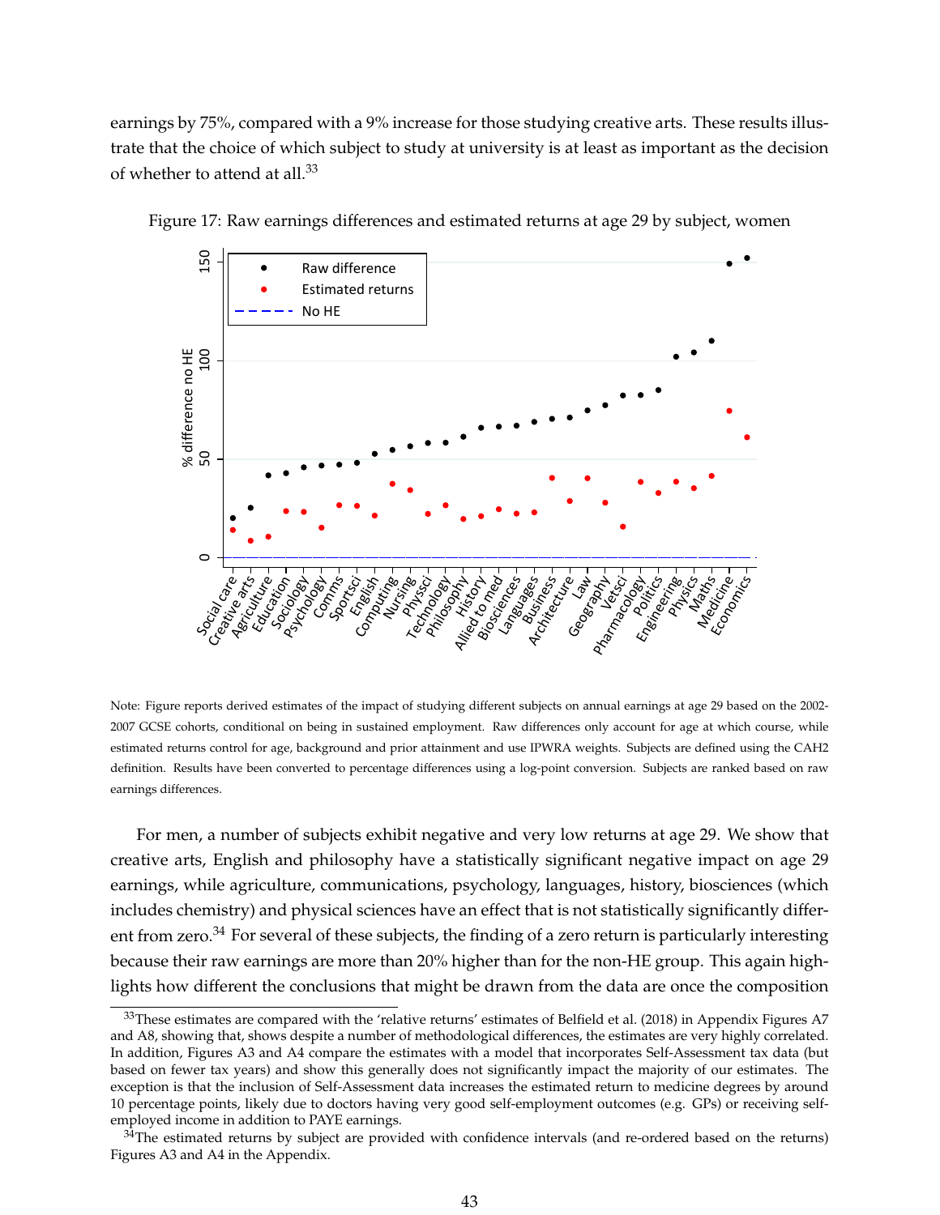earnings by 75%, compared with a 9% increase for those studying creative arts. These results illustrate that the choice of which subject to study at university is at least as important as the decision of whether to attend at all.[33]

Figure 17: Raw earnings differences and estimated returns at age 29 by subject, women

Note: Figure reports derived estimates of the impact of studying different subjects on annual earnings at age 29 based on the 2002-2007 GCSE cohorts, conditional on being in sustained employment. Raw differences only account for age at which course, while estimated returns control for age, background and prior attainment and use IPWRA weights. Subjects are defined using the CAH2 definition. Results have been converted to percentage differences using a log-point conversion. Subjects are ranked based on raw earnings differences.

For men, a number of subjects exhibit negative and very low returns at age 29. We show that creative arts, English and philosophy have a statistically significant negative impact on age 29 earnings, while agriculture, communications, psychology, languages, history, biosciences (which includes chemistry) and physical sciences have an effect that is not statistically significantly different from zero.[34] For several of these subjects, the finding of a zero return is particularly interesting because their raw earnings are more than 20% higher than for the non-HE group. This again highlights how different the conclusions that might be drawn from the data are once the composition

[33]These estimates are compared with the 'relative returns' estimates of Belfield et al. (2018) in Appendix Figures A7 and A8, showing that, shows despite a number of methodological differences, the estimates are very highly correlated. In addition, Figures A3 and A4 compare the estimates with a model that incorporates Self-Assessment tax data (but based on fewer tax years) and show this generally does not significantly impact the majority of our estimates. The exception is that the inclusion of Self-Assessment data increases the estimated return to medicine degrees by around 10 percentage points, likely due to doctors having very good self-employment outcomes (e.g. GPs) or receiving self-employed income in addition to PAYE earnings.

[34]The estimated returns by subject are provided with confidence intervals (and re-ordered based on the returns) Figures A3 and A4 in the Appendix.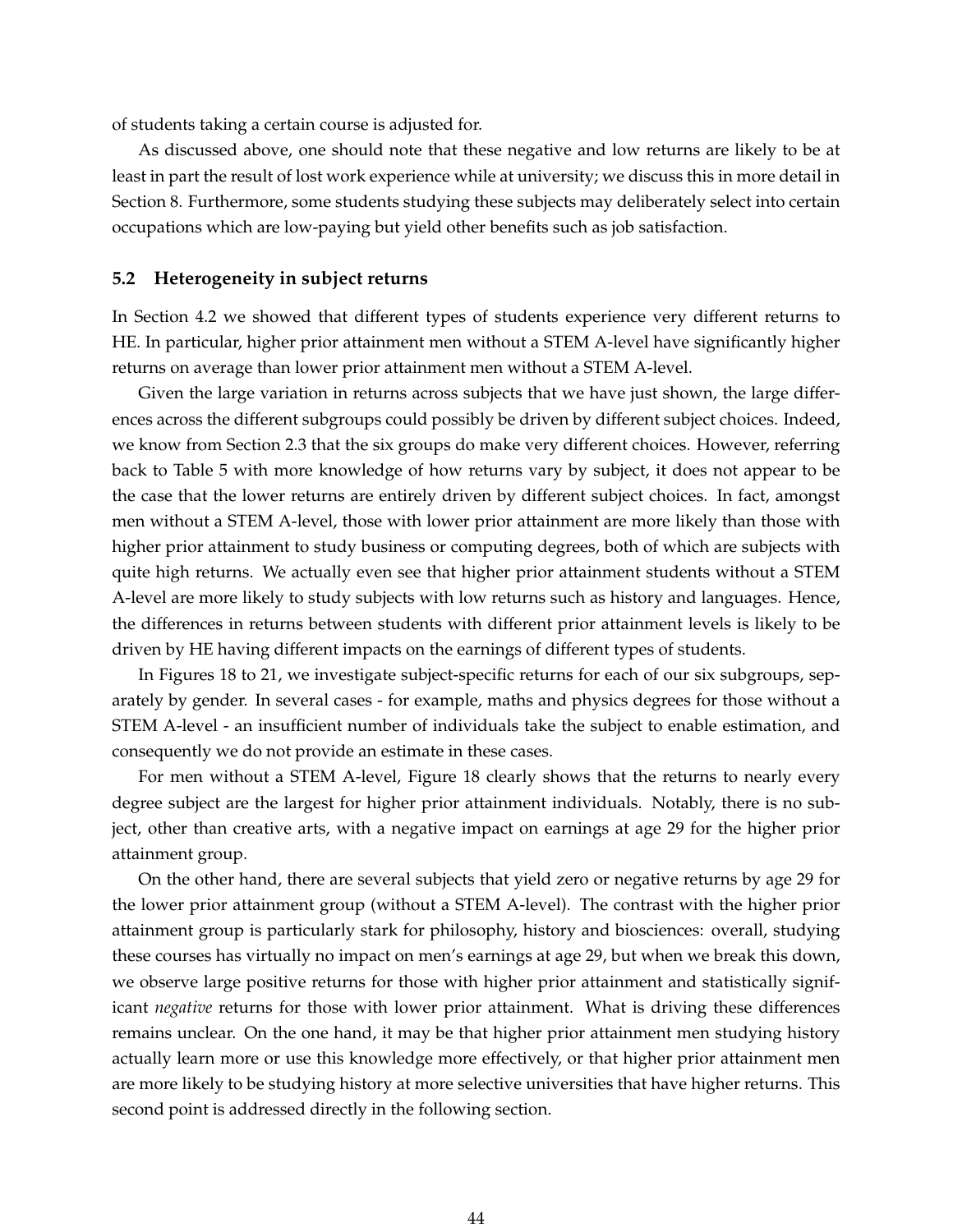of students taking a certain course is adjusted for.

As discussed above, one should note that these negative and low returns are likely to be at least in part the result of lost work experience while at university; we discuss this in more detail in Section 8. Furthermore, some students studying these subjects may deliberately select into certain occupations which are low-paying but yield other benefits such as job satisfaction.

### 5.2 Heterogeneity in subject returns

In Section 4.2 we showed that different types of students experience very different returns to HE. In particular, higher prior attainment men without a STEM A-level have significantly higher returns on average than lower prior attainment men without a STEM A-level.

Given the large variation in returns across subjects that we have just shown, the large differences across the different subgroups could possibly be driven by different subject choices. Indeed, we know from Section 2.3 that the six groups do make very different choices. However, referring back to Table 5 with more knowledge of how returns vary by subject, it does not appear to be the case that the lower returns are entirely driven by different subject choices. In fact, amongst men without a STEM A-level, those with lower prior attainment are more likely than those with higher prior attainment to study business or computing degrees, both of which are subjects with quite high returns. We actually even see that higher prior attainment students without a STEM A-level are more likely to study subjects with low returns such as history and languages. Hence, the differences in returns between students with different prior attainment levels is likely to be driven by HE having different impacts on the earnings of different types of students.

In Figures 18 to 21, we investigate subject-specific returns for each of our six subgroups, separately by gender. In several cases - for example, maths and physics degrees for those without a STEM A-level - an insufficient number of individuals take the subject to enable estimation, and consequently we do not provide an estimate in these cases.

For men without a STEM A-level, Figure 18 clearly shows that the returns to nearly every degree subject are the largest for higher prior attainment individuals. Notably, there is no subject, other than creative arts, with a negative impact on earnings at age 29 for the higher prior attainment group.

On the other hand, there are several subjects that yield zero or negative returns by age 29 for the lower prior attainment group (without a STEM A-level). The contrast with the higher prior attainment group is particularly stark for philosophy, history and biosciences: overall, studying these courses has virtually no impact on men's earnings at age 29, but when we break this down, we observe large positive returns for those with higher prior attainment and statistically significant *negative* returns for those with lower prior attainment. What is driving these differences remains unclear. On the one hand, it may be that higher prior attainment men studying history actually learn more or use this knowledge more effectively, or that higher prior attainment men are more likely to be studying history at more selective universities that have higher returns. This second point is addressed directly in the following section.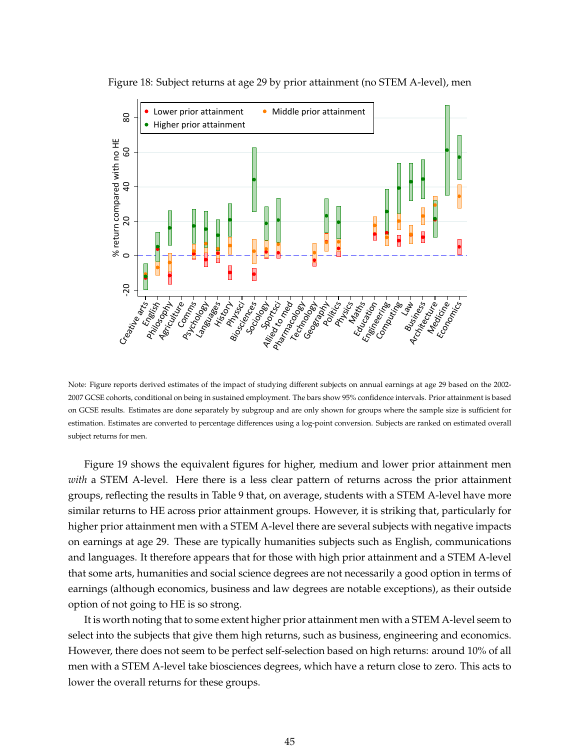Figure 18: Subject returns at age 29 by prior attainment (no STEM A-level), men

Note: Figure reports derived estimates of the impact of studying different subjects on annual earnings at age 29 based on the 2002-2007 GCSE cohorts, conditional on being in sustained employment. The bars show 95% confidence intervals. Prior attainment is based on GCSE results. Estimates are done separately by subgroup and are only shown for groups where the sample size is sufficient for estimation. Estimates are converted to percentage differences using a log-point conversion. Subjects are ranked on estimated overall subject returns for men.

Figure 19 shows the equivalent figures for higher, medium and lower prior attainment men *with* a STEM A-level. Here there is a less clear pattern of returns across the prior attainment groups, reflecting the results in Table 9 that, on average, students with a STEM A-level have more similar returns to HE across prior attainment groups. However, it is striking that, particularly for higher prior attainment men with a STEM A-level there are several subjects with negative impacts on earnings at age 29. These are typically humanities subjects such as English, communications and languages. It therefore appears that for those with high prior attainment and a STEM A-level that some arts, humanities and social science degrees are not necessarily a good option in terms of earnings (although economics, business and law degrees are notable exceptions), as their outside option of not going to HE is so strong.

It is worth noting that to some extent higher prior attainment men with a STEM A-level seem to select into the subjects that give them high returns, such as business, engineering and economics. However, there does not seem to be perfect self-selection based on high returns: around 10% of all men with a STEM A-level take biosciences degrees, which have a return close to zero. This acts to lower the overall returns for these groups.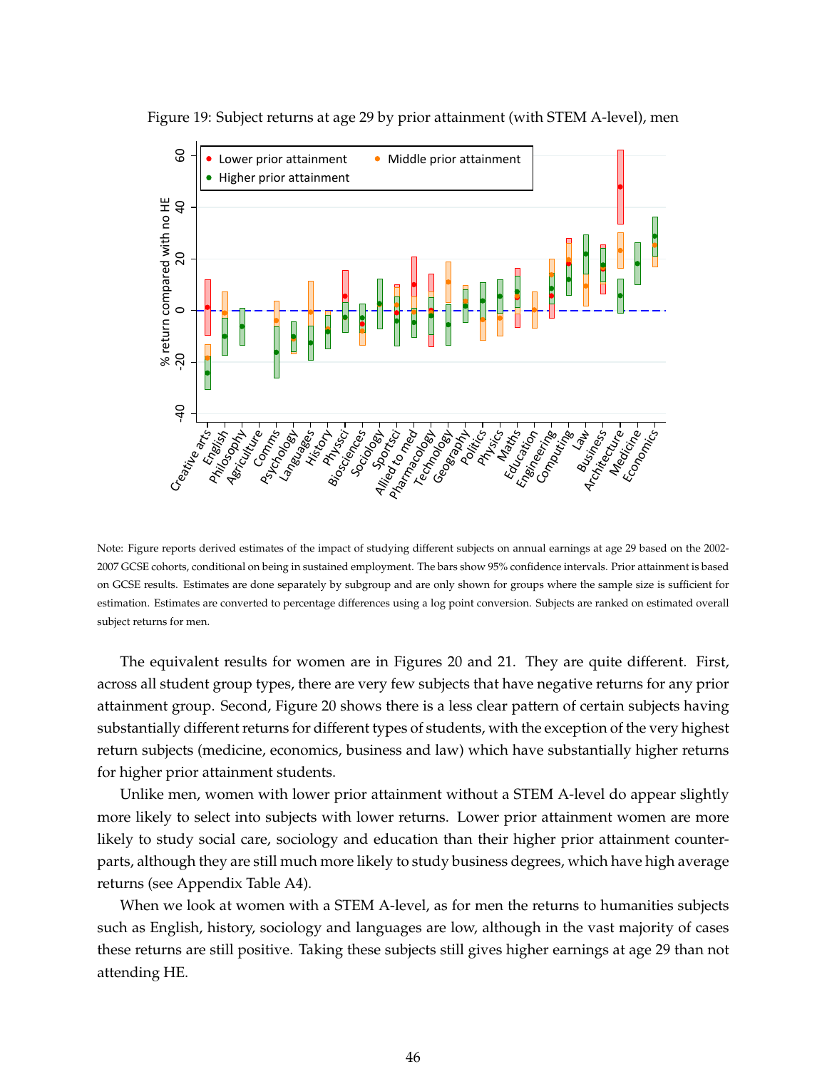Figure 19: Subject returns at age 29 by prior attainment (with STEM A-level), men

Note: Figure reports derived estimates of the impact of studying different subjects on annual earnings at age 29 based on the 2002-2007 GCSE cohorts, conditional on being in sustained employment. The bars show 95% confidence intervals. Prior attainment is based on GCSE results. Estimates are done separately by subgroup and are only shown for groups where the sample size is sufficient for estimation. Estimates are converted to percentage differences using a log point conversion. Subjects are ranked on estimated overall subject returns for men.

The equivalent results for women are in Figures 20 and 21. They are quite different. First, across all student group types, there are very few subjects that have negative returns for any prior attainment group. Second, Figure 20 shows there is a less clear pattern of certain subjects having substantially different returns for different types of students, with the exception of the very highest return subjects (medicine, economics, business and law) which have substantially higher returns for higher prior attainment students.

Unlike men, women with lower prior attainment without a STEM A-level do appear slightly more likely to select into subjects with lower returns. Lower prior attainment women are more likely to study social care, sociology and education than their higher prior attainment counterparts, although they are still much more likely to study business degrees, which have high average returns (see Appendix Table A4).

When we look at women with a STEM A-level, as for men the returns to humanities subjects such as English, history, sociology and languages are low, although in the vast majority of cases these returns are still positive. Taking these subjects still gives higher earnings at age 29 than not attending HE.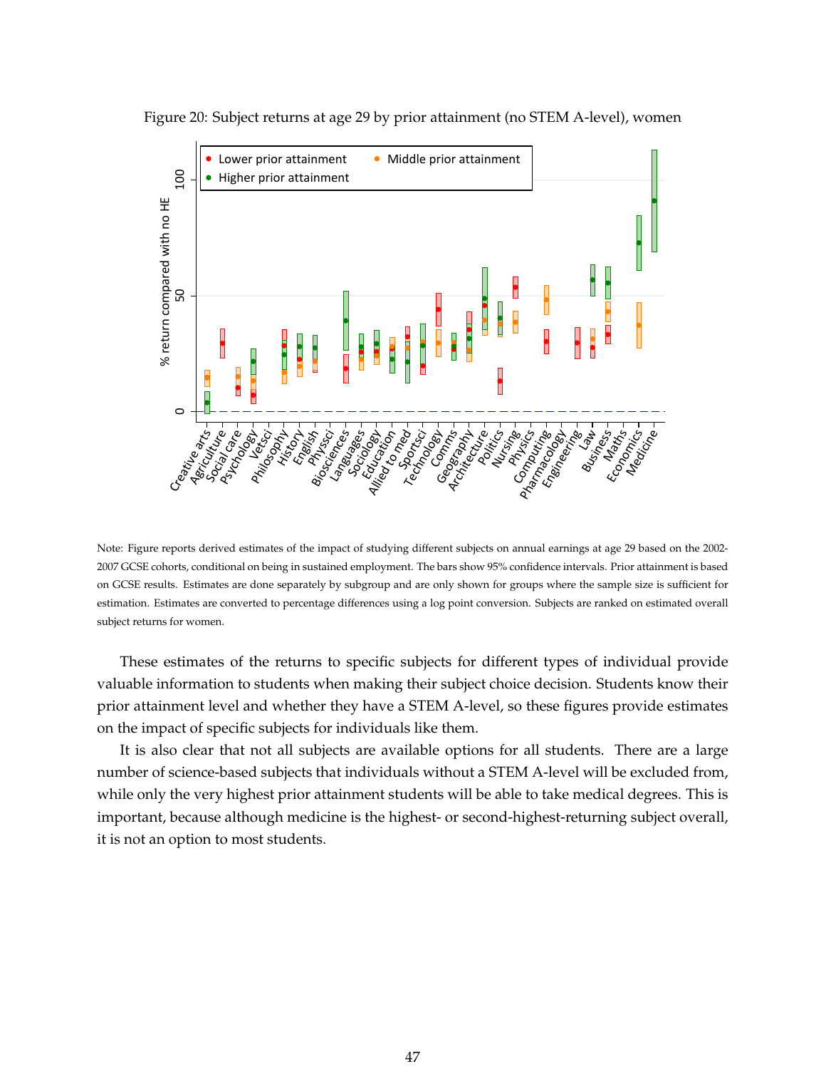Figure 20: Subject returns at age 29 by prior attainment (no STEM A-level), women

Note: Figure reports derived estimates of the impact of studying different subjects on annual earnings at age 29 based on the 2002-2007 GCSE cohorts, conditional on being in sustained employment. The bars show 95% confidence intervals. Prior attainment is based on GCSE results. Estimates are done separately by subgroup and are only shown for groups where the sample size is sufficient for estimation. Estimates are converted to percentage differences using a log point conversion. Subjects are ranked on estimated overall subject returns for women.

These estimates of the returns to specific subjects for different types of individual provide valuable information to students when making their subject choice decision. Students know their prior attainment level and whether they have a STEM A-level, so these figures provide estimates on the impact of specific subjects for individuals like them.

It is also clear that not all subjects are available options for all students. There are a large number of science-based subjects that individuals without a STEM A-level will be excluded from, while only the very highest prior attainment students will be able to take medical degrees. This is important, because although medicine is the highest- or second-highest-returning subject overall, it is not an option to most students.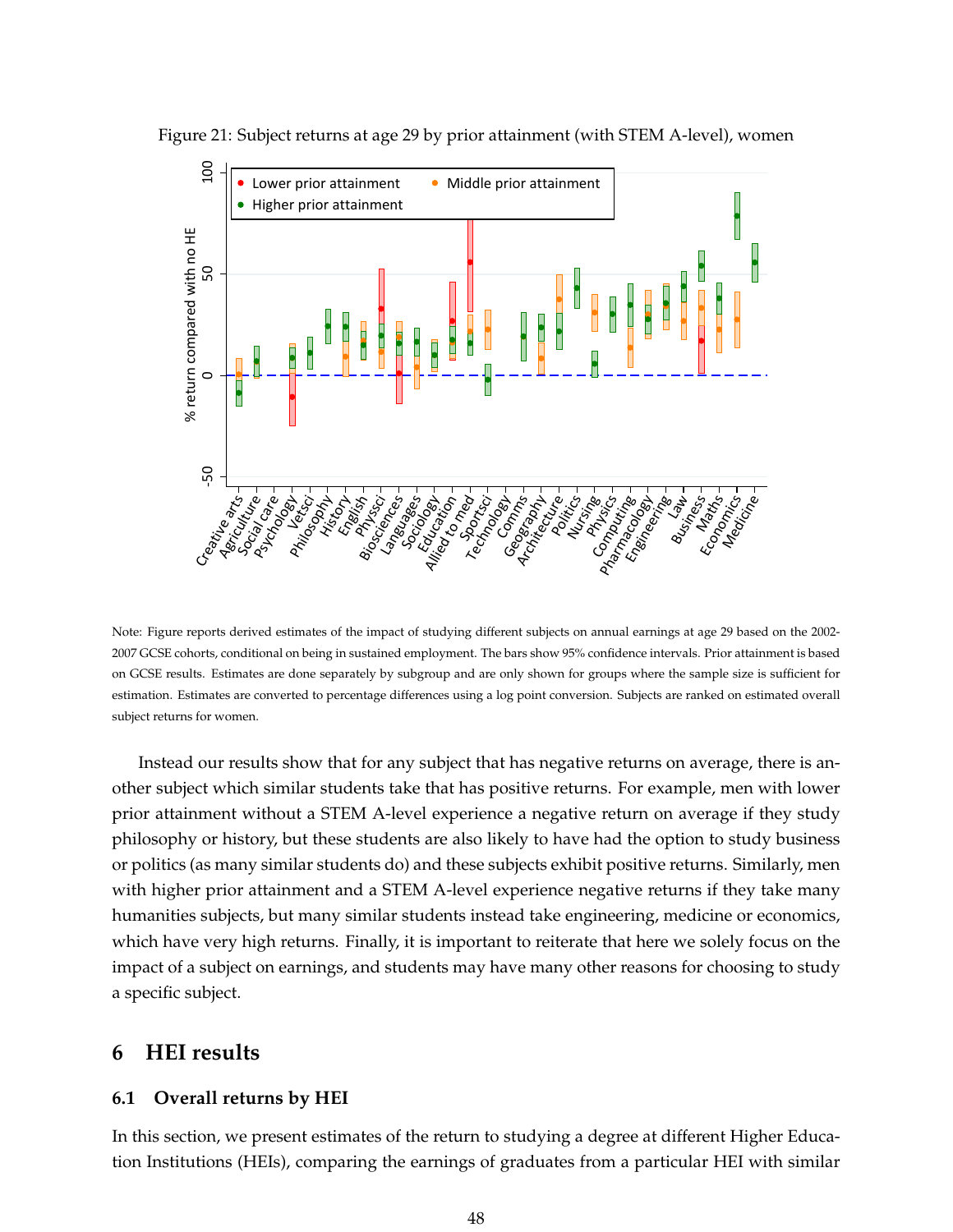Figure 21: Subject returns at age 29 by prior attainment (with STEM A-level), women

Note: Figure reports derived estimates of the impact of studying different subjects on annual earnings at age 29 based on the 2002-2007 GCSE cohorts, conditional on being in sustained employment. The bars show 95% confidence intervals. Prior attainment is based on GCSE results. Estimates are done separately by subgroup and are only shown for groups where the sample size is sufficient for estimation. Estimates are converted to percentage differences using a log point conversion. Subjects are ranked on estimated overall subject returns for women.

Instead our results show that for any subject that has negative returns on average, there is another subject which similar students take that has positive returns. For example, men with lower prior attainment without a STEM A-level experience a negative return on average if they study philosophy or history, but these students are also likely to have had the option to study business or politics (as many similar students do) and these subjects exhibit positive returns. Similarly, men with higher prior attainment and a STEM A-level experience negative returns if they take many humanities subjects, but many similar students instead take engineering, medicine or economics, which have very high returns. Finally, it is important to reiterate that here we solely focus on the impact of a subject on earnings, and students may have many other reasons for choosing to study a specific subject.

## 6 HEI results

### 6.1 Overall returns by HEI

In this section, we present estimates of the return to studying a degree at different Higher Education Institutions (HEIs), comparing the earnings of graduates from a particular HEI with similar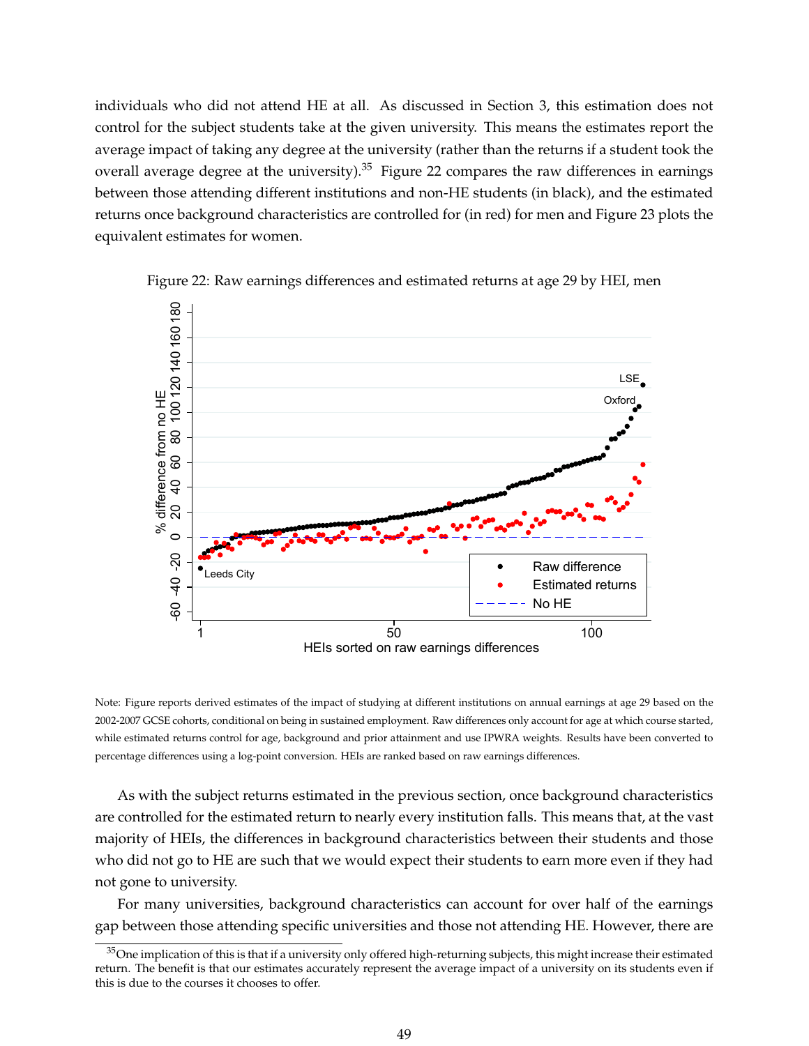individuals who did not attend HE at all. As discussed in Section 3, this estimation does not control for the subject students take at the given university. This means the estimates report the average impact of taking any degree at the university (rather than the returns if a student took the overall average degree at the university).[35] Figure 22 compares the raw differences in earnings between those attending different institutions and non-HE students (in black), and the estimated returns once background characteristics are controlled for (in red) for men and Figure 23 plots the equivalent estimates for women.

Figure 22: Raw earnings differences and estimated returns at age 29 by HEI, men

Note: Figure reports derived estimates of the impact of studying at different institutions on annual earnings at age 29 based on the 2002-2007 GCSE cohorts, conditional on being in sustained employment. Raw differences only account for age at which course started, while estimated returns control for age, background and prior attainment and use IPWRA weights. Results have been converted to percentage differences using a log-point conversion. HEIs are ranked based on raw earnings differences.

As with the subject returns estimated in the previous section, once background characteristics are controlled for the estimated return to nearly every institution falls. This means that, at the vast majority of HEIs, the differences in background characteristics between their students and those who did not go to HE are such that we would expect their students to earn more even if they had not gone to university.

For many universities, background characteristics can account for over half of the earnings gap between those attending specific universities and those not attending HE. However, there are

[35] One implication of this is that if a university only offered high-returning subjects, this might increase their estimated return. The benefit is that our estimates accurately represent the average impact of a university on its students even if this is due to the courses it chooses to offer.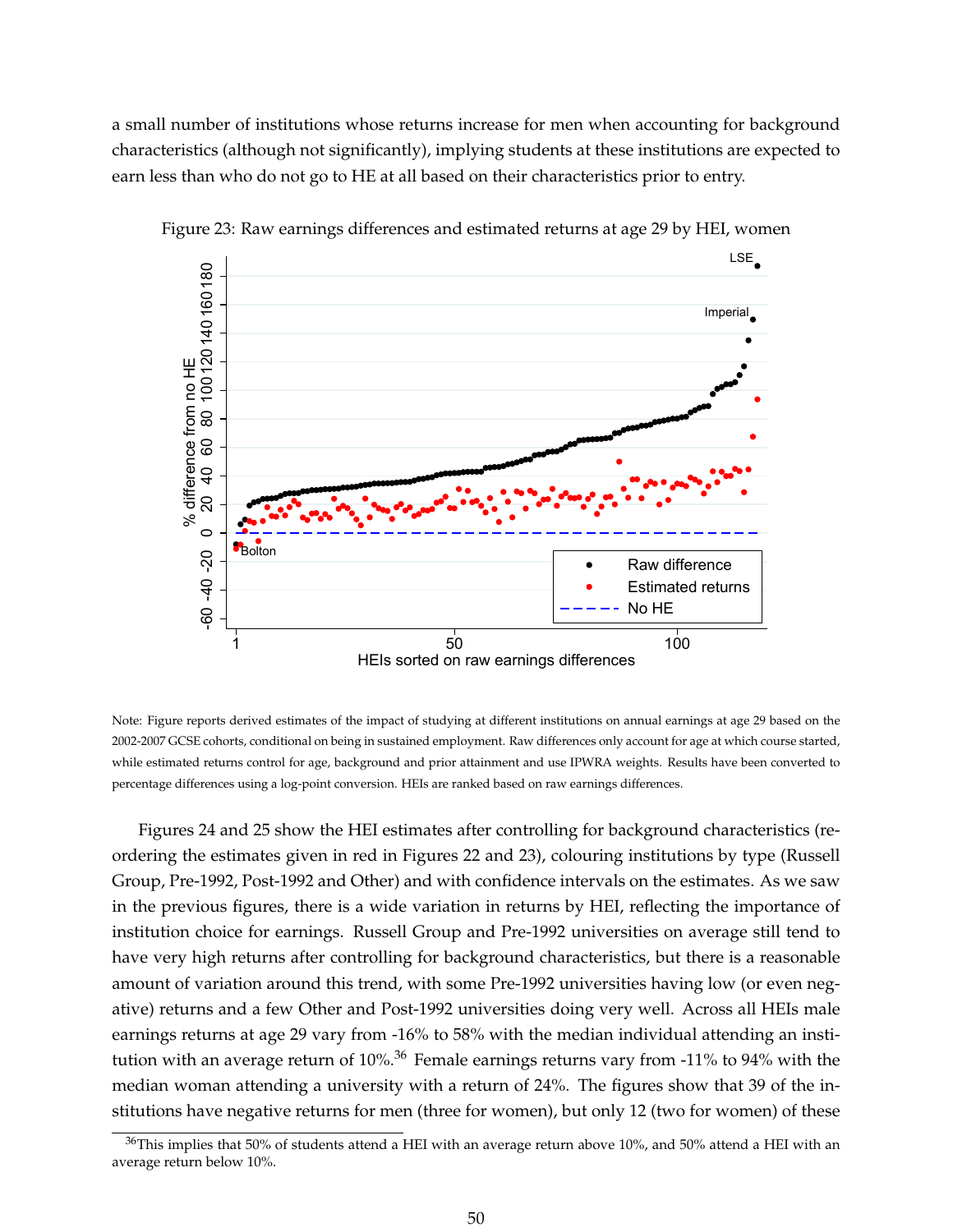a small number of institutions whose returns increase for men when accounting for background characteristics (although not significantly), implying students at these institutions are expected to earn less than who do not go to HE at all based on their characteristics prior to entry.

Figure 23: Raw earnings differences and estimated returns at age 29 by HEI, women

Note: Figure reports derived estimates of the impact of studying at different institutions on annual earnings at age 29 based on the 2002-2007 GCSE cohorts, conditional on being in sustained employment. Raw differences only account for age at which course started, while estimated returns control for age, background and prior attainment and use IPWRA weights. Results have been converted to percentage differences using a log-point conversion. HEIs are ranked based on raw earnings differences.

Figures 24 and 25 show the HEI estimates after controlling for background characteristics (re-ordering the estimates given in red in Figures 22 and 23), colouring institutions by type (Russell Group, Pre-1992, Post-1992 and Other) and with confidence intervals on the estimates. As we saw in the previous figures, there is a wide variation in returns by HEI, reflecting the importance of institution choice for earnings. Russell Group and Pre-1992 universities on average still tend to have very high returns after controlling for background characteristics, but there is a reasonable amount of variation around this trend, with some Pre-1992 universities having low (or even negative) returns and a few Other and Post-1992 universities doing very well. Across all HEIs male earnings returns at age 29 vary from -16% to 58% with the median individual attending an institution with an average return of 10%.[36] Female earnings returns vary from -11% to 94% with the median woman attending a university with a return of 24%. The figures show that 39 of the institutions have negative returns for men (three for women), but only 12 (two for women) of these

[36]This implies that 50% of students attend a HEI with an average return above 10%, and 50% attend a HEI with an average return below 10%.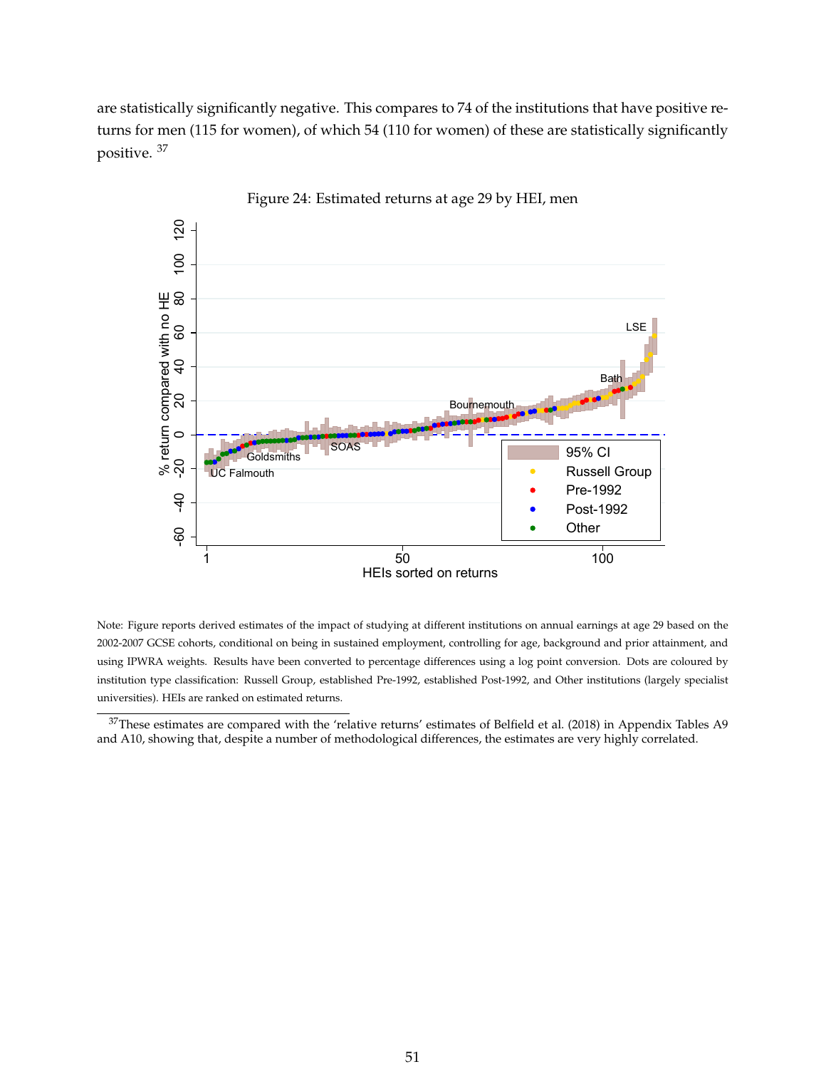are statistically significantly negative. This compares to 74 of the institutions that have positive returns for men (115 for women), of which 54 (110 for women) of these are statistically significantly positive. [37]

Figure 24: Estimated returns at age 29 by HEI, men

Note: Figure reports derived estimates of the impact of studying at different institutions on annual earnings at age 29 based on the 2002-2007 GCSE cohorts, conditional on being in sustained employment, controlling for age, background and prior attainment, and using IPWRA weights. Results have been converted to percentage differences using a log point conversion. Dots are coloured by institution type classification: Russell Group, established Pre-1992, established Post-1992, and Other institutions (largely specialist universities). HEIs are ranked on estimated returns.

[37] These estimates are compared with the 'relative returns' estimates of Belfield et al. (2018) in Appendix Tables A9 and A10, showing that, despite a number of methodological differences, the estimates are very highly correlated.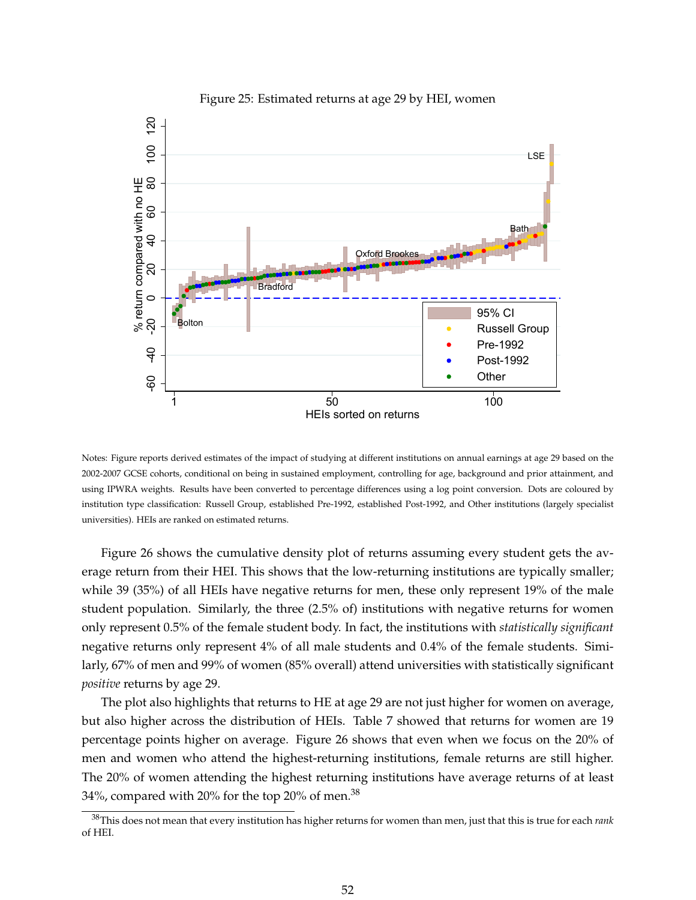Figure 25: Estimated returns at age 29 by HEI, women

Notes: Figure reports derived estimates of the impact of studying at different institutions on annual earnings at age 29 based on the 2002-2007 GCSE cohorts, conditional on being in sustained employment, controlling for age, background and prior attainment, and using IPWRA weights. Results have been converted to percentage differences using a log point conversion. Dots are coloured by institution type classification: Russell Group, established Pre-1992, established Post-1992, and Other institutions (largely specialist universities). HEIs are ranked on estimated returns.

Figure 26 shows the cumulative density plot of returns assuming every student gets the average return from their HEI. This shows that the low-returning institutions are typically smaller; while 39 (35%) of all HEIs have negative returns for men, these only represent 19% of the male student population. Similarly, the three (2.5% of) institutions with negative returns for women only represent 0.5% of the female student body. In fact, the institutions with *statistically significant* negative returns only represent 4% of all male students and 0.4% of the female students. Similarly, 67% of men and 99% of women (85% overall) attend universities with statistically significant *positive* returns by age 29.

The plot also highlights that returns to HE at age 29 are not just higher for women on average, but also higher across the distribution of HEIs. Table 7 showed that returns for women are 19 percentage points higher on average. Figure 26 shows that even when we focus on the 20% of men and women who attend the highest-returning institutions, female returns are still higher. The 20% of women attending the highest returning institutions have average returns of at least 34%, compared with 20% for the top 20% of men.[38]

[38] This does not mean that every institution has higher returns for women than men, just that this is true for each *rank* of HEI.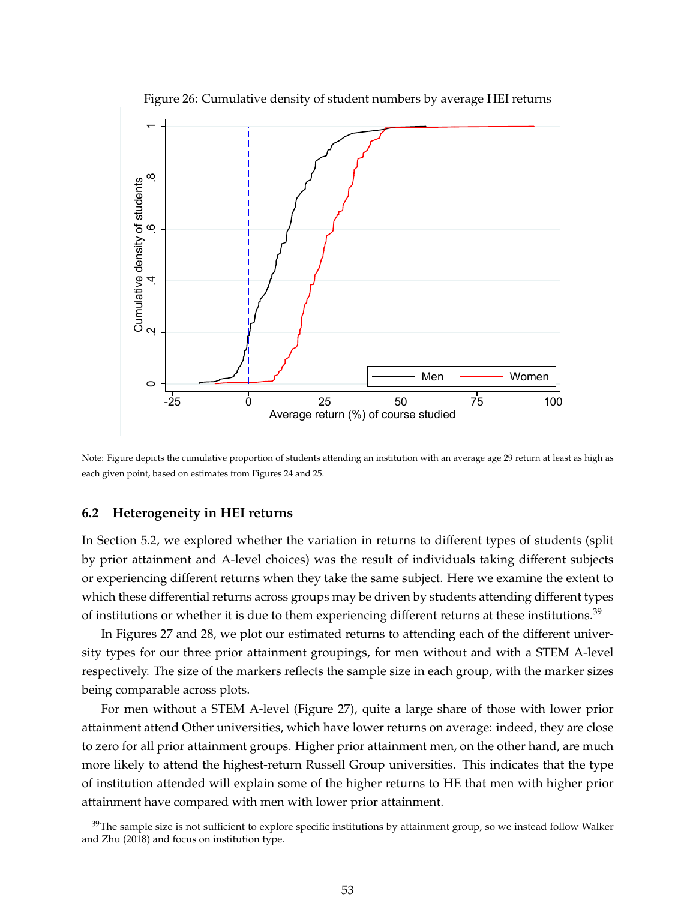Figure 26: Cumulative density of student numbers by average HEI returns

Note: Figure depicts the cumulative proportion of students attending an institution with an average age 29 return at least as high as each given point, based on estimates from Figures 24 and 25.

### 6.2 Heterogeneity in HEI returns

In Section 5.2, we explored whether the variation in returns to different types of students (split by prior attainment and A-level choices) was the result of individuals taking different subjects or experiencing different returns when they take the same subject. Here we examine the extent to which these differential returns across groups may be driven by students attending different types of institutions or whether it is due to them experiencing different returns at these institutions.[39]

In Figures 27 and 28, we plot our estimated returns to attending each of the different university types for our three prior attainment groupings, for men without and with a STEM A-level respectively. The size of the markers reflects the sample size in each group, with the marker sizes being comparable across plots.

For men without a STEM A-level (Figure 27), quite a large share of those with lower prior attainment attend Other universities, which have lower returns on average: indeed, they are close to zero for all prior attainment groups. Higher prior attainment men, on the other hand, are much more likely to attend the highest-return Russell Group universities. This indicates that the type of institution attended will explain some of the higher returns to HE that men with higher prior attainment have compared with men with lower prior attainment.

[39]The sample size is not sufficient to explore specific institutions by attainment group, so we instead follow Walker and Zhu (2018) and focus on institution type.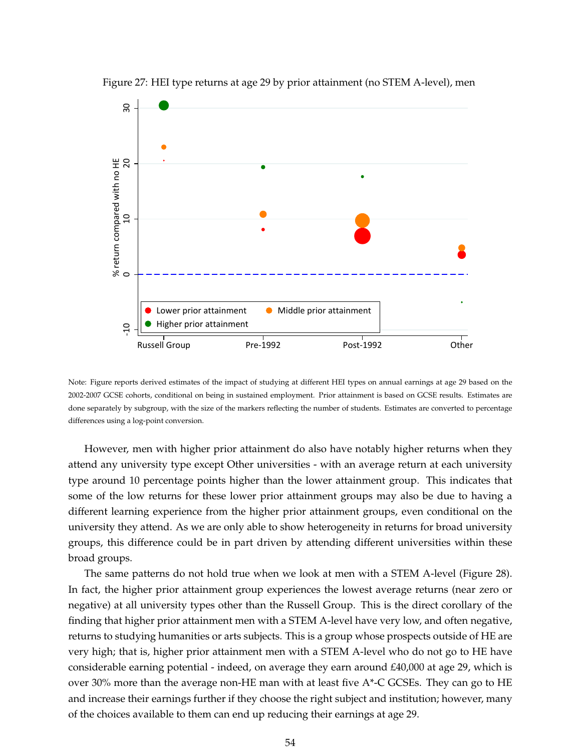Figure 27: HEI type returns at age 29 by prior attainment (no STEM A-level), men

Note: Figure reports derived estimates of the impact of studying at different HEI types on annual earnings at age 29 based on the 2002-2007 GCSE cohorts, conditional on being in sustained employment. Prior attainment is based on GCSE results. Estimates are done separately by subgroup, with the size of the markers reflecting the number of students. Estimates are converted to percentage differences using a log-point conversion.

However, men with higher prior attainment do also have notably higher returns when they attend any university type except Other universities - with an average return at each university type around 10 percentage points higher than the lower attainment group. This indicates that some of the low returns for these lower prior attainment groups may also be due to having a different learning experience from the higher prior attainment groups, even conditional on the university they attend. As we are only able to show heterogeneity in returns for broad university groups, this difference could be in part driven by attending different universities within these broad groups.

The same patterns do not hold true when we look at men with a STEM A-level (Figure 28). In fact, the higher prior attainment group experiences the lowest average returns (near zero or negative) at all university types other than the Russell Group. This is the direct corollary of the finding that higher prior attainment men with a STEM A-level have very low, and often negative, returns to studying humanities or arts subjects. This is a group whose prospects outside of HE are very high; that is, higher prior attainment men with a STEM A-level who do not go to HE have considerable earning potential - indeed, on average they earn around £40,000 at age 29, which is over 30% more than the average non-HE man with at least five A*-C GCSEs. They can go to HE and increase their earnings further if they choose the right subject and institution; however, many of the choices available to them can end up reducing their earnings at age 29.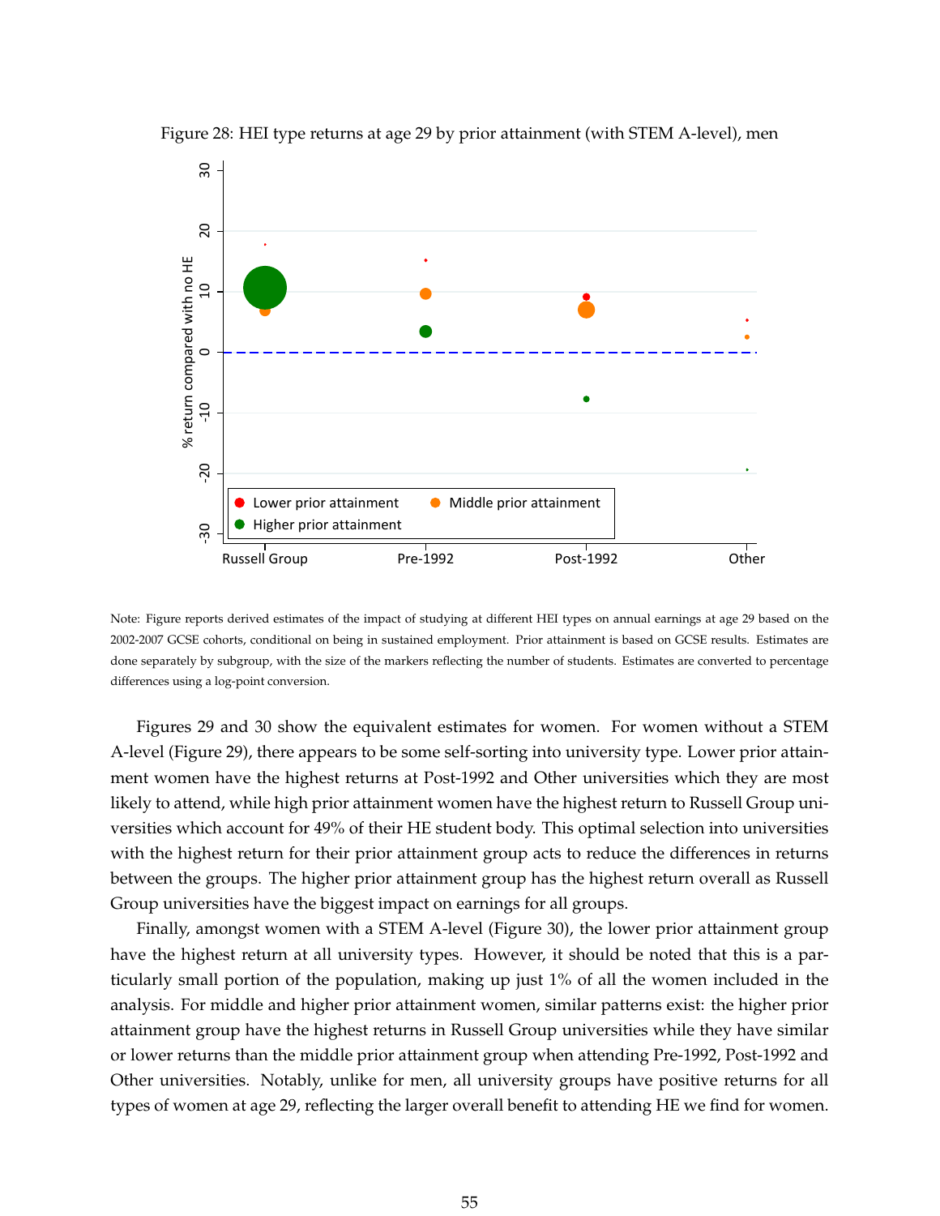Figure 28: HEI type returns at age 29 by prior attainment (with STEM A-level), men

Note: Figure reports derived estimates of the impact of studying at different HEI types on annual earnings at age 29 based on the 2002-2007 GCSE cohorts, conditional on being in sustained employment. Prior attainment is based on GCSE results. Estimates are done separately by subgroup, with the size of the markers reflecting the number of students. Estimates are converted to percentage differences using a log-point conversion.

Figures 29 and 30 show the equivalent estimates for women. For women without a STEM A-level (Figure 29), there appears to be some self-sorting into university type. Lower prior attainment women have the highest returns at Post-1992 and Other universities which they are most likely to attend, while high prior attainment women have the highest return to Russell Group universities which account for 49% of their HE student body. This optimal selection into universities with the highest return for their prior attainment group acts to reduce the differences in returns between the groups. The higher prior attainment group has the highest return overall as Russell Group universities have the biggest impact on earnings for all groups.

Finally, amongst women with a STEM A-level (Figure 30), the lower prior attainment group have the highest return at all university types. However, it should be noted that this is a particularly small portion of the population, making up just 1% of all the women included in the analysis. For middle and higher prior attainment women, similar patterns exist: the higher prior attainment group have the highest returns in Russell Group universities while they have similar or lower returns than the middle prior attainment group when attending Pre-1992, Post-1992 and Other universities. Notably, unlike for men, all university groups have positive returns for all types of women at age 29, reflecting the larger overall benefit to attending HE we find for women.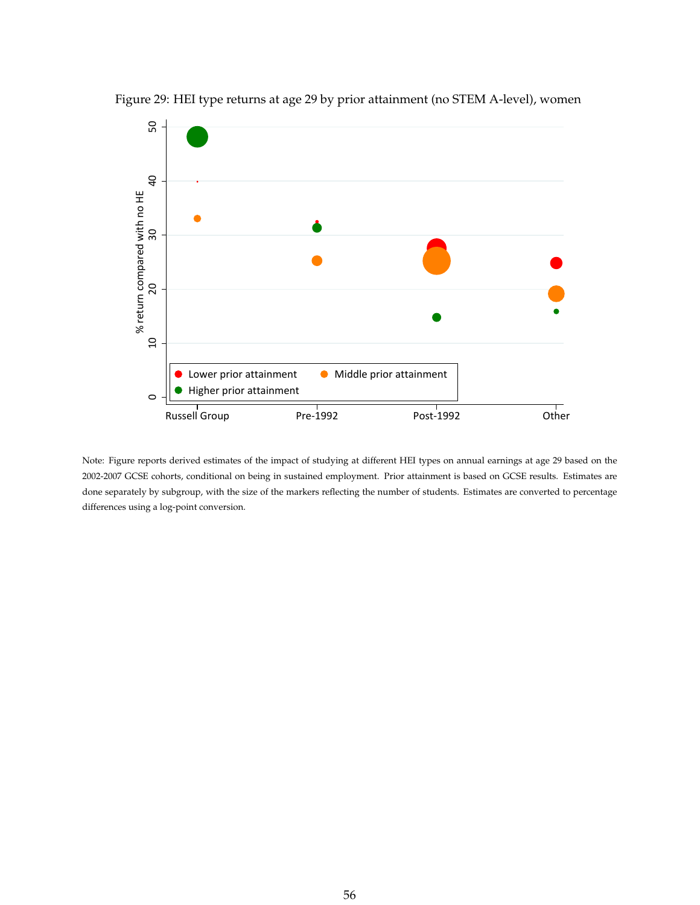Figure 29: HEI type returns at age 29 by prior attainment (no STEM A-level), women

Note: Figure reports derived estimates of the impact of studying at different HEI types on annual earnings at age 29 based on the 2002-2007 GCSE cohorts, conditional on being in sustained employment. Prior attainment is based on GCSE results. Estimates are done separately by subgroup, with the size of the markers reflecting the number of students. Estimates are converted to percentage differences using a log-point conversion.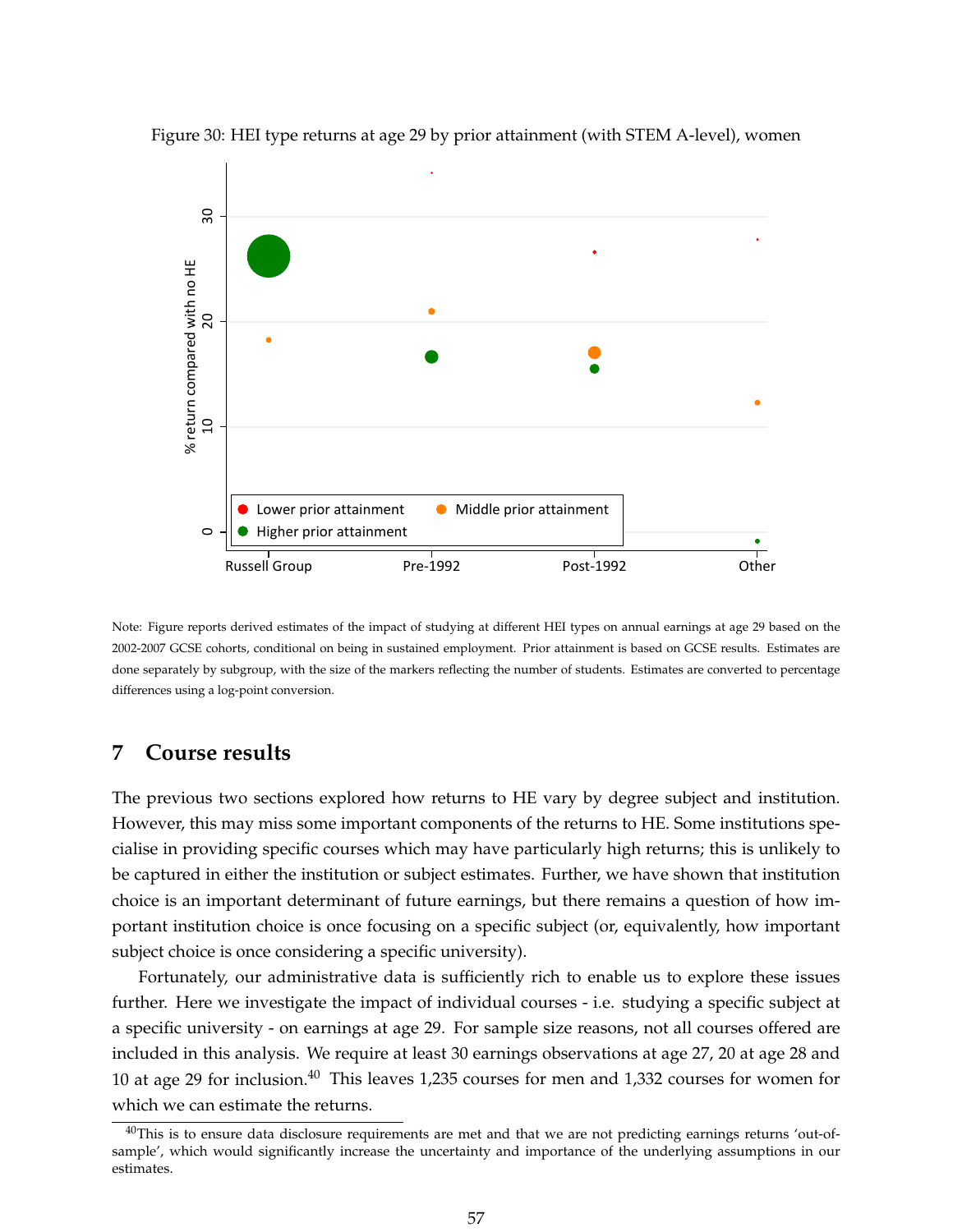Figure 30: HEI type returns at age 29 by prior attainment (with STEM A-level), women

Note: Figure reports derived estimates of the impact of studying at different HEI types on annual earnings at age 29 based on the 2002-2007 GCSE cohorts, conditional on being in sustained employment. Prior attainment is based on GCSE results. Estimates are done separately by subgroup, with the size of the markers reflecting the number of students. Estimates are converted to percentage differences using a log-point conversion.

## 7 Course results

The previous two sections explored how returns to HE vary by degree subject and institution. However, this may miss some important components of the returns to HE. Some institutions specialise in providing specific courses which may have particularly high returns; this is unlikely to be captured in either the institution or subject estimates. Further, we have shown that institution choice is an important determinant of future earnings, but there remains a question of how important institution choice is once focusing on a specific subject (or, equivalently, how important subject choice is once considering a specific university).

Fortunately, our administrative data is sufficiently rich to enable us to explore these issues further. Here we investigate the impact of individual courses - i.e. studying a specific subject at a specific university - on earnings at age 29. For sample size reasons, not all courses offered are included in this analysis. We require at least 30 earnings observations at age 27, 20 at age 28 and 10 at age 29 for inclusion.[40] This leaves 1,235 courses for men and 1,332 courses for women for which we can estimate the returns.

[40] This is to ensure data disclosure requirements are met and that we are not predicting earnings returns 'out-of-sample', which would significantly increase the uncertainty and importance of the underlying assumptions in our estimates.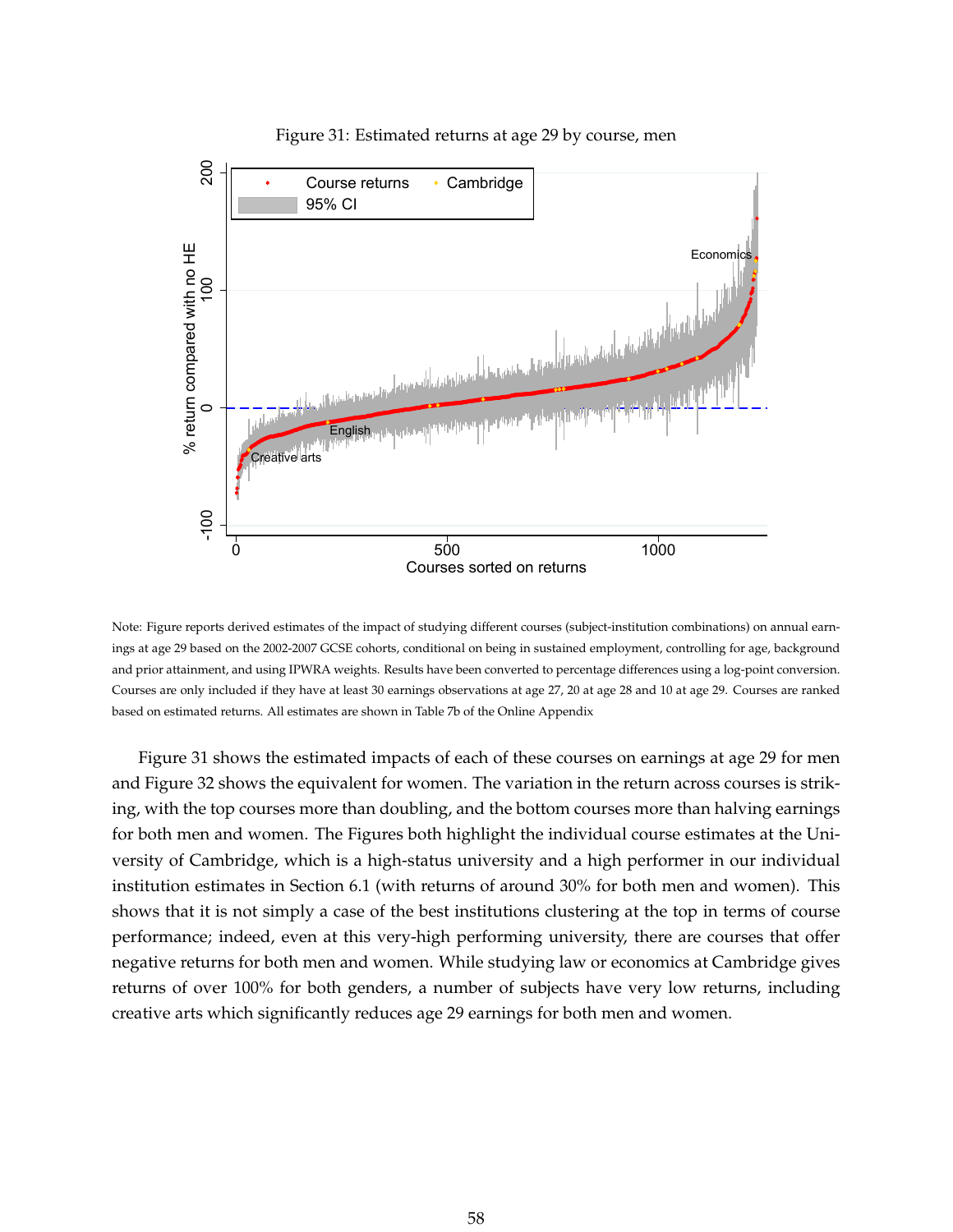Figure 31: Estimated returns at age 29 by course, men

Note: Figure reports derived estimates of the impact of studying different courses (subject-institution combinations) on annual earnings at age 29 based on the 2002-2007 GCSE cohorts, conditional on being in sustained employment, controlling for age, background and prior attainment, and using IPWRA weights. Results have been converted to percentage differences using a log-point conversion. Courses are only included if they have at least 30 earnings observations at age 27, 20 at age 28 and 10 at age 29. Courses are ranked based on estimated returns. All estimates are shown in Table 7b of the Online Appendix

Figure 31 shows the estimated impacts of each of these courses on earnings at age 29 for men and Figure 32 shows the equivalent for women. The variation in the return across courses is striking, with the top courses more than doubling, and the bottom courses more than halving earnings for both men and women. The Figures both highlight the individual course estimates at the University of Cambridge, which is a high-status university and a high performer in our individual institution estimates in Section 6.1 (with returns of around 30% for both men and women). This shows that it is not simply a case of the best institutions clustering at the top in terms of course performance; indeed, even at this very-high performing university, there are courses that offer negative returns for both men and women. While studying law or economics at Cambridge gives returns of over 100% for both genders, a number of subjects have very low returns, including creative arts which significantly reduces age 29 earnings for both men and women.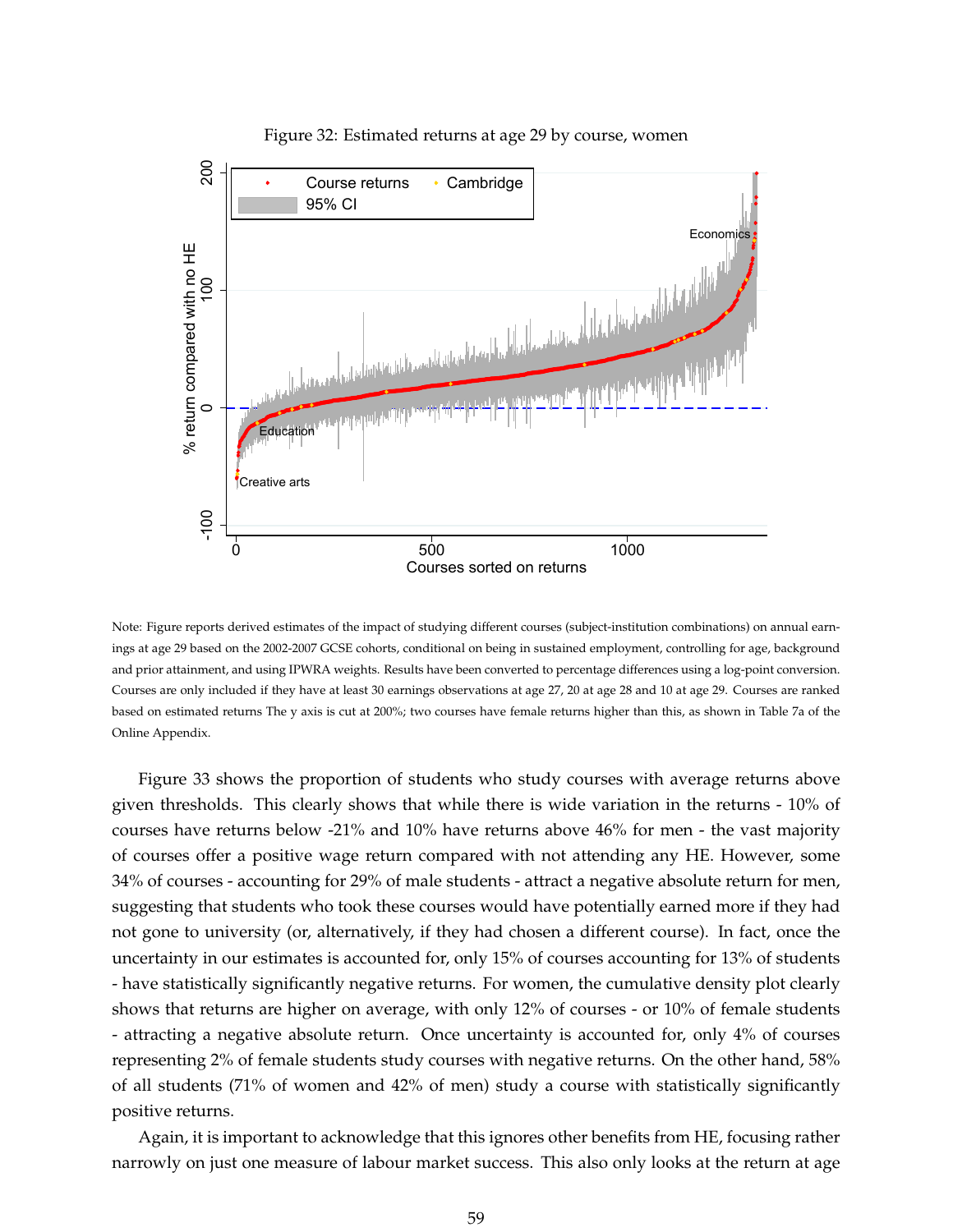Figure 32: Estimated returns at age 29 by course, women

Note: Figure reports derived estimates of the impact of studying different courses (subject-institution combinations) on annual earnings at age 29 based on the 2002-2007 GCSE cohorts, conditional on being in sustained employment, controlling for age, background and prior attainment, and using IPWRA weights. Results have been converted to percentage differences using a log-point conversion. Courses are only included if they have at least 30 earnings observations at age 27, 20 at age 28 and 10 at age 29. Courses are ranked based on estimated returns The y axis is cut at 200%; two courses have female returns higher than this, as shown in Table 7a of the Online Appendix.

Figure 33 shows the proportion of students who study courses with average returns above given thresholds. This clearly shows that while there is wide variation in the returns - 10% of courses have returns below -21% and 10% have returns above 46% for men - the vast majority of courses offer a positive wage return compared with not attending any HE. However, some 34% of courses - accounting for 29% of male students - attract a negative absolute return for men, suggesting that students who took these courses would have potentially earned more if they had not gone to university (or, alternatively, if they had chosen a different course). In fact, once the uncertainty in our estimates is accounted for, only 15% of courses accounting for 13% of students - have statistically significantly negative returns. For women, the cumulative density plot clearly shows that returns are higher on average, with only 12% of courses - or 10% of female students - attracting a negative absolute return. Once uncertainty is accounted for, only 4% of courses representing 2% of female students study courses with negative returns. On the other hand, 58% of all students (71% of women and 42% of men) study a course with statistically significantly positive returns.

Again, it is important to acknowledge that this ignores other benefits from HE, focusing rather narrowly on just one measure of labour market success. This also only looks at the return at age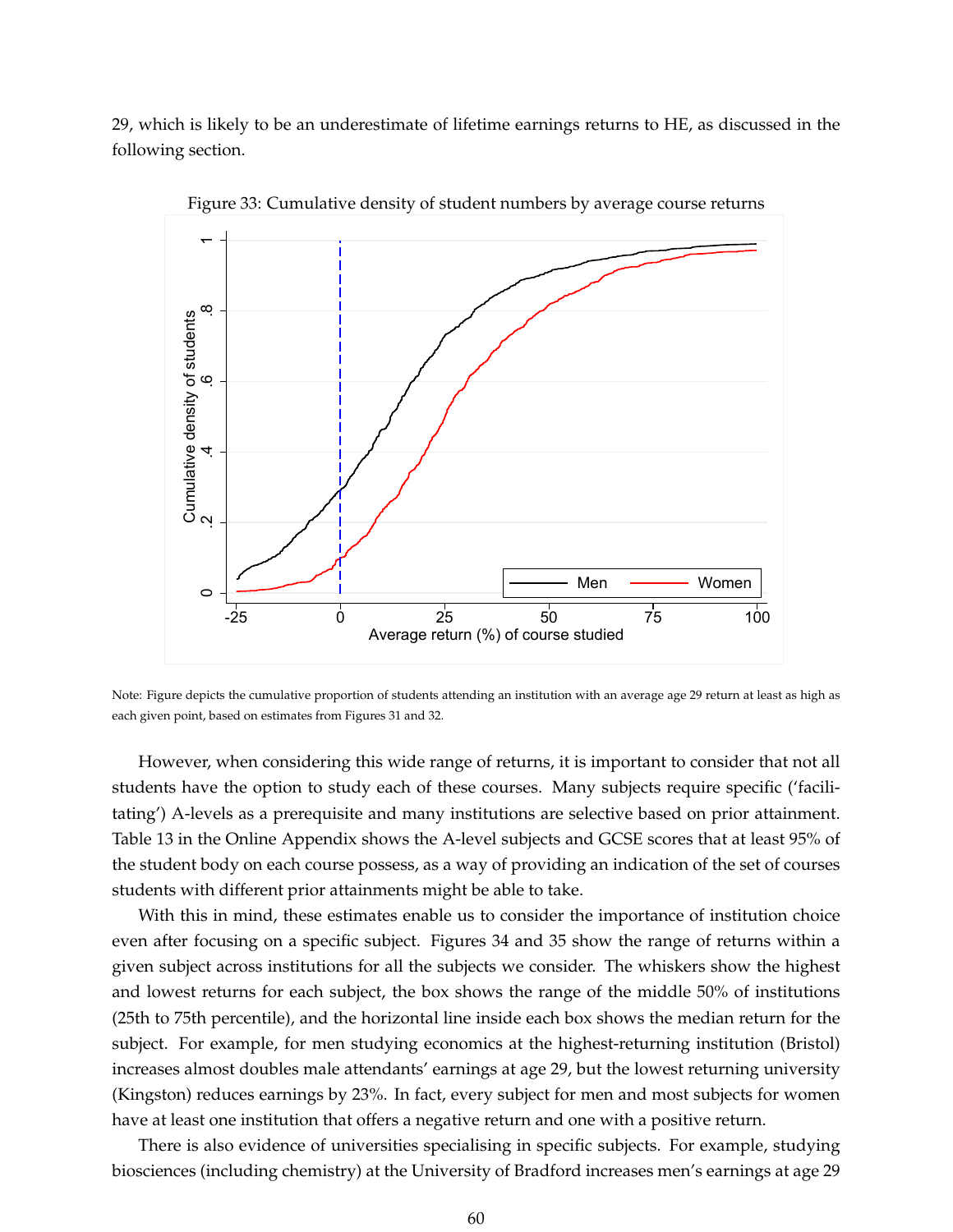29, which is likely to be an underestimate of lifetime earnings returns to HE, as discussed in the following section.

Figure 33: Cumulative density of student numbers by average course returns

Note: Figure depicts the cumulative proportion of students attending an institution with an average age 29 return at least as high as each given point, based on estimates from Figures 31 and 32.

However, when considering this wide range of returns, it is important to consider that not all students have the option to study each of these courses. Many subjects require specific ('facilitating') A-levels as a prerequisite and many institutions are selective based on prior attainment. Table 13 in the Online Appendix shows the A-level subjects and GCSE scores that at least 95% of the student body on each course possess, as a way of providing an indication of the set of courses students with different prior attainments might be able to take.

With this in mind, these estimates enable us to consider the importance of institution choice even after focusing on a specific subject. Figures 34 and 35 show the range of returns within a given subject across institutions for all the subjects we consider. The whiskers show the highest and lowest returns for each subject, the box shows the range of the middle 50% of institutions (25th to 75th percentile), and the horizontal line inside each box shows the median return for the subject. For example, for men studying economics at the highest-returning institution (Bristol) increases almost doubles male attendants' earnings at age 29, but the lowest returning university (Kingston) reduces earnings by 23%. In fact, every subject for men and most subjects for women have at least one institution that offers a negative return and one with a positive return.

There is also evidence of universities specialising in specific subjects. For example, studying biosciences (including chemistry) at the University of Bradford increases men's earnings at age 29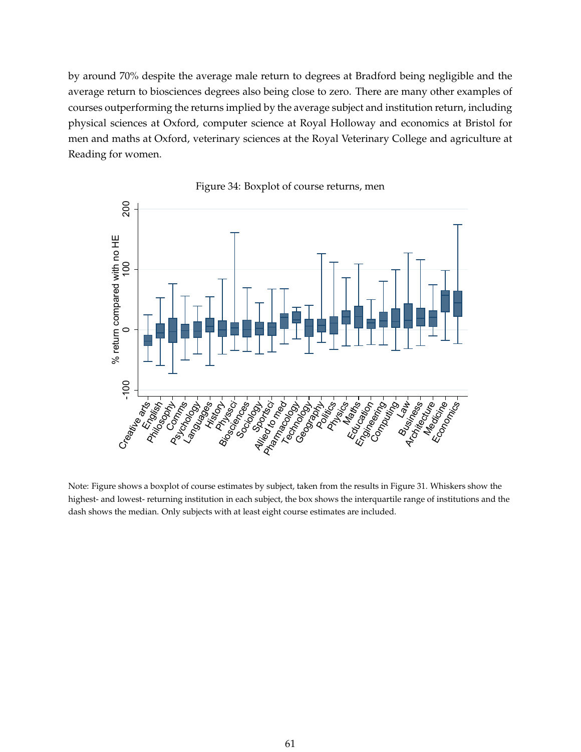by around 70% despite the average male return to degrees at Bradford being negligible and the average return to biosciences degrees also being close to zero. There are many other examples of courses outperforming the returns implied by the average subject and institution return, including physical sciences at Oxford, computer science at Royal Holloway and economics at Bristol for men and maths at Oxford, veterinary sciences at the Royal Veterinary College and agriculture at Reading for women.

Figure 34: Boxplot of course returns, men

Note: Figure shows a boxplot of course estimates by subject, taken from the results in Figure 31. Whiskers show the highest- and lowest- returning institution in each subject, the box shows the interquartile range of institutions and the dash shows the median. Only subjects with at least eight course estimates are included.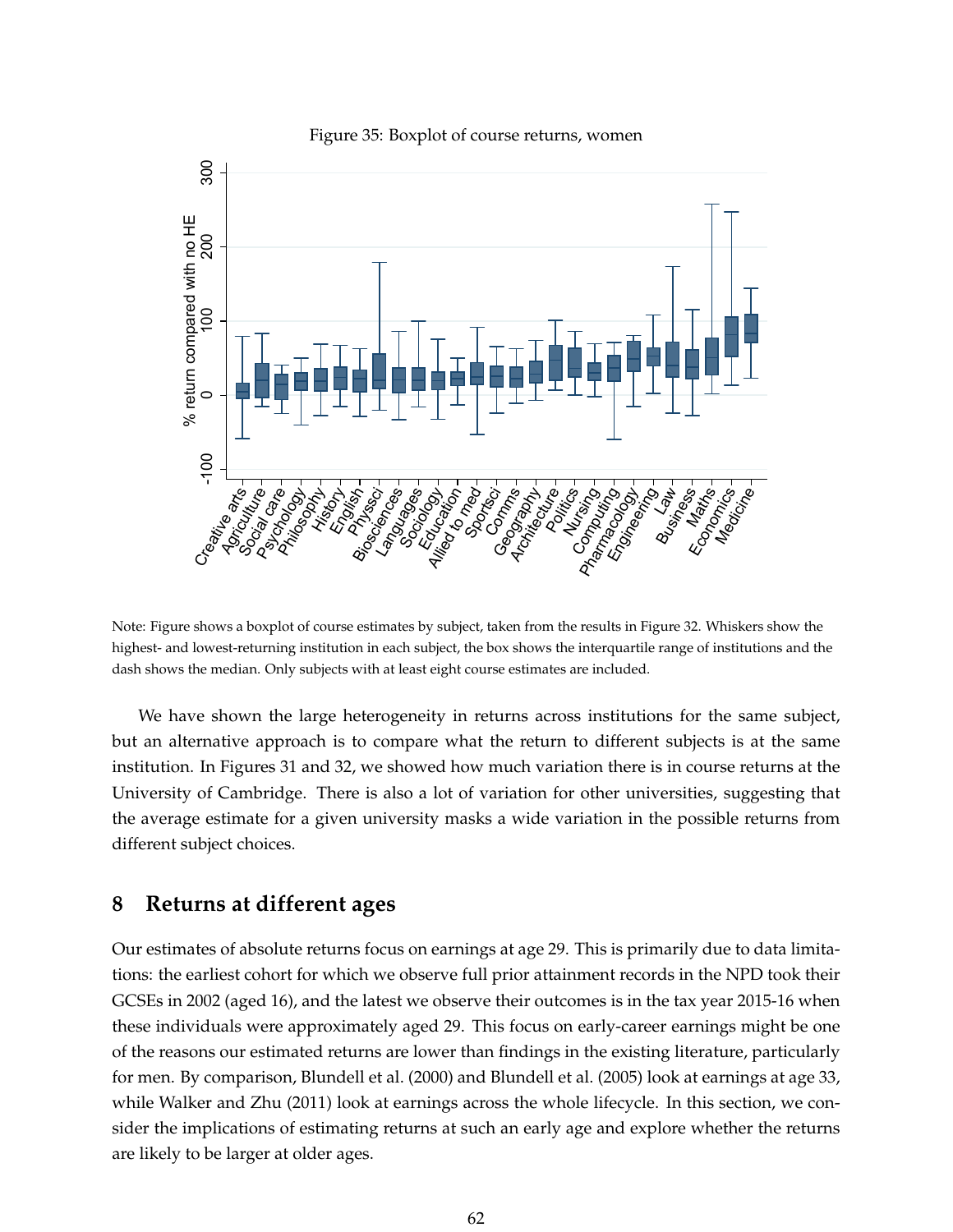Figure 35: Boxplot of course returns, women

Note: Figure shows a boxplot of course estimates by subject, taken from the results in Figure 32. Whiskers show the highest- and lowest-returning institution in each subject, the box shows the interquartile range of institutions and the dash shows the median. Only subjects with at least eight course estimates are included.

We have shown the large heterogeneity in returns across institutions for the same subject, but an alternative approach is to compare what the return to different subjects is at the same institution. In Figures 31 and 32, we showed how much variation there is in course returns at the University of Cambridge. There is also a lot of variation for other universities, suggesting that the average estimate for a given university masks a wide variation in the possible returns from different subject choices.

## 8 Returns at different ages

Our estimates of absolute returns focus on earnings at age 29. This is primarily due to data limitations: the earliest cohort for which we observe full prior attainment records in the NPD took their GCSEs in 2002 (aged 16), and the latest we observe their outcomes is in the tax year 2015-16 when these individuals were approximately aged 29. This focus on early-career earnings might be one of the reasons our estimated returns are lower than findings in the existing literature, particularly for men. By comparison, Blundell et al. (2000) and Blundell et al. (2005) look at earnings at age 33, while Walker and Zhu (2011) look at earnings across the whole lifecycle. In this section, we consider the implications of estimating returns at such an early age and explore whether the returns are likely to be larger at older ages.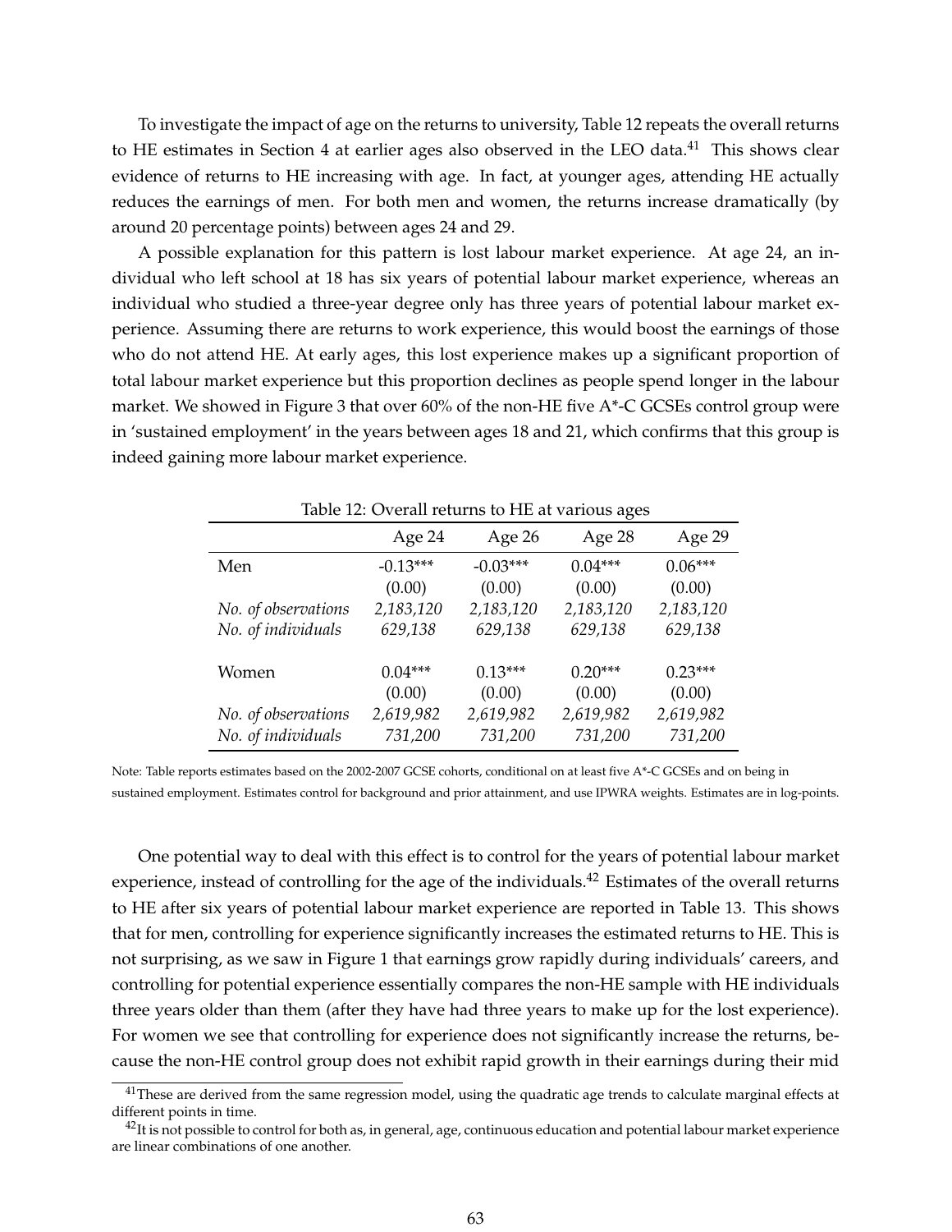To investigate the impact of age on the returns to university, Table 12 repeats the overall returns to HE estimates in Section 4 at earlier ages also observed in the LEO data.[41] This shows clear evidence of returns to HE increasing with age. In fact, at younger ages, attending HE actually reduces the earnings of men. For both men and women, the returns increase dramatically (by around 20 percentage points) between ages 24 and 29.

A possible explanation for this pattern is lost labour market experience. At age 24, an individual who left school at 18 has six years of potential labour market experience, whereas an individual who studied a three-year degree only has three years of potential labour market experience. Assuming there are returns to work experience, this would boost the earnings of those who do not attend HE. At early ages, this lost experience makes up a significant proportion of total labour market experience but this proportion declines as people spend longer in the labour market. We showed in Figure 3 that over 60% of the non-HE five A*-C GCSEs control group were in 'sustained employment' in the years between ages 18 and 21, which confirms that this group is indeed gaining more labour market experience.

Table 12: Overall returns to HE at various ages

| | Age 24 | Age 26 | Age 28 | Age 29 |
|---|---|---|---|---|
| Men | -0.13*** | -0.03*** | 0.04*** | 0.06*** |
| | (0.00) | (0.00) | (0.00) | (0.00) |
| *No. of observations* | *2,183,120* | *2,183,120* | *2,183,120* | *2,183,120* |
| *No. of individuals* | *629,138* | *629,138* | *629,138* | *629,138* |
| Women | 0.04*** | 0.13*** | 0.20*** | 0.23*** |
| | (0.00) | (0.00) | (0.00) | (0.00) |
| *No. of observations* | *2,619,982* | *2,619,982* | *2,619,982* | *2,619,982* |
| *No. of individuals* | *731,200* | *731,200* | *731,200* | *731,200* |

Note: Table reports estimates based on the 2002-2007 GCSE cohorts, conditional on at least five A*-C GCSEs and on being in sustained employment. Estimates control for background and prior attainment, and use IPWRA weights. Estimates are in log-points.

One potential way to deal with this effect is to control for the years of potential labour market experience, instead of controlling for the age of the individuals.[42] Estimates of the overall returns to HE after six years of potential labour market experience are reported in Table 13. This shows that for men, controlling for experience significantly increases the estimated returns to HE. This is not surprising, as we saw in Figure 1 that earnings grow rapidly during individuals' careers, and controlling for potential experience essentially compares the non-HE sample with HE individuals three years older than them (after they have had three years to make up for the lost experience). For women we see that controlling for experience does not significantly increase the returns, because the non-HE control group does not exhibit rapid growth in their earnings during their mid

[41] These are derived from the same regression model, using the quadratic age trends to calculate marginal effects at different points in time.

[42] It is not possible to control for both as, in general, age, continuous education and potential labour market experience are linear combinations of one another.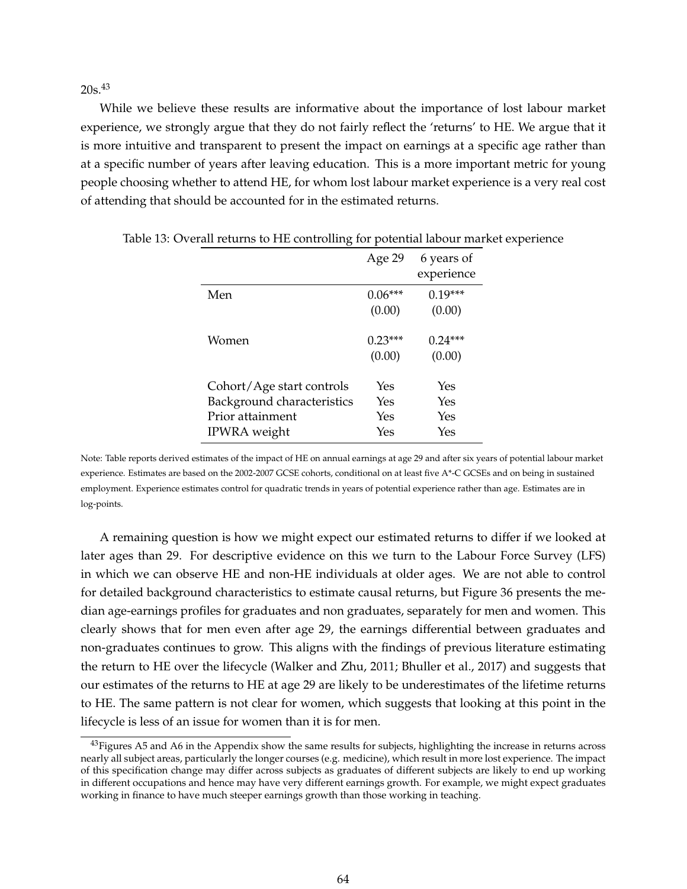20s.[43]

While we believe these results are informative about the importance of lost labour market experience, we strongly argue that they do not fairly reflect the 'returns' to HE. We argue that it is more intuitive and transparent to present the impact on earnings at a specific age rather than at a specific number of years after leaving education. This is a more important metric for young people choosing whether to attend HE, for whom lost labour market experience is a very real cost of attending that should be accounted for in the estimated returns.

Table 13: Overall returns to HE controlling for potential labour market experience

| | Age 29 | 6 years of experience |
|---|---|---|
| Men | 0.06*** | 0.19*** |
| | (0.00) | (0.00) |
| Women | 0.23*** | 0.24*** |
| | (0.00) | (0.00) |
| Cohort/Age start controls | Yes | Yes |
| Background characteristics | Yes | Yes |
| Prior attainment | Yes | Yes |
| IPWRA weight | Yes | Yes |

Note: Table reports derived estimates of the impact of HE on annual earnings at age 29 and after six years of potential labour market experience. Estimates are based on the 2002-2007 GCSE cohorts, conditional on at least five A*-C GCSEs and on being in sustained employment. Experience estimates control for quadratic trends in years of potential experience rather than age. Estimates are in log-points.

A remaining question is how we might expect our estimated returns to differ if we looked at later ages than 29. For descriptive evidence on this we turn to the Labour Force Survey (LFS) in which we can observe HE and non-HE individuals at older ages. We are not able to control for detailed background characteristics to estimate causal returns, but Figure 36 presents the median age-earnings profiles for graduates and non graduates, separately for men and women. This clearly shows that for men even after age 29, the earnings differential between graduates and non-graduates continues to grow. This aligns with the findings of previous literature estimating the return to HE over the lifecycle (Walker and Zhu, 2011; Bhuller et al., 2017) and suggests that our estimates of the returns to HE at age 29 are likely to be underestimates of the lifetime returns to HE. The same pattern is not clear for women, which suggests that looking at this point in the lifecycle is less of an issue for women than it is for men.

[43] Figures A5 and A6 in the Appendix show the same results for subjects, highlighting the increase in returns across nearly all subject areas, particularly the longer courses (e.g. medicine), which result in more lost experience. The impact of this specification change may differ across subjects as graduates of different subjects are likely to end up working in different occupations and hence may have very different earnings growth. For example, we might expect graduates working in finance to have much steeper earnings growth than those working in teaching.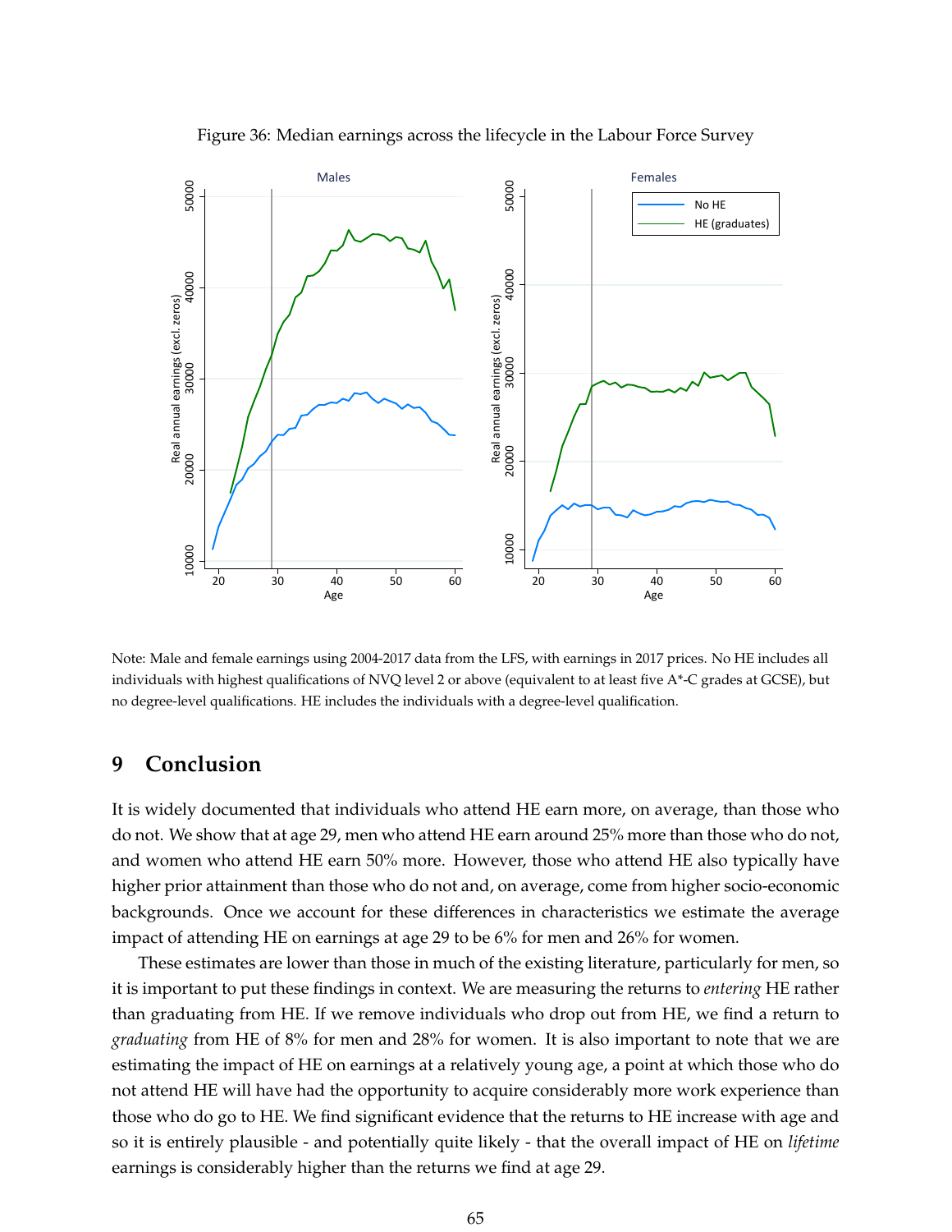Figure 36: Median earnings across the lifecycle in the Labour Force Survey

Note: Male and female earnings using 2004-2017 data from the LFS, with earnings in 2017 prices. No HE includes all individuals with highest qualifications of NVQ level 2 or above (equivalent to at least five A*-C grades at GCSE), but no degree-level qualifications. HE includes the individuals with a degree-level qualification.

# 9 Conclusion

It is widely documented that individuals who attend HE earn more, on average, than those who do not. We show that at age 29, men who attend HE earn around 25% more than those who do not, and women who attend HE earn 50% more. However, those who attend HE also typically have higher prior attainment than those who do not and, on average, come from higher socio-economic backgrounds. Once we account for these differences in characteristics we estimate the average impact of attending HE on earnings at age 29 to be 6% for men and 26% for women.

These estimates are lower than those in much of the existing literature, particularly for men, so it is important to put these findings in context. We are measuring the returns to *entering* HE rather than graduating from HE. If we remove individuals who drop out from HE, we find a return to *graduating* from HE of 8% for men and 28% for women. It is also important to note that we are estimating the impact of HE on earnings at a relatively young age, a point at which those who do not attend HE will have had the opportunity to acquire considerably more work experience than those who do go to HE. We find significant evidence that the returns to HE increase with age and so it is entirely plausible - and potentially quite likely - that the overall impact of HE on *lifetime* earnings is considerably higher than the returns we find at age 29.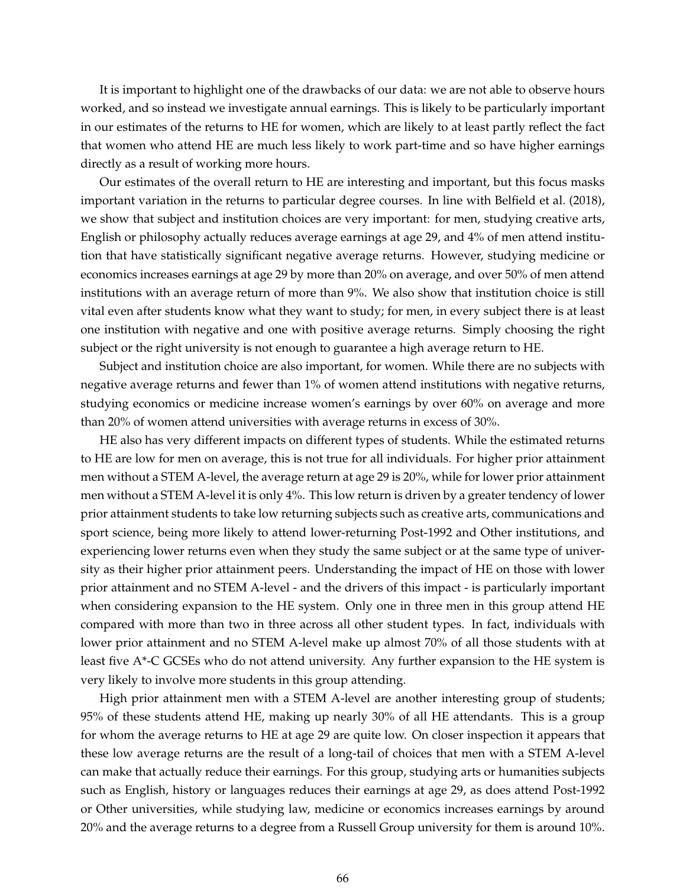It is important to highlight one of the drawbacks of our data: we are not able to observe hours worked, and so instead we investigate annual earnings. This is likely to be particularly important in our estimates of the returns to HE for women, which are likely to at least partly reflect the fact that women who attend HE are much less likely to work part-time and so have higher earnings directly as a result of working more hours.

Our estimates of the overall return to HE are interesting and important, but this focus masks important variation in the returns to particular degree courses. In line with Belfield et al. (2018), we show that subject and institution choices are very important: for men, studying creative arts, English or philosophy actually reduces average earnings at age 29, and 4% of men attend institution that have statistically significant negative average returns. However, studying medicine or economics increases earnings at age 29 by more than 20% on average, and over 50% of men attend institutions with an average return of more than 9%. We also show that institution choice is still vital even after students know what they want to study; for men, in every subject there is at least one institution with negative and one with positive average returns. Simply choosing the right subject or the right university is not enough to guarantee a high average return to HE.

Subject and institution choice are also important, for women. While there are no subjects with negative average returns and fewer than 1% of women attend institutions with negative returns, studying economics or medicine increase women's earnings by over 60% on average and more than 20% of women attend universities with average returns in excess of 30%.

HE also has very different impacts on different types of students. While the estimated returns to HE are low for men on average, this is not true for all individuals. For higher prior attainment men without a STEM A-level, the average return at age 29 is 20%, while for lower prior attainment men without a STEM A-level it is only 4%. This low return is driven by a greater tendency of lower prior attainment students to take low returning subjects such as creative arts, communications and sport science, being more likely to attend lower-returning Post-1992 and Other institutions, and experiencing lower returns even when they study the same subject or at the same type of university as their higher prior attainment peers. Understanding the impact of HE on those with lower prior attainment and no STEM A-level - and the drivers of this impact - is particularly important when considering expansion to the HE system. Only one in three men in this group attend HE compared with more than two in three across all other student types. In fact, individuals with lower prior attainment and no STEM A-level make up almost 70% of all those students with at least five A*-C GCSEs who do not attend university. Any further expansion to the HE system is very likely to involve more students in this group attending.

High prior attainment men with a STEM A-level are another interesting group of students; 95% of these students attend HE, making up nearly 30% of all HE attendants. This is a group for whom the average returns to HE at age 29 are quite low. On closer inspection it appears that these low average returns are the result of a long-tail of choices that men with a STEM A-level can make that actually reduce their earnings. For this group, studying arts or humanities subjects such as English, history or languages reduces their earnings at age 29, as does attend Post-1992 or Other universities, while studying law, medicine or economics increases earnings by around 20% and the average returns to a degree from a Russell Group university for them is around 10%.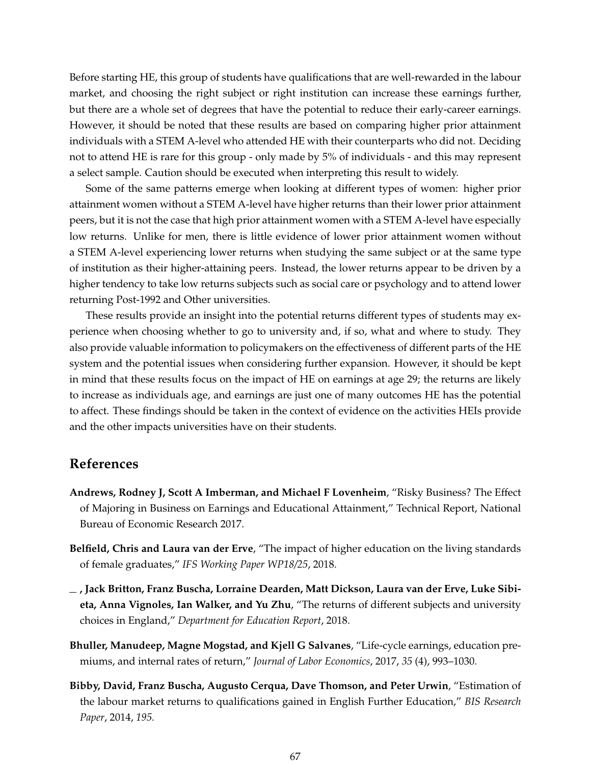Before starting HE, this group of students have qualifications that are well-rewarded in the labour market, and choosing the right subject or right institution can increase these earnings further, but there are a whole set of degrees that have the potential to reduce their early-career earnings. However, it should be noted that these results are based on comparing higher prior attainment individuals with a STEM A-level who attended HE with their counterparts who did not. Deciding not to attend HE is rare for this group - only made by 5% of individuals - and this may represent a select sample. Caution should be executed when interpreting this result to widely.

Some of the same patterns emerge when looking at different types of women: higher prior attainment women without a STEM A-level have higher returns than their lower prior attainment peers, but it is not the case that high prior attainment women with a STEM A-level have especially low returns. Unlike for men, there is little evidence of lower prior attainment women without a STEM A-level experiencing lower returns when studying the same subject or at the same type of institution as their higher-attaining peers. Instead, the lower returns appear to be driven by a higher tendency to take low returns subjects such as social care or psychology and to attend lower returning Post-1992 and Other universities.

These results provide an insight into the potential returns different types of students may experience when choosing whether to go to university and, if so, what and where to study. They also provide valuable information to policymakers on the effectiveness of different parts of the HE system and the potential issues when considering further expansion. However, it should be kept in mind that these results focus on the impact of HE on earnings at age 29; the returns are likely to increase as individuals age, and earnings are just one of many outcomes HE has the potential to affect. These findings should be taken in the context of evidence on the activities HEIs provide and the other impacts universities have on their students.

## References

**Andrews, Rodney J, Scott A Imberman, and Michael F Lovenheim**, "Risky Business? The Effect of Majoring in Business on Earnings and Educational Attainment," Technical Report, National Bureau of Economic Research 2017.

**Belfield, Chris and Laura van der Erve**, "The impact of higher education on the living standards of female graduates," *IFS Working Paper WP18/25*, 2018.

**_ , Jack Britton, Franz Buscha, Lorraine Dearden, Matt Dickson, Laura van der Erve, Luke Sibieta, Anna Vignoles, Ian Walker, and Yu Zhu**, "The returns of different subjects and university choices in England," *Department for Education Report*, 2018.

**Bhuller, Manudeep, Magne Mogstad, and Kjell G Salvanes**, "Life-cycle earnings, education premiums, and internal rates of return," *Journal of Labor Economics*, 2017, *35* (4), 993–1030.

**Bibby, David, Franz Buscha, Augusto Cerqua, Dave Thomson, and Peter Urwin**, "Estimation of the labour market returns to qualifications gained in English Further Education," *BIS Research Paper*, 2014, *195.*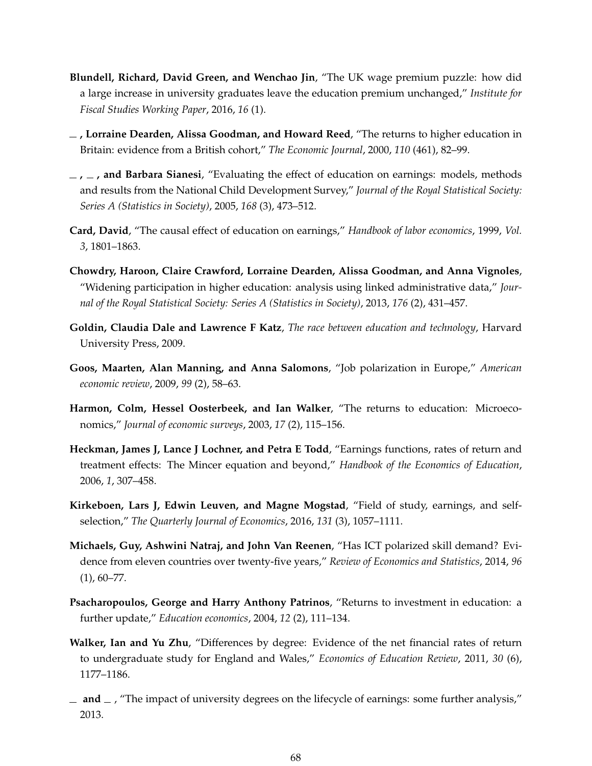**Blundell, Richard, David Green, and Wenchao Jin**, "The UK wage premium puzzle: how did a large increase in university graduates leave the education premium unchanged," *Institute for Fiscal Studies Working Paper*, 2016, *16* (1).

**\_ , Lorraine Dearden, Alissa Goodman, and Howard Reed**, "The returns to higher education in Britain: evidence from a British cohort," *The Economic Journal*, 2000, *110* (461), 82–99.

**\_ , \_ , and Barbara Sianesi**, "Evaluating the effect of education on earnings: models, methods and results from the National Child Development Survey," *Journal of the Royal Statistical Society: Series A (Statistics in Society)*, 2005, *168* (3), 473–512.

**Card, David**, "The causal effect of education on earnings," *Handbook of labor economics*, 1999, *Vol. 3*, 1801–1863.

**Chowdry, Haroon, Claire Crawford, Lorraine Dearden, Alissa Goodman, and Anna Vignoles**, "Widening participation in higher education: analysis using linked administrative data," *Journal of the Royal Statistical Society: Series A (Statistics in Society)*, 2013, *176* (2), 431–457.

**Goldin, Claudia Dale and Lawrence F Katz**, *The race between education and technology*, Harvard University Press, 2009.

**Goos, Maarten, Alan Manning, and Anna Salomons**, "Job polarization in Europe," *American economic review*, 2009, *99* (2), 58–63.

**Harmon, Colm, Hessel Oosterbeek, and Ian Walker**, "The returns to education: Microeconomics," *Journal of economic surveys*, 2003, *17* (2), 115–156.

**Heckman, James J, Lance J Lochner, and Petra E Todd**, "Earnings functions, rates of return and treatment effects: The Mincer equation and beyond," *Handbook of the Economics of Education*, 2006, *1*, 307–458.

**Kirkeboen, Lars J, Edwin Leuven, and Magne Mogstad**, "Field of study, earnings, and self-selection," *The Quarterly Journal of Economics*, 2016, *131* (3), 1057–1111.

**Michaels, Guy, Ashwini Natraj, and John Van Reenen**, "Has ICT polarized skill demand? Evidence from eleven countries over twenty-five years," *Review of Economics and Statistics*, 2014, *96* (1), 60–77.

**Psacharopoulos, George and Harry Anthony Patrinos**, "Returns to investment in education: a further update," *Education economics*, 2004, *12* (2), 111–134.

**Walker, Ian and Yu Zhu**, "Differences by degree: Evidence of the net financial rates of return to undergraduate study for England and Wales," *Economics of Education Review*, 2011, *30* (6), 1177–1186.

**\_ and \_** , "The impact of university degrees on the lifecycle of earnings: some further analysis," 2013.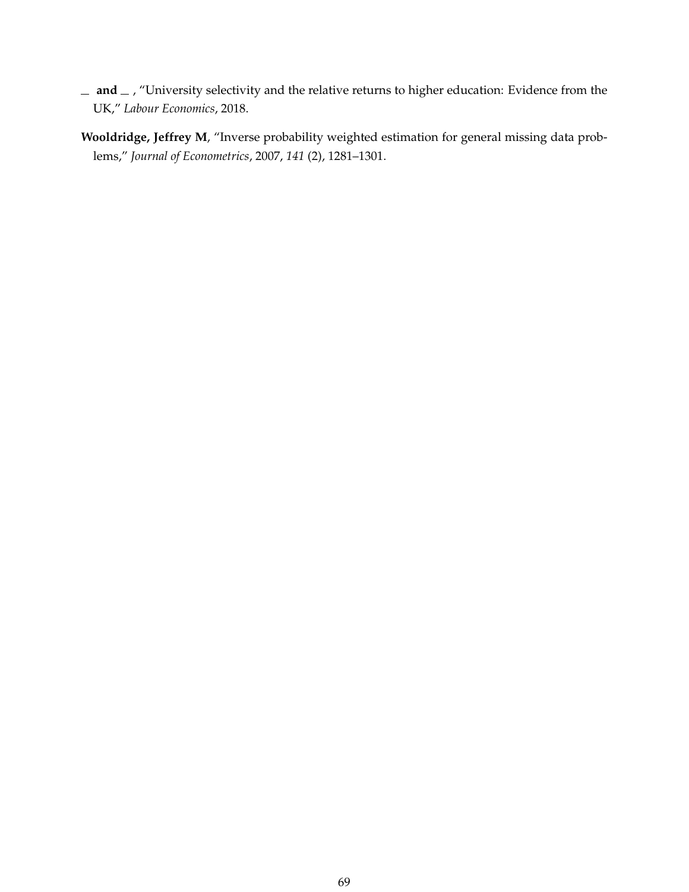_ **and** _ , "University selectivity and the relative returns to higher education: Evidence from the UK," *Labour Economics*, 2018.

**Wooldridge, Jeffrey M**, "Inverse probability weighted estimation for general missing data problems," *Journal of Econometrics*, 2007, *141* (2), 1281–1301.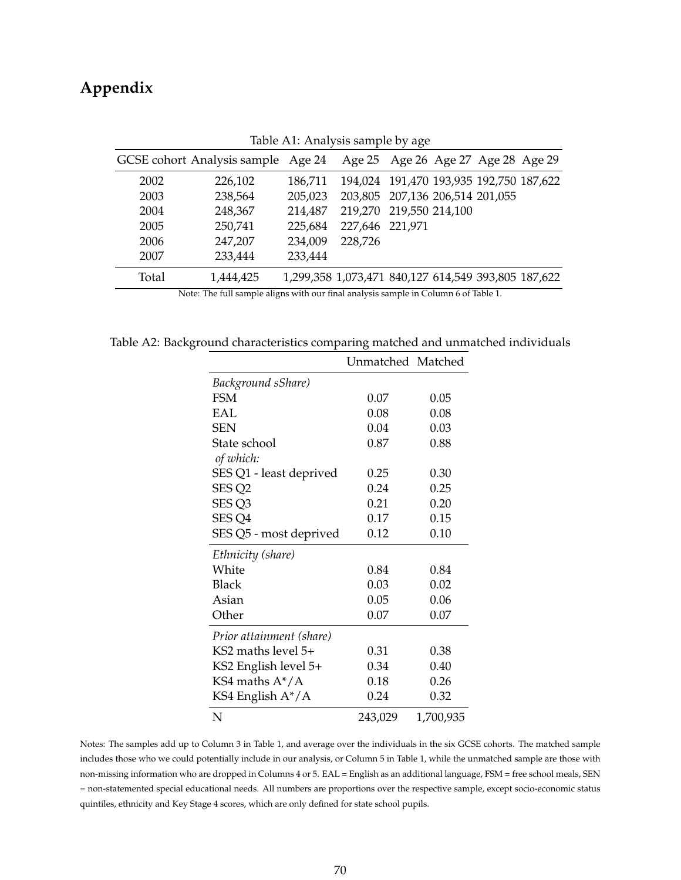# Appendix

Table A1: Analysis sample by age

| GCSE cohort | Analysis sample | Age 24 | Age 25 | Age 26 | Age 27 | Age 28 | Age 29 |
|---|---|---|---|---|---|---|---|
| 2002 | 226,102 | 186,711 | 194,024 | 191,470 | 193,935 | 192,750 | 187,622 |
| 2003 | 238,564 | 205,023 | 203,805 | 207,136 | 206,514 | 201,055 | |
| 2004 | 248,367 | 214,487 | 219,270 | 219,550 | 214,100 | | |
| 2005 | 250,741 | 225,684 | 227,646 | 221,971 | | | |
| 2006 | 247,207 | 234,009 | 228,726 | | | | |
| 2007 | 233,444 | 233,444 | | | | | |
| Total | 1,444,425 | 1,299,358 | 1,073,471 | 840,127 | 614,549 | 393,805 | 187,622 |

Note: The full sample aligns with our final analysis sample in Column 6 of Table 1.

Table A2: Background characteristics comparing matched and unmatched individuals

| | Unmatched | Matched |
|---|---|---|
| *Background sShare)* | | |
| FSM | 0.07 | 0.05 |
| EAL | 0.08 | 0.08 |
| SEN | 0.04 | 0.03 |
| State school | 0.87 | 0.88 |
| *of which:* | | |
| SES Q1 - least deprived | 0.25 | 0.30 |
| SES Q2 | 0.24 | 0.25 |
| SES Q3 | 0.21 | 0.20 |
| SES Q4 | 0.17 | 0.15 |
| SES Q5 - most deprived | 0.12 | 0.10 |
| *Ethnicity (share)* | | |
| White | 0.84 | 0.84 |
| Black | 0.03 | 0.02 |
| Asian | 0.05 | 0.06 |
| Other | 0.07 | 0.07 |
| *Prior attainment (share)* | | |
| KS2 maths level 5+ | 0.31 | 0.38 |
| KS2 English level 5+ | 0.34 | 0.40 |
| KS4 maths A*/A | 0.18 | 0.26 |
| KS4 English A*/A | 0.24 | 0.32 |
| N | 243,029 | 1,700,935 |

Notes: The samples add up to Column 3 in Table 1, and average over the individuals in the six GCSE cohorts. The matched sample includes those who we could potentially include in our analysis, or Column 5 in Table 1, while the unmatched sample are those with non-missing information who are dropped in Columns 4 or 5. EAL = English as an additional language, FSM = free school meals, SEN = non-statemented special educational needs. All numbers are proportions over the respective sample, except socio-economic status quintiles, ethnicity and Key Stage 4 scores, which are only defined for state school pupils.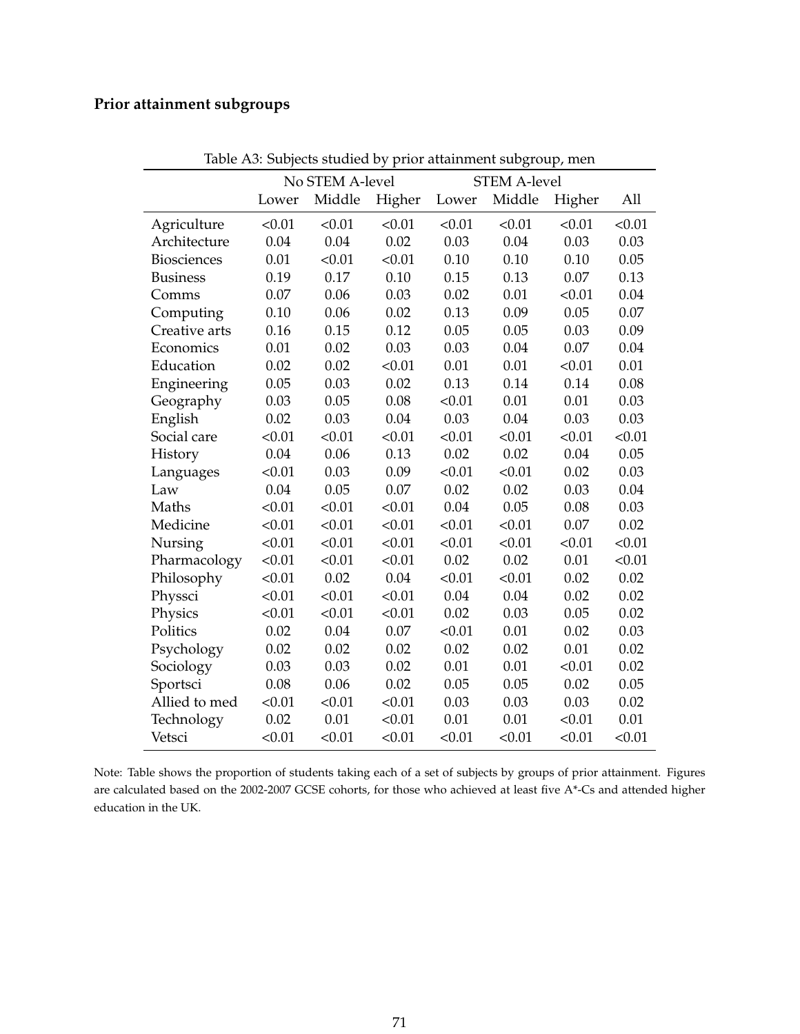**Prior attainment subgroups**

Table A3: Subjects studied by prior attainment subgroup, men

| | No STEM A-level | | | STEM A-level | | | |
|---|---|---|---|---|---|---|---|
| | Lower | Middle | Higher | Lower | Middle | Higher | All |
| Agriculture | <0.01 | <0.01 | <0.01 | <0.01 | <0.01 | <0.01 | <0.01 |
| Architecture | 0.04 | 0.04 | 0.02 | 0.03 | 0.04 | 0.03 | 0.03 |
| Biosciences | 0.01 | <0.01 | <0.01 | 0.10 | 0.10 | 0.10 | 0.05 |
| Business | 0.19 | 0.17 | 0.10 | 0.15 | 0.13 | 0.07 | 0.13 |
| Comms | 0.07 | 0.06 | 0.03 | 0.02 | 0.01 | <0.01 | 0.04 |
| Computing | 0.10 | 0.06 | 0.02 | 0.13 | 0.09 | 0.05 | 0.07 |
| Creative arts | 0.16 | 0.15 | 0.12 | 0.05 | 0.05 | 0.03 | 0.09 |
| Economics | 0.01 | 0.02 | 0.03 | 0.03 | 0.04 | 0.07 | 0.04 |
| Education | 0.02 | 0.02 | <0.01 | 0.01 | 0.01 | <0.01 | 0.01 |
| Engineering | 0.05 | 0.03 | 0.02 | 0.13 | 0.14 | 0.14 | 0.08 |
| Geography | 0.03 | 0.05 | 0.08 | <0.01 | 0.01 | 0.01 | 0.03 |
| English | 0.02 | 0.03 | 0.04 | 0.03 | 0.04 | 0.03 | 0.03 |
| Social care | <0.01 | <0.01 | <0.01 | <0.01 | <0.01 | <0.01 | <0.01 |
| History | 0.04 | 0.06 | 0.13 | 0.02 | 0.02 | 0.04 | 0.05 |
| Languages | <0.01 | 0.03 | 0.09 | <0.01 | <0.01 | 0.02 | 0.03 |
| Law | 0.04 | 0.05 | 0.07 | 0.02 | 0.02 | 0.03 | 0.04 |
| Maths | <0.01 | <0.01 | <0.01 | 0.04 | 0.05 | 0.08 | 0.03 |
| Medicine | <0.01 | <0.01 | <0.01 | <0.01 | <0.01 | 0.07 | 0.02 |
| Nursing | <0.01 | <0.01 | <0.01 | <0.01 | <0.01 | <0.01 | <0.01 |
| Pharmacology | <0.01 | <0.01 | <0.01 | 0.02 | 0.02 | 0.01 | <0.01 |
| Philosophy | <0.01 | 0.02 | 0.04 | <0.01 | <0.01 | 0.02 | 0.02 |
| Physsci | <0.01 | <0.01 | <0.01 | 0.04 | 0.04 | 0.02 | 0.02 |
| Physics | <0.01 | <0.01 | <0.01 | 0.02 | 0.03 | 0.05 | 0.02 |
| Politics | 0.02 | 0.04 | 0.07 | <0.01 | 0.01 | 0.02 | 0.03 |
| Psychology | 0.02 | 0.02 | 0.02 | 0.02 | 0.02 | 0.01 | 0.02 |
| Sociology | 0.03 | 0.03 | 0.02 | 0.01 | 0.01 | <0.01 | 0.02 |
| Sportsci | 0.08 | 0.06 | 0.02 | 0.05 | 0.05 | 0.02 | 0.05 |
| Allied to med | <0.01 | <0.01 | <0.01 | 0.03 | 0.03 | 0.03 | 0.02 |
| Technology | 0.02 | 0.01 | <0.01 | 0.01 | 0.01 | <0.01 | 0.01 |
| Vetsci | <0.01 | <0.01 | <0.01 | <0.01 | <0.01 | <0.01 | <0.01 |

Note: Table shows the proportion of students taking each of a set of subjects by groups of prior attainment. Figures are calculated based on the 2002-2007 GCSE cohorts, for those who achieved at least five A*-Cs and attended higher education in the UK.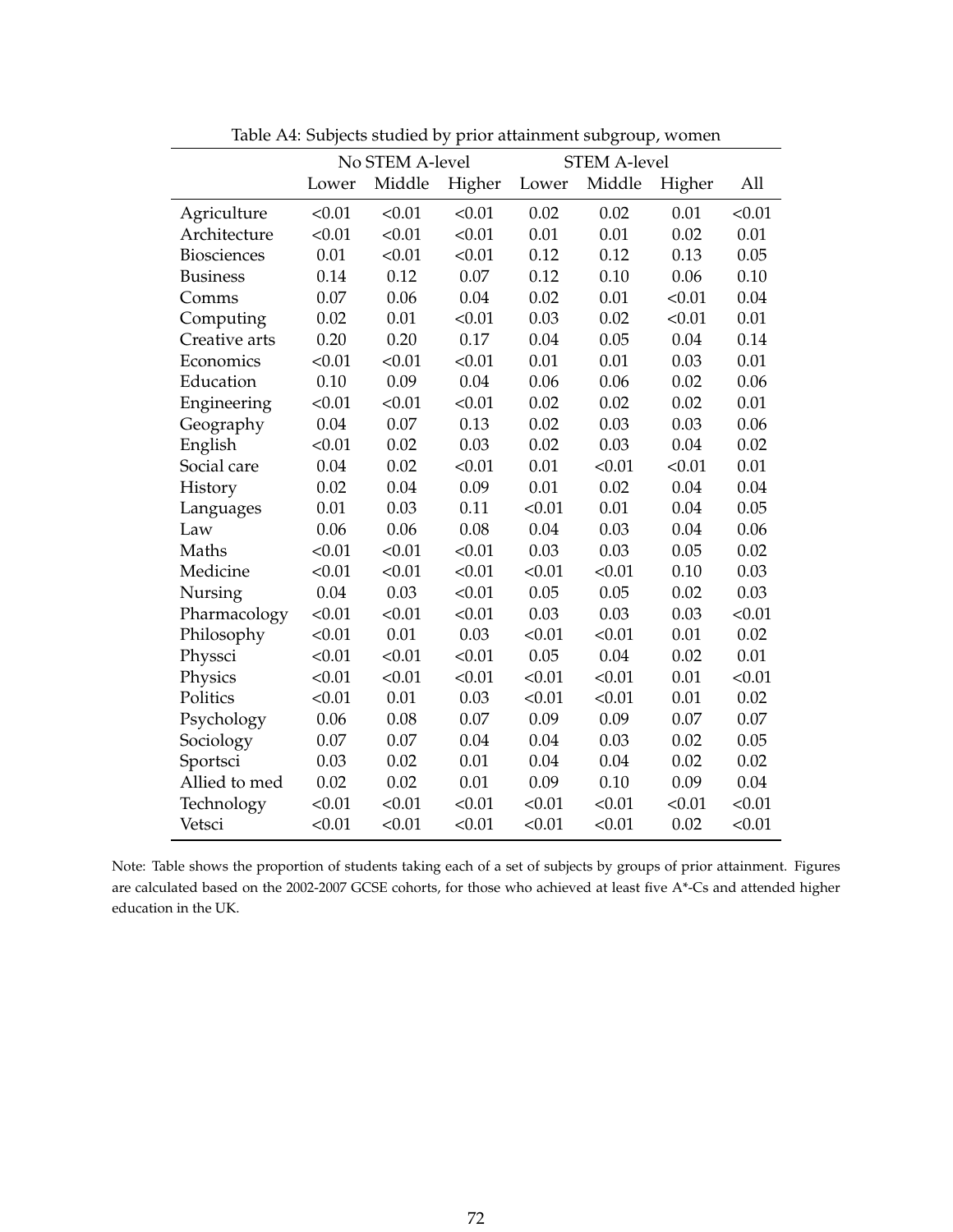Table A4: Subjects studied by prior attainment subgroup, women

| | No STEM A-level | | | STEM A-level | | | |
|---|---|---|---|---|---|---|---|
| | Lower | Middle | Higher | Lower | Middle | Higher | All |
| Agriculture | <0.01 | <0.01 | <0.01 | 0.02 | 0.02 | 0.01 | <0.01 |
| Architecture | <0.01 | <0.01 | <0.01 | 0.01 | 0.01 | 0.02 | 0.01 |
| Biosciences | 0.01 | <0.01 | <0.01 | 0.12 | 0.12 | 0.13 | 0.05 |
| Business | 0.14 | 0.12 | 0.07 | 0.12 | 0.10 | 0.06 | 0.10 |
| Comms | 0.07 | 0.06 | 0.04 | 0.02 | 0.01 | <0.01 | 0.04 |
| Computing | 0.02 | 0.01 | <0.01 | 0.03 | 0.02 | <0.01 | 0.01 |
| Creative arts | 0.20 | 0.20 | 0.17 | 0.04 | 0.05 | 0.04 | 0.14 |
| Economics | <0.01 | <0.01 | <0.01 | 0.01 | 0.01 | 0.03 | 0.01 |
| Education | 0.10 | 0.09 | 0.04 | 0.06 | 0.06 | 0.02 | 0.06 |
| Engineering | <0.01 | <0.01 | <0.01 | 0.02 | 0.02 | 0.02 | 0.01 |
| Geography | 0.04 | 0.07 | 0.13 | 0.02 | 0.03 | 0.03 | 0.06 |
| English | <0.01 | 0.02 | 0.03 | 0.02 | 0.03 | 0.04 | 0.02 |
| Social care | 0.04 | 0.02 | <0.01 | 0.01 | <0.01 | <0.01 | 0.01 |
| History | 0.02 | 0.04 | 0.09 | 0.01 | 0.02 | 0.04 | 0.04 |
| Languages | 0.01 | 0.03 | 0.11 | <0.01 | 0.01 | 0.04 | 0.05 |
| Law | 0.06 | 0.06 | 0.08 | 0.04 | 0.03 | 0.04 | 0.06 |
| Maths | <0.01 | <0.01 | <0.01 | 0.03 | 0.03 | 0.05 | 0.02 |
| Medicine | <0.01 | <0.01 | <0.01 | <0.01 | <0.01 | 0.10 | 0.03 |
| Nursing | 0.04 | 0.03 | <0.01 | 0.05 | 0.05 | 0.02 | 0.03 |
| Pharmacology | <0.01 | <0.01 | <0.01 | 0.03 | 0.03 | 0.03 | <0.01 |
| Philosophy | <0.01 | 0.01 | 0.03 | <0.01 | <0.01 | 0.01 | 0.02 |
| Physsci | <0.01 | <0.01 | <0.01 | 0.05 | 0.04 | 0.02 | 0.01 |
| Physics | <0.01 | <0.01 | <0.01 | <0.01 | <0.01 | 0.01 | <0.01 |
| Politics | <0.01 | 0.01 | 0.03 | <0.01 | <0.01 | 0.01 | 0.02 |
| Psychology | 0.06 | 0.08 | 0.07 | 0.09 | 0.09 | 0.07 | 0.07 |
| Sociology | 0.07 | 0.07 | 0.04 | 0.04 | 0.03 | 0.02 | 0.05 |
| Sportsci | 0.03 | 0.02 | 0.01 | 0.04 | 0.04 | 0.02 | 0.02 |
| Allied to med | 0.02 | 0.02 | 0.01 | 0.09 | 0.10 | 0.09 | 0.04 |
| Technology | <0.01 | <0.01 | <0.01 | <0.01 | <0.01 | <0.01 | <0.01 |
| Vetsci | <0.01 | <0.01 | <0.01 | <0.01 | <0.01 | 0.02 | <0.01 |

Note: Table shows the proportion of students taking each of a set of subjects by groups of prior attainment. Figures are calculated based on the 2002-2007 GCSE cohorts, for those who achieved at least five A*-Cs and attended higher education in the UK.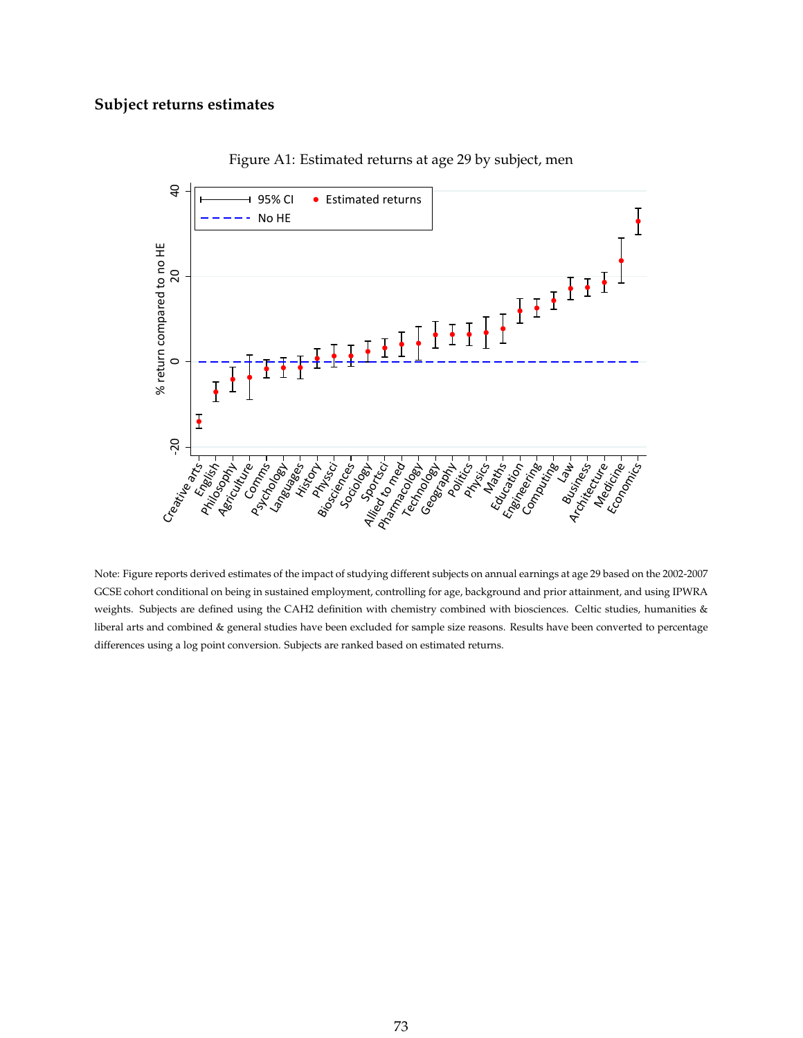## Subject returns estimates

Figure A1: Estimated returns at age 29 by subject, men

Note: Figure reports derived estimates of the impact of studying different subjects on annual earnings at age 29 based on the 2002-2007 GCSE cohort conditional on being in sustained employment, controlling for age, background and prior attainment, and using IPWRA weights. Subjects are defined using the CAH2 definition with chemistry combined with biosciences. Celtic studies, humanities & liberal arts and combined & general studies have been excluded for sample size reasons. Results have been converted to percentage differences using a log point conversion. Subjects are ranked based on estimated returns.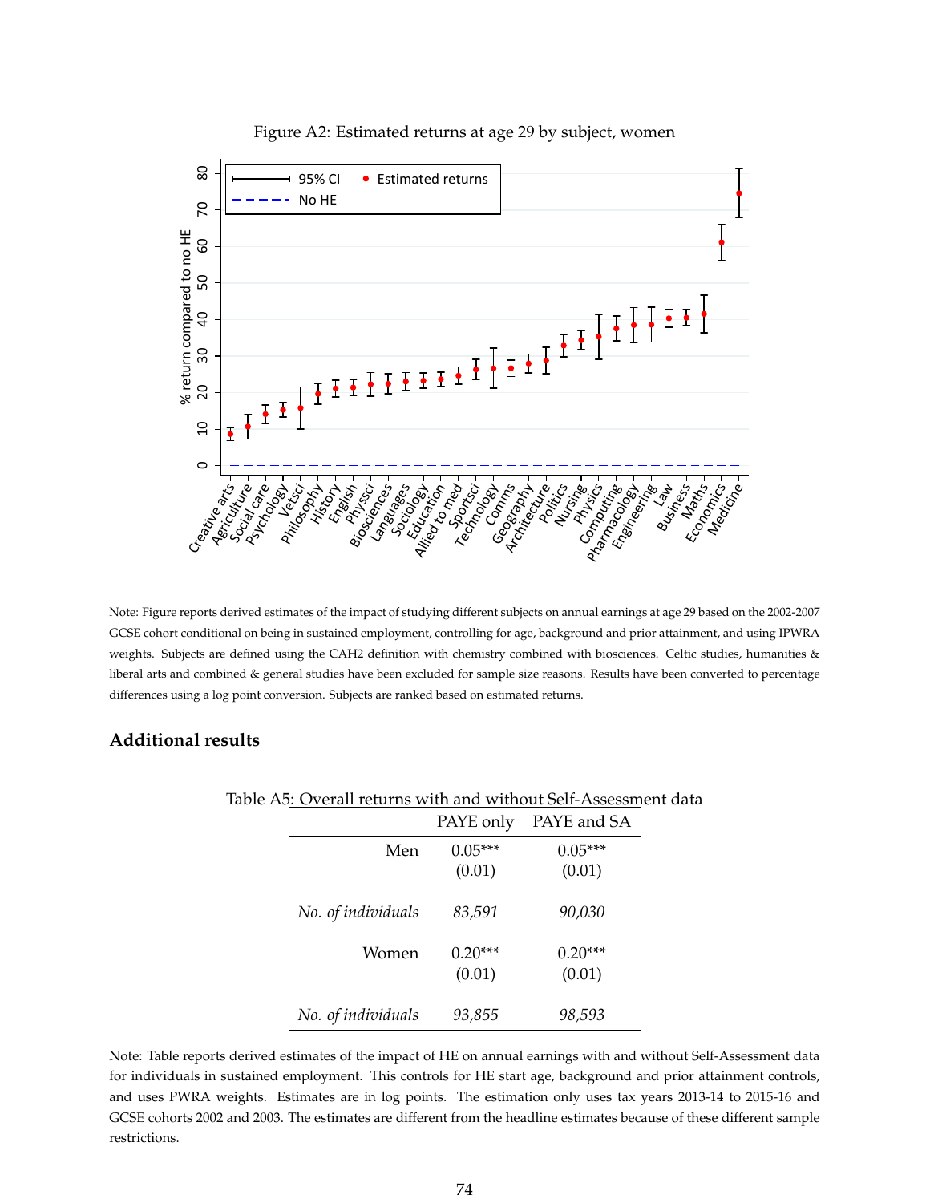Figure A2: Estimated returns at age 29 by subject, women

Note: Figure reports derived estimates of the impact of studying different subjects on annual earnings at age 29 based on the 2002-2007 GCSE cohort conditional on being in sustained employment, controlling for age, background and prior attainment, and using IPWRA weights. Subjects are defined using the CAH2 definition with chemistry combined with biosciences. Celtic studies, humanities & liberal arts and combined & general studies have been excluded for sample size reasons. Results have been converted to percentage differences using a log point conversion. Subjects are ranked based on estimated returns.

## Additional results

Table A5: Overall returns with and without Self-Assessment data

| | PAYE only | PAYE and SA |
|---|---|---|
| Men | 0.05*** | 0.05*** |
| | (0.01) | (0.01) |
| *No. of individuals* | *83,591* | *90,030* |
| Women | 0.20*** | 0.20*** |
| | (0.01) | (0.01) |
| *No. of individuals* | *93,855* | *98,593* |

Note: Table reports derived estimates of the impact of HE on annual earnings with and without Self-Assessment data for individuals in sustained employment. This controls for HE start age, background and prior attainment controls, and uses PWRA weights. Estimates are in log points. The estimation only uses tax years 2013-14 to 2015-16 and GCSE cohorts 2002 and 2003. The estimates are different from the headline estimates because of these different sample restrictions.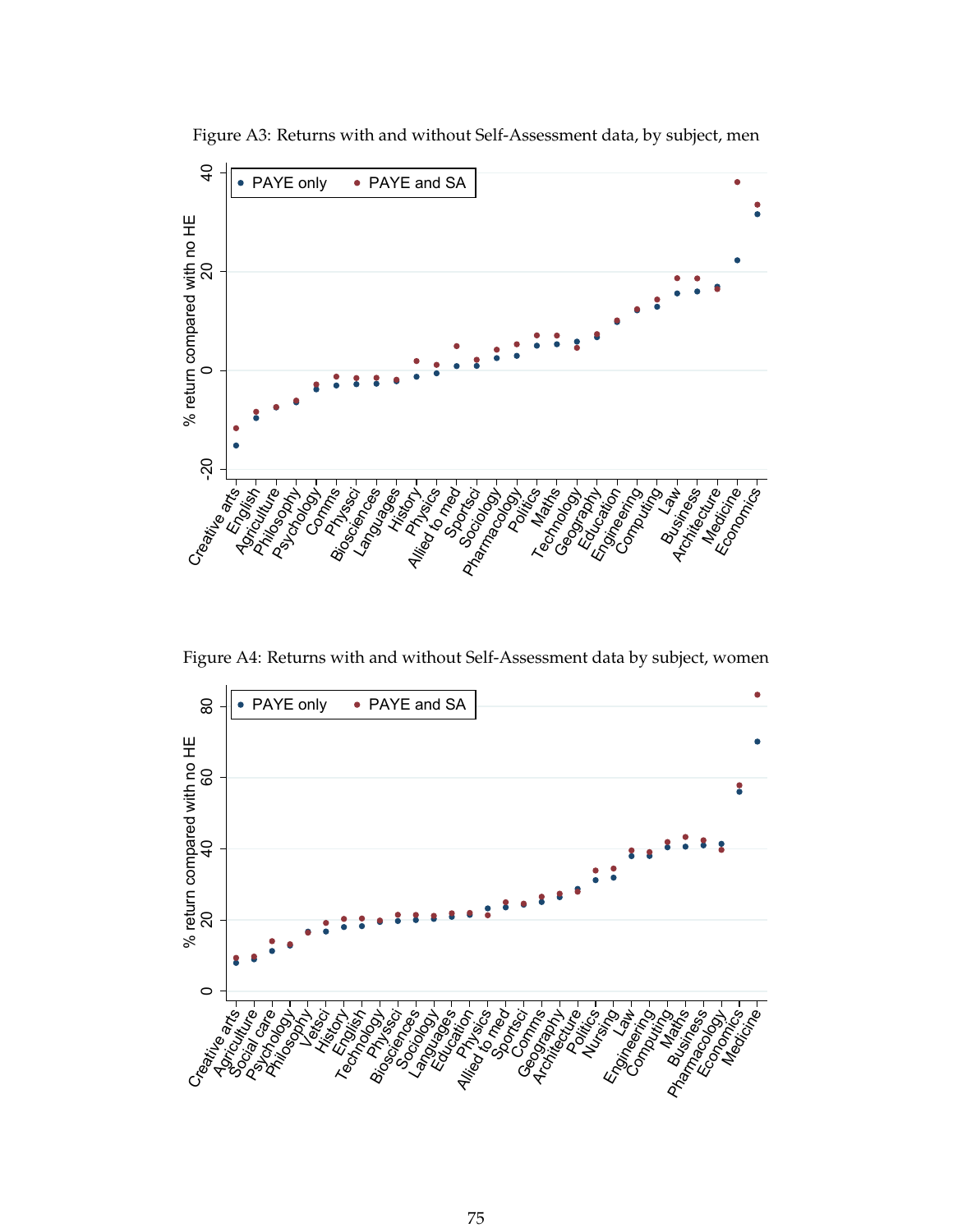Figure A3: Returns with and without Self-Assessment data, by subject, men

Figure A4: Returns with and without Self-Assessment data by subject, women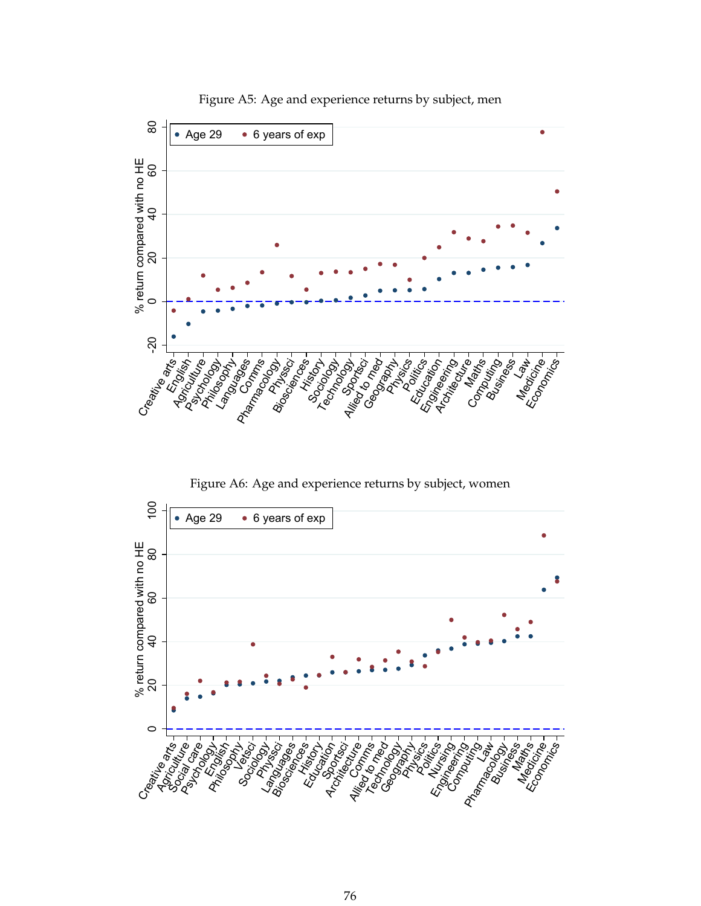Figure A5: Age and experience returns by subject, men

Figure A6: Age and experience returns by subject, women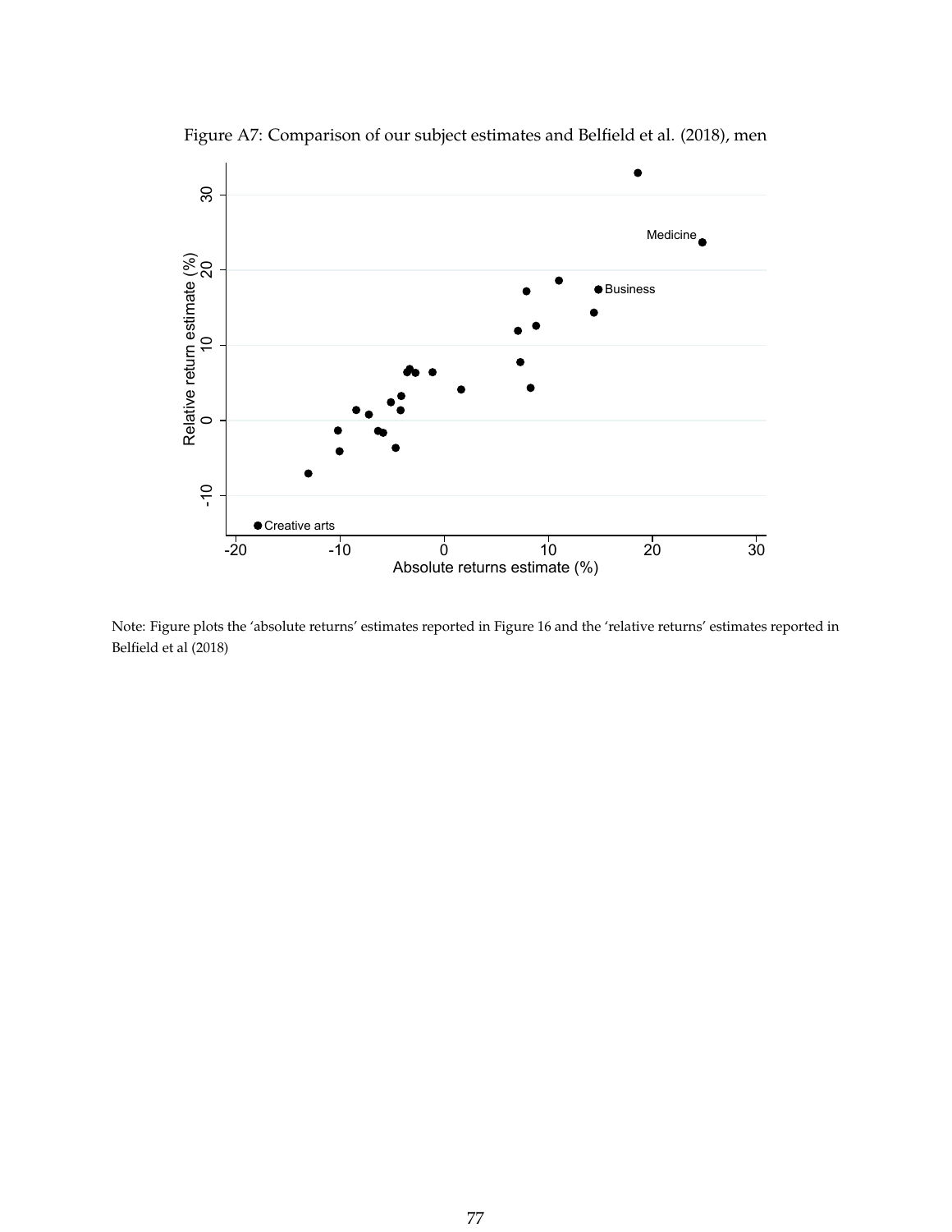Figure A7: Comparison of our subject estimates and Belfield et al. (2018), men

Note: Figure plots the 'absolute returns' estimates reported in Figure 16 and the 'relative returns' estimates reported in Belfield et al (2018)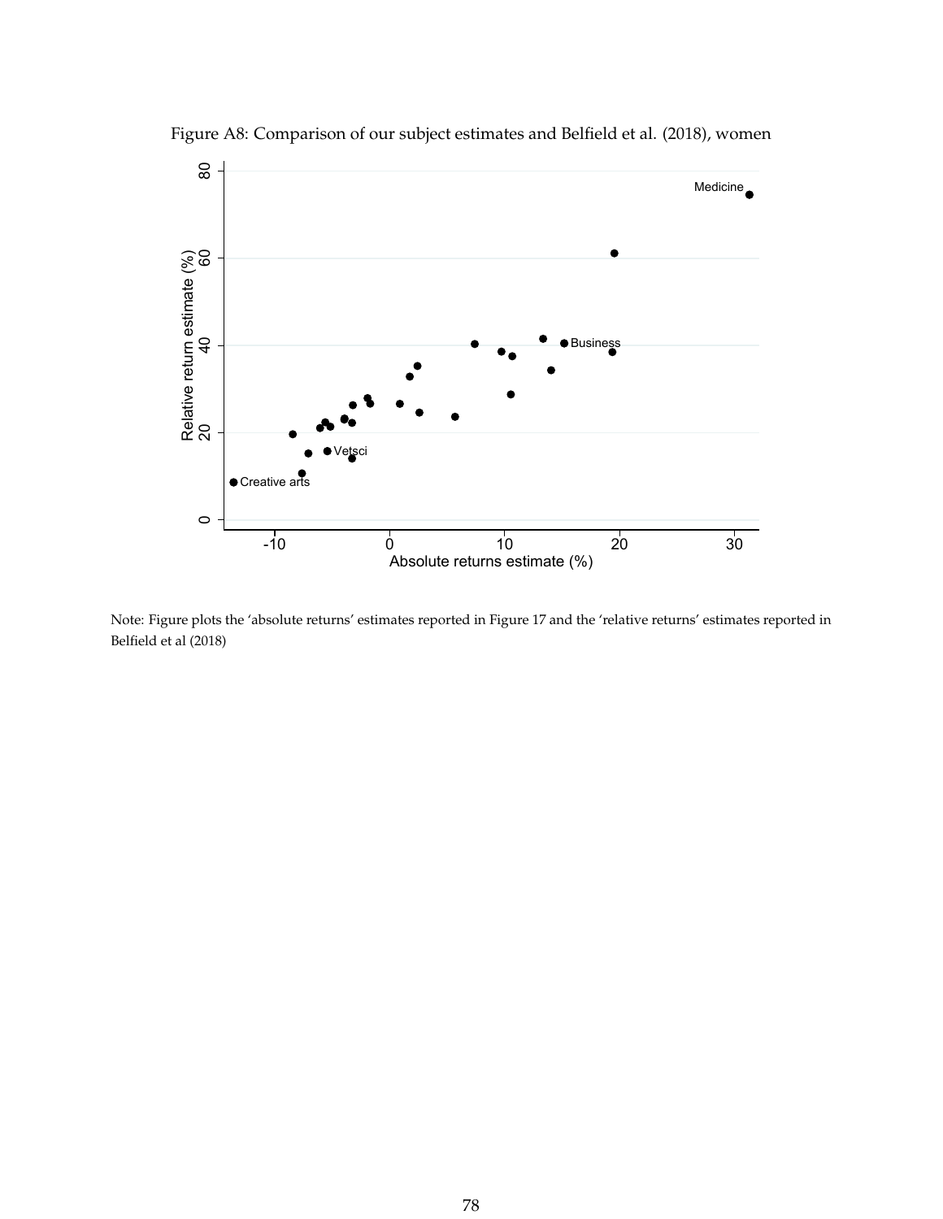Figure A8: Comparison of our subject estimates and Belfield et al. (2018), women

Note: Figure plots the 'absolute returns' estimates reported in Figure 17 and the 'relative returns' estimates reported in Belfield et al (2018)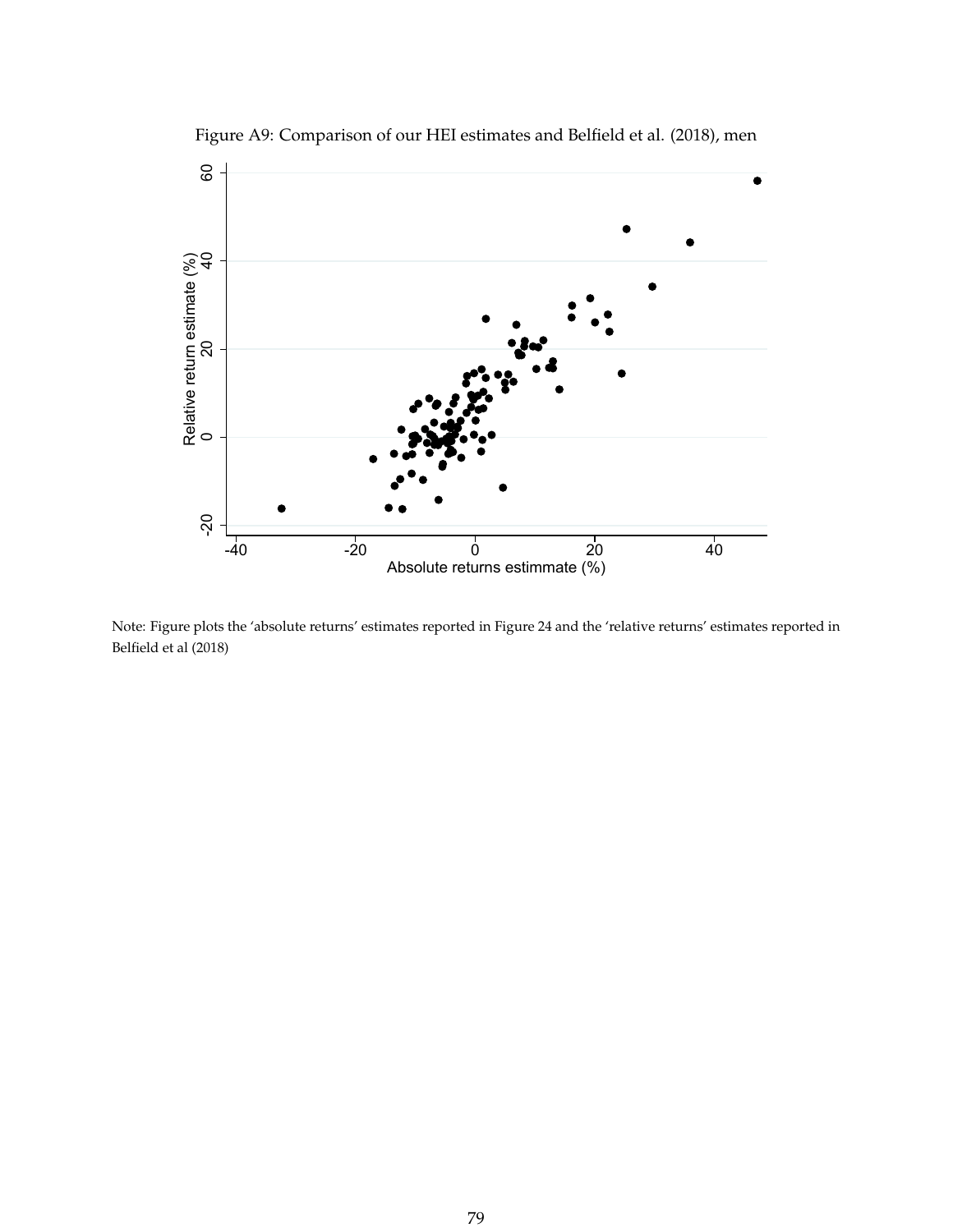Figure A9: Comparison of our HEI estimates and Belfield et al. (2018), men

Note: Figure plots the 'absolute returns' estimates reported in Figure 24 and the 'relative returns' estimates reported in Belfield et al (2018)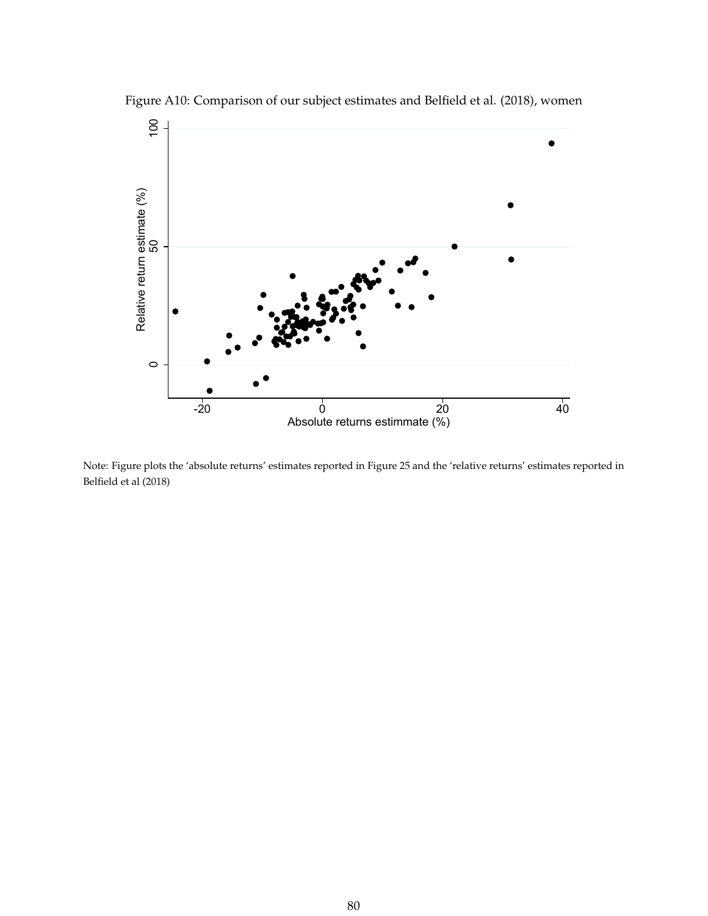Figure A10: Comparison of our subject estimates and Belfield et al. (2018), women

Note: Figure plots the 'absolute returns' estimates reported in Figure 25 and the 'relative returns' estimates reported in Belfield et al (2018)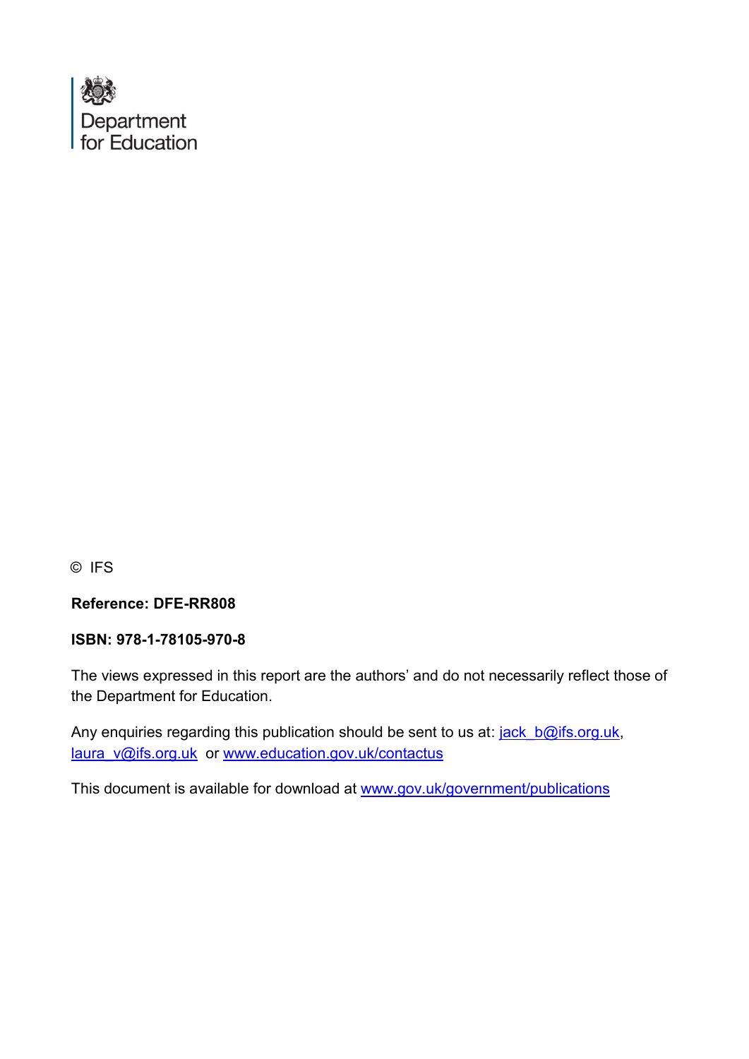Department for Education

© IFS

**Reference: DFE-RR808**

**ISBN: 978-1-78105-970-8**

The views expressed in this report are the authors' and do not necessarily reflect those of the Department for Education.

Any enquiries regarding this publication should be sent to us at: jack_b@ifs.org.uk, laura_v@ifs.org.uk or www.education.gov.uk/contactus

This document is available for download at www.gov.uk/government/publications